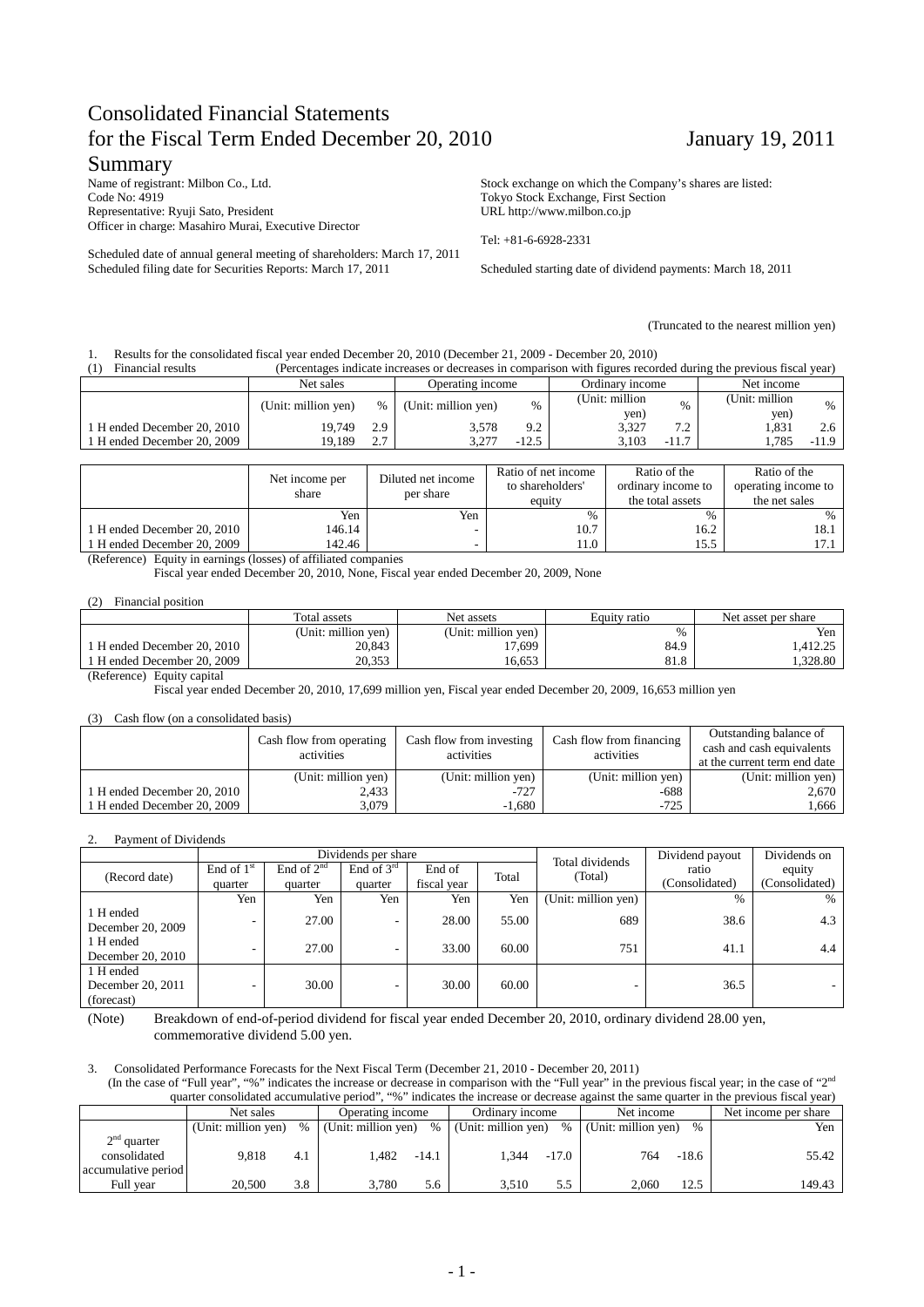# Consolidated Financial Statements for the Fiscal Term Ended December 20, 2010 Summary

January 19, 2011

Name of registrant: Milbon Co., Ltd.
Code No: 4919
Representative: Ryuji Sato, President
Officer in charge: Masahiro Murai, Executive Director

Stock exchange on which the Company's shares are listed: Tokyo Stock Exchange, First Section
URL http://www.milbon.co.jp

Tel: +81-6-6928-2331

Scheduled date of annual general meeting of shareholders: March 17, 2011
Scheduled filing date for Securities Reports: March 17, 2011

Scheduled starting date of dividend payments: March 18, 2011

(Truncated to the nearest million yen)

1. Results for the consolidated fiscal year ended December 20, 2010 (December 21, 2009 - December 20, 2010)

(1) Financial results (Percentages indicate increases or decreases in comparison with figures recorded during the previous fiscal year)

| | Net sales | | Operating income | | Ordinary income | | Net income | |
|---|---|---|---|---|---|---|---|---|
| | (Unit: million yen) | % | (Unit: million yen) | % | (Unit: million yen) | % | (Unit: million yen) | % |
| 1 H ended December 20, 2010 | 19,749 | 2.9 | 3,578 | 9.2 | 3,327 | 7.2 | 1,831 | 2.6 |
| 1 H ended December 20, 2009 | 19,189 | 2.7 | 3,277 | -12.5 | 3,103 | -11.7 | 1,785 | -11.9 |

| | Net income per share | Diluted net income per share | Ratio of net income to shareholders' equity | Ratio of the ordinary income to the total assets | Ratio of the operating income to the net sales |
|---|---|---|---|---|---|
| | Yen | Yen | % | % | % |
| 1 H ended December 20, 2010 | 146.14 | - | 10.7 | 16.2 | 18.1 |
| 1 H ended December 20, 2009 | 142.46 | - | 11.0 | 15.5 | 17.1 |

(Reference) Equity in earnings (losses) of affiliated companies
Fiscal year ended December 20, 2010, None, Fiscal year ended December 20, 2009, None

(2) Financial position

| | Total assets | Net assets | Equity ratio | Net asset per share |
|---|---|---|---|---|
| | (Unit: million yen) | (Unit: million yen) | % | Yen |
| 1 H ended December 20, 2010 | 20,843 | 17,699 | 84.9 | 1,412.25 |
| 1 H ended December 20, 2009 | 20,353 | 16,653 | 81.8 | 1,328.80 |

(Reference) Equity capital
Fiscal year ended December 20, 2010, 17,699 million yen, Fiscal year ended December 20, 2009, 16,653 million yen

(3) Cash flow (on a consolidated basis)

| | Cash flow from operating activities | Cash flow from investing activities | Cash flow from financing activities | Outstanding balance of cash and cash equivalents at the current term end date |
|---|---|---|---|---|
| | (Unit: million yen) | (Unit: million yen) | (Unit: million yen) | (Unit: million yen) |
| 1 H ended December 20, 2010 | 2,433 | -727 | -688 | 2,670 |
| 1 H ended December 20, 2009 | 3,079 | -1,680 | -725 | 1,666 |

2. Payment of Dividends

| (Record date) | Dividends per share | | | | | Total dividends (Total) | Dividend payout ratio (Consolidated) | Dividends on equity (Consolidated) |
|---|---|---|---|---|---|---|---|---|
| | End of 1st quarter | End of 2nd quarter | End of 3rd quarter | End of fiscal year | Total | | | |
| | Yen | Yen | Yen | Yen | Yen | (Unit: million yen) | % | % |
| 1 H ended December 20, 2009 | - | 27.00 | - | 28.00 | 55.00 | 689 | 38.6 | 4.3 |
| 1 H ended December 20, 2010 | - | 27.00 | - | 33.00 | 60.00 | 751 | 41.1 | 4.4 |
| 1 H ended December 20, 2011 (forecast) | - | 30.00 | - | 30.00 | 60.00 | - | 36.5 | - |

(Note) Breakdown of end-of-period dividend for fiscal year ended December 20, 2010, ordinary dividend 28.00 yen, commemorative dividend 5.00 yen.

3. Consolidated Performance Forecasts for the Next Fiscal Term (December 21, 2010 - December 20, 2011)
(In the case of "Full year", "%" indicates the increase or decrease in comparison with the "Full year" in the previous fiscal year; in the case of "2nd quarter consolidated accumulative period", "%" indicates the increase or decrease against the same quarter in the previous fiscal year)

| | Net sales | | Operating income | | Ordinary income | | Net income | | Net income per share |
|---|---|---|---|---|---|---|---|---|---|
| | (Unit: million yen) | % | (Unit: million yen) | % | (Unit: million yen) | % | (Unit: million yen) | % | Yen |
| 2nd quarter consolidated accumulative period | 9,818 | 4.1 | 1,482 | -14.1 | 1,344 | -17.0 | 764 | -18.6 | 55.42 |
| Full year | 20,500 | 3.8 | 3,780 | 5.6 | 3,510 | 5.5 | 2,060 | 12.5 | 149.43 |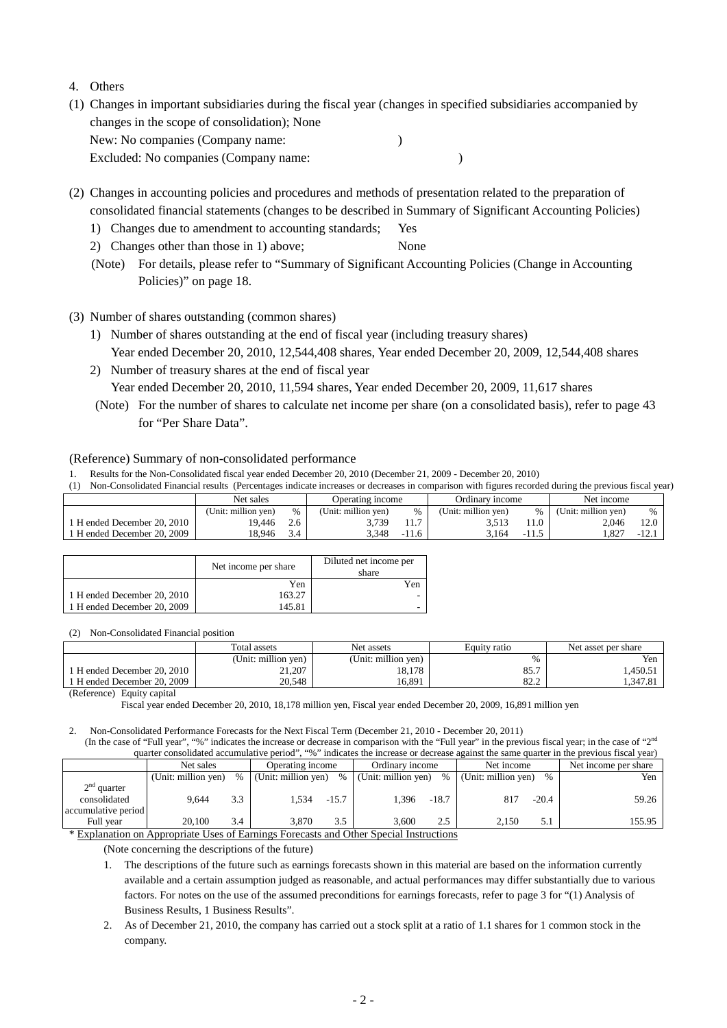4. Others

(1) Changes in important subsidiaries during the fiscal year (changes in specified subsidiaries accompanied by changes in the scope of consolidation); None
New: No companies (Company name: )
Excluded: No companies (Company name: )

(2) Changes in accounting policies and procedures and methods of presentation related to the preparation of consolidated financial statements (changes to be described in Summary of Significant Accounting Policies)
1) Changes due to amendment to accounting standards; Yes
2) Changes other than those in 1) above; None
(Note) For details, please refer to "Summary of Significant Accounting Policies (Change in Accounting Policies)" on page 18.

(3) Number of shares outstanding (common shares)
1) Number of shares outstanding at the end of fiscal year (including treasury shares)
Year ended December 20, 2010, 12,544,408 shares, Year ended December 20, 2009, 12,544,408 shares
2) Number of treasury shares at the end of fiscal year
Year ended December 20, 2010, 11,594 shares, Year ended December 20, 2009, 11,617 shares
(Note) For the number of shares to calculate net income per share (on a consolidated basis), refer to page 43 for "Per Share Data".

(Reference) Summary of non-consolidated performance

1. Results for the Non-Consolidated fiscal year ended December 20, 2010 (December 21, 2009 - December 20, 2010)

(1) Non-Consolidated Financial results (Percentages indicate increases or decreases in comparison with figures recorded during the previous fiscal year)

| | Net sales | | Operating income | | Ordinary income | | Net income | |
|---|---|---|---|---|---|---|---|---|
| | (Unit: million yen) | % | (Unit: million yen) | % | (Unit: million yen) | % | (Unit: million yen) | % |
| 1 H ended December 20, 2010 | 19,446 | 2.6 | 3,739 | 11.7 | 3,513 | 11.0 | 2,046 | 12.0 |
| 1 H ended December 20, 2009 | 18,946 | 3.4 | 3,348 | -11.6 | 3,164 | -11.5 | 1,827 | -12.1 |

| | Net income per share | Diluted net income per share |
|---|---|---|
| | Yen | Yen |
| 1 H ended December 20, 2010 | 163.27 | - |
| 1 H ended December 20, 2009 | 145.81 | - |

(2) Non-Consolidated Financial position

| | Total assets | Net assets | Equity ratio | Net asset per share |
|---|---|---|---|---|
| | (Unit: million yen) | (Unit: million yen) | % | Yen |
| 1 H ended December 20, 2010 | 21,207 | 18,178 | 85.7 | 1,450.51 |
| 1 H ended December 20, 2009 | 20,548 | 16,891 | 82.2 | 1,347.81 |

(Reference) Equity capital
Fiscal year ended December 20, 2010, 18,178 million yen, Fiscal year ended December 20, 2009, 16,891 million yen

2. Non-Consolidated Performance Forecasts for the Next Fiscal Term (December 21, 2010 - December 20, 2011)
(In the case of "Full year", "%" indicates the increase or decrease in comparison with the "Full year" in the previous fiscal year; in the case of "2nd quarter consolidated accumulative period", "%" indicates the increase or decrease against the same quarter in the previous fiscal year)

| | Net sales | | Operating income | | Ordinary income | | Net income | | Net income per share |
|---|---|---|---|---|---|---|---|---|---|
| | (Unit: million yen) | % | (Unit: million yen) | % | (Unit: million yen) | % | (Unit: million yen) | % | Yen |
| 2nd quarter consolidated accumulative period | 9,644 | 3.3 | 1,534 | -15.7 | 1,396 | -18.7 | 817 | -20.4 | 59.26 |
| Full year | 20,100 | 3.4 | 3,870 | 3.5 | 3,600 | 2.5 | 2,150 | 5.1 | 155.95 |

\* Explanation on Appropriate Uses of Earnings Forecasts and Other Special Instructions

(Note concerning the descriptions of the future)

1. The descriptions of the future such as earnings forecasts shown in this material are based on the information currently available and a certain assumption judged as reasonable, and actual performances may differ substantially due to various factors. For notes on the use of the assumed preconditions for earnings forecasts, refer to page 3 for "(1) Analysis of Business Results, 1 Business Results".
2. As of December 21, 2010, the company has carried out a stock split at a ratio of 1.1 shares for 1 common stock in the company.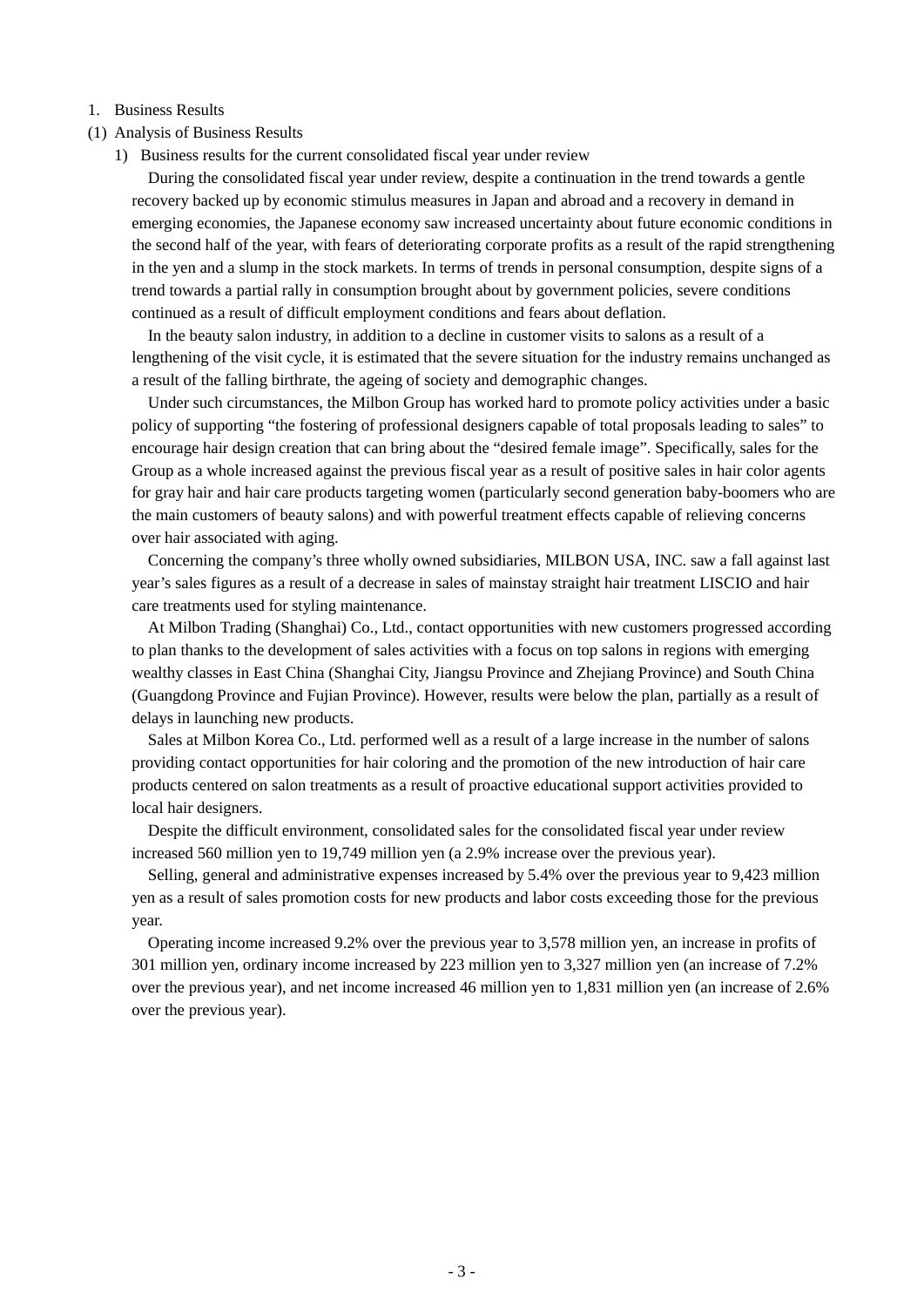1. Business Results

(1) Analysis of Business Results

1) Business results for the current consolidated fiscal year under review

During the consolidated fiscal year under review, despite a continuation in the trend towards a gentle recovery backed up by economic stimulus measures in Japan and abroad and a recovery in demand in emerging economies, the Japanese economy saw increased uncertainty about future economic conditions in the second half of the year, with fears of deteriorating corporate profits as a result of the rapid strengthening in the yen and a slump in the stock markets. In terms of trends in personal consumption, despite signs of a trend towards a partial rally in consumption brought about by government policies, severe conditions continued as a result of difficult employment conditions and fears about deflation.

In the beauty salon industry, in addition to a decline in customer visits to salons as a result of a lengthening of the visit cycle, it is estimated that the severe situation for the industry remains unchanged as a result of the falling birthrate, the ageing of society and demographic changes.

Under such circumstances, the Milbon Group has worked hard to promote policy activities under a basic policy of supporting "the fostering of professional designers capable of total proposals leading to sales" to encourage hair design creation that can bring about the "desired female image". Specifically, sales for the Group as a whole increased against the previous fiscal year as a result of positive sales in hair color agents for gray hair and hair care products targeting women (particularly second generation baby-boomers who are the main customers of beauty salons) and with powerful treatment effects capable of relieving concerns over hair associated with aging.

Concerning the company's three wholly owned subsidiaries, MILBON USA, INC. saw a fall against last year's sales figures as a result of a decrease in sales of mainstay straight hair treatment LISCIO and hair care treatments used for styling maintenance.

At Milbon Trading (Shanghai) Co., Ltd., contact opportunities with new customers progressed according to plan thanks to the development of sales activities with a focus on top salons in regions with emerging wealthy classes in East China (Shanghai City, Jiangsu Province and Zhejiang Province) and South China (Guangdong Province and Fujian Province). However, results were below the plan, partially as a result of delays in launching new products.

Sales at Milbon Korea Co., Ltd. performed well as a result of a large increase in the number of salons providing contact opportunities for hair coloring and the promotion of the new introduction of hair care products centered on salon treatments as a result of proactive educational support activities provided to local hair designers.

Despite the difficult environment, consolidated sales for the consolidated fiscal year under review increased 560 million yen to 19,749 million yen (a 2.9% increase over the previous year).

Selling, general and administrative expenses increased by 5.4% over the previous year to 9,423 million yen as a result of sales promotion costs for new products and labor costs exceeding those for the previous year.

Operating income increased 9.2% over the previous year to 3,578 million yen, an increase in profits of 301 million yen, ordinary income increased by 223 million yen to 3,327 million yen (an increase of 7.2% over the previous year), and net income increased 46 million yen to 1,831 million yen (an increase of 2.6% over the previous year).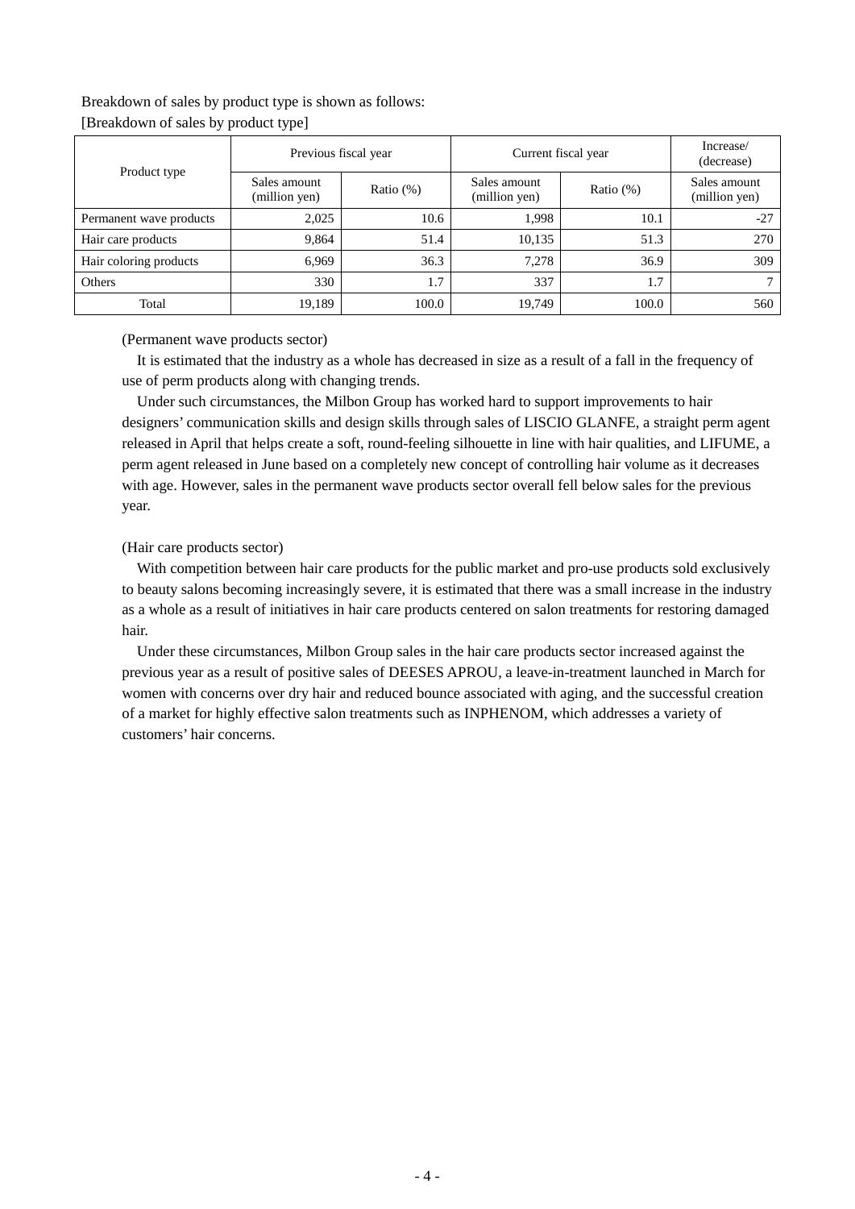Breakdown of sales by product type is shown as follows:

[Breakdown of sales by product type]

| Product type | Previous fiscal year | | Current fiscal year | | Increase/ (decrease) |
|---|---|---|---|---|---|
| | Sales amount (million yen) | Ratio (%) | Sales amount (million yen) | Ratio (%) | Sales amount (million yen) |
| Permanent wave products | 2,025 | 10.6 | 1,998 | 10.1 | -27 |
| Hair care products | 9,864 | 51.4 | 10,135 | 51.3 | 270 |
| Hair coloring products | 6,969 | 36.3 | 7,278 | 36.9 | 309 |
| Others | 330 | 1.7 | 337 | 1.7 | 7 |
| Total | 19,189 | 100.0 | 19,749 | 100.0 | 560 |

(Permanent wave products sector)

It is estimated that the industry as a whole has decreased in size as a result of a fall in the frequency of use of perm products along with changing trends.

Under such circumstances, the Milbon Group has worked hard to support improvements to hair designers' communication skills and design skills through sales of LISCIO GLANFE, a straight perm agent released in April that helps create a soft, round-feeling silhouette in line with hair qualities, and LIFUME, a perm agent released in June based on a completely new concept of controlling hair volume as it decreases with age. However, sales in the permanent wave products sector overall fell below sales for the previous year.

(Hair care products sector)

With competition between hair care products for the public market and pro-use products sold exclusively to beauty salons becoming increasingly severe, it is estimated that there was a small increase in the industry as a whole as a result of initiatives in hair care products centered on salon treatments for restoring damaged hair.

Under these circumstances, Milbon Group sales in the hair care products sector increased against the previous year as a result of positive sales of DEESES APROU, a leave-in-treatment launched in March for women with concerns over dry hair and reduced bounce associated with aging, and the successful creation of a market for highly effective salon treatments such as INPHENOM, which addresses a variety of customers' hair concerns.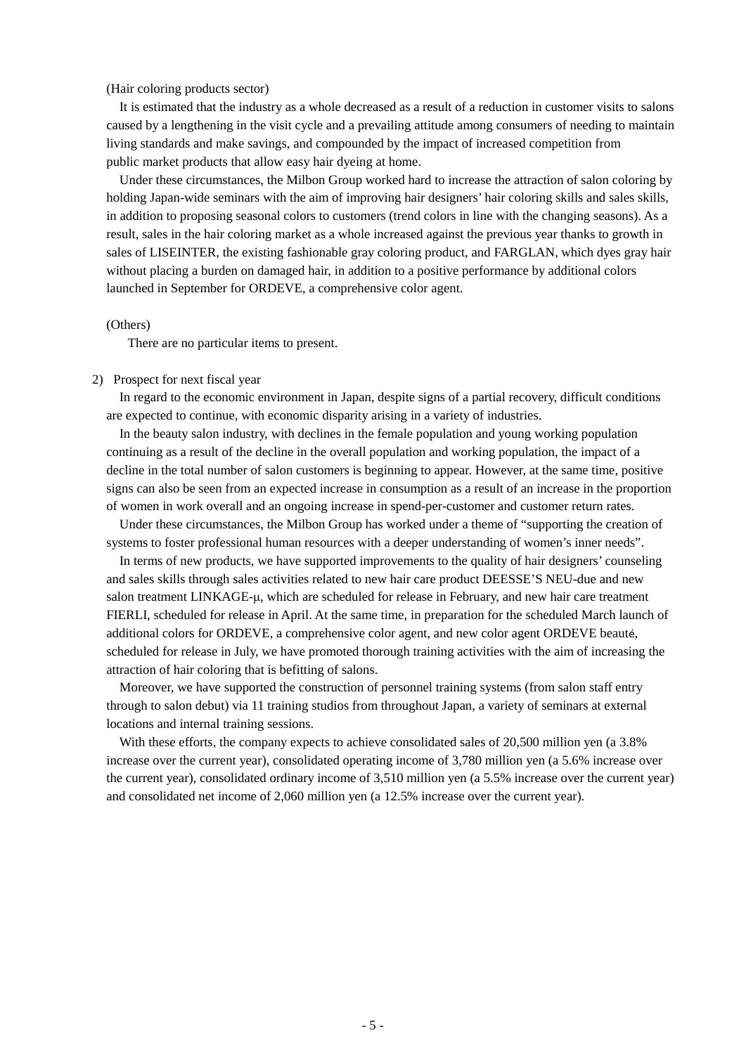(Hair coloring products sector)

It is estimated that the industry as a whole decreased as a result of a reduction in customer visits to salons caused by a lengthening in the visit cycle and a prevailing attitude among consumers of needing to maintain living standards and make savings, and compounded by the impact of increased competition from public market products that allow easy hair dyeing at home.

Under these circumstances, the Milbon Group worked hard to increase the attraction of salon coloring by holding Japan-wide seminars with the aim of improving hair designers' hair coloring skills and sales skills, in addition to proposing seasonal colors to customers (trend colors in line with the changing seasons). As a result, sales in the hair coloring market as a whole increased against the previous year thanks to growth in sales of LISEINTER, the existing fashionable gray coloring product, and FARGLAN, which dyes gray hair without placing a burden on damaged hair, in addition to a positive performance by additional colors launched in September for ORDEVE, a comprehensive color agent.

(Others)

There are no particular items to present.

2) Prospect for next fiscal year

In regard to the economic environment in Japan, despite signs of a partial recovery, difficult conditions are expected to continue, with economic disparity arising in a variety of industries.

In the beauty salon industry, with declines in the female population and young working population continuing as a result of the decline in the overall population and working population, the impact of a decline in the total number of salon customers is beginning to appear. However, at the same time, positive signs can also be seen from an expected increase in consumption as a result of an increase in the proportion of women in work overall and an ongoing increase in spend-per-customer and customer return rates.

Under these circumstances, the Milbon Group has worked under a theme of "supporting the creation of systems to foster professional human resources with a deeper understanding of women's inner needs".

In terms of new products, we have supported improvements to the quality of hair designers' counseling and sales skills through sales activities related to new hair care product DEESSE'S NEU-due and new salon treatment LINKAGE-μ, which are scheduled for release in February, and new hair care treatment FIERLI, scheduled for release in April. At the same time, in preparation for the scheduled March launch of additional colors for ORDEVE, a comprehensive color agent, and new color agent ORDEVE beauté, scheduled for release in July, we have promoted thorough training activities with the aim of increasing the attraction of hair coloring that is befitting of salons.

Moreover, we have supported the construction of personnel training systems (from salon staff entry through to salon debut) via 11 training studios from throughout Japan, a variety of seminars at external locations and internal training sessions.

With these efforts, the company expects to achieve consolidated sales of 20,500 million yen (a 3.8% increase over the current year), consolidated operating income of 3,780 million yen (a 5.6% increase over the current year), consolidated ordinary income of 3,510 million yen (a 5.5% increase over the current year) and consolidated net income of 2,060 million yen (a 12.5% increase over the current year).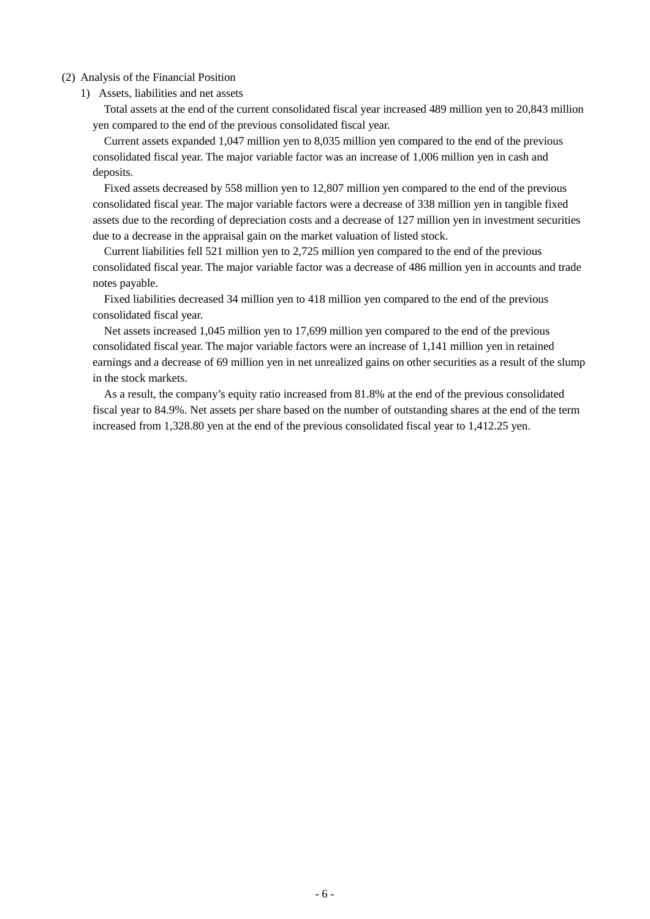## (2) Analysis of the Financial Position

### 1) Assets, liabilities and net assets

Total assets at the end of the current consolidated fiscal year increased 489 million yen to 20,843 million yen compared to the end of the previous consolidated fiscal year.

Current assets expanded 1,047 million yen to 8,035 million yen compared to the end of the previous consolidated fiscal year. The major variable factor was an increase of 1,006 million yen in cash and deposits.

Fixed assets decreased by 558 million yen to 12,807 million yen compared to the end of the previous consolidated fiscal year. The major variable factors were a decrease of 338 million yen in tangible fixed assets due to the recording of depreciation costs and a decrease of 127 million yen in investment securities due to a decrease in the appraisal gain on the market valuation of listed stock.

Current liabilities fell 521 million yen to 2,725 million yen compared to the end of the previous consolidated fiscal year. The major variable factor was a decrease of 486 million yen in accounts and trade notes payable.

Fixed liabilities decreased 34 million yen to 418 million yen compared to the end of the previous consolidated fiscal year.

Net assets increased 1,045 million yen to 17,699 million yen compared to the end of the previous consolidated fiscal year. The major variable factors were an increase of 1,141 million yen in retained earnings and a decrease of 69 million yen in net unrealized gains on other securities as a result of the slump in the stock markets.

As a result, the company's equity ratio increased from 81.8% at the end of the previous consolidated fiscal year to 84.9%. Net assets per share based on the number of outstanding shares at the end of the term increased from 1,328.80 yen at the end of the previous consolidated fiscal year to 1,412.25 yen.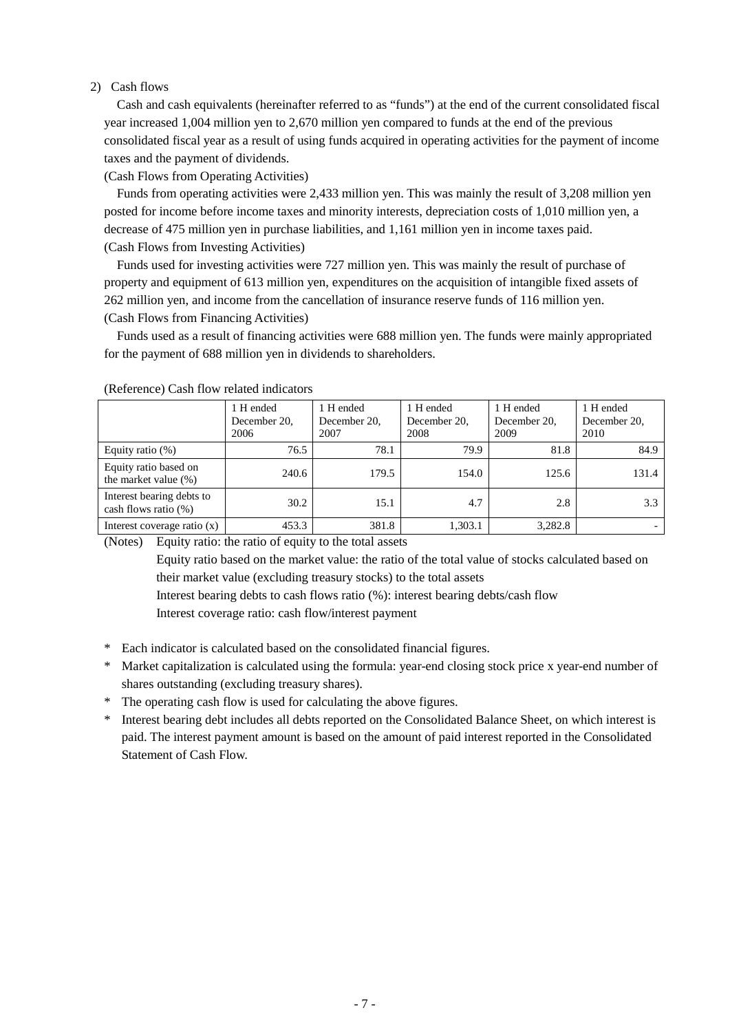2) Cash flows

Cash and cash equivalents (hereinafter referred to as "funds") at the end of the current consolidated fiscal year increased 1,004 million yen to 2,670 million yen compared to funds at the end of the previous consolidated fiscal year as a result of using funds acquired in operating activities for the payment of income taxes and the payment of dividends.

(Cash Flows from Operating Activities)

Funds from operating activities were 2,433 million yen. This was mainly the result of 3,208 million yen posted for income before income taxes and minority interests, depreciation costs of 1,010 million yen, a decrease of 475 million yen in purchase liabilities, and 1,161 million yen in income taxes paid.

(Cash Flows from Investing Activities)

Funds used for investing activities were 727 million yen. This was mainly the result of purchase of property and equipment of 613 million yen, expenditures on the acquisition of intangible fixed assets of 262 million yen, and income from the cancellation of insurance reserve funds of 116 million yen.

(Cash Flows from Financing Activities)

Funds used as a result of financing activities were 688 million yen. The funds were mainly appropriated for the payment of 688 million yen in dividends to shareholders.

(Reference) Cash flow related indicators

| | 1 H ended December 20, 2006 | 1 H ended December 20, 2007 | 1 H ended December 20, 2008 | 1 H ended December 20, 2009 | 1 H ended December 20, 2010 |
|---|---|---|---|---|---|
| Equity ratio (%) | 76.5 | 78.1 | 79.9 | 81.8 | 84.9 |
| Equity ratio based on the market value (%) | 240.6 | 179.5 | 154.0 | 125.6 | 131.4 |
| Interest bearing debts to cash flows ratio (%) | 30.2 | 15.1 | 4.7 | 2.8 | 3.3 |
| Interest coverage ratio (x) | 453.3 | 381.8 | 1,303.1 | 3,282.8 | - |

(Notes) Equity ratio: the ratio of equity to the total assets

Equity ratio based on the market value: the ratio of the total value of stocks calculated based on their market value (excluding treasury stocks) to the total assets

Interest bearing debts to cash flows ratio (%): interest bearing debts/cash flow

Interest coverage ratio: cash flow/interest payment

\* Each indicator is calculated based on the consolidated financial figures.

\* Market capitalization is calculated using the formula: year-end closing stock price x year-end number of shares outstanding (excluding treasury shares).

\* The operating cash flow is used for calculating the above figures.

\* Interest bearing debt includes all debts reported on the Consolidated Balance Sheet, on which interest is paid. The interest payment amount is based on the amount of paid interest reported in the Consolidated Statement of Cash Flow.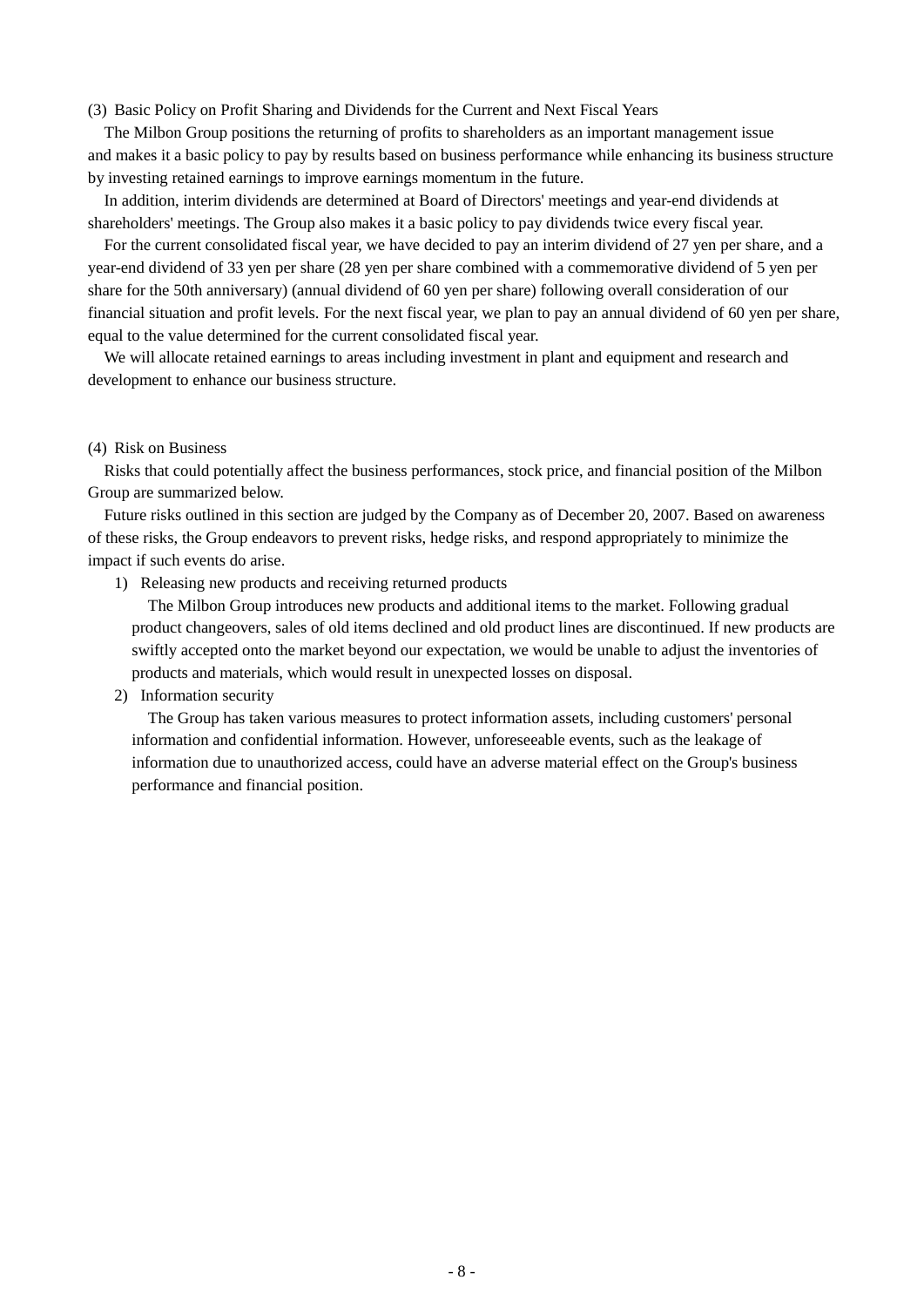### (3) Basic Policy on Profit Sharing and Dividends for the Current and Next Fiscal Years

The Milbon Group positions the returning of profits to shareholders as an important management issue and makes it a basic policy to pay by results based on business performance while enhancing its business structure by investing retained earnings to improve earnings momentum in the future.

In addition, interim dividends are determined at Board of Directors' meetings and year-end dividends at shareholders' meetings. The Group also makes it a basic policy to pay dividends twice every fiscal year.

For the current consolidated fiscal year, we have decided to pay an interim dividend of 27 yen per share, and a year-end dividend of 33 yen per share (28 yen per share combined with a commemorative dividend of 5 yen per share for the 50th anniversary) (annual dividend of 60 yen per share) following overall consideration of our financial situation and profit levels. For the next fiscal year, we plan to pay an annual dividend of 60 yen per share, equal to the value determined for the current consolidated fiscal year.

We will allocate retained earnings to areas including investment in plant and equipment and research and development to enhance our business structure.

### (4) Risk on Business

Risks that could potentially affect the business performances, stock price, and financial position of the Milbon Group are summarized below.

Future risks outlined in this section are judged by the Company as of December 20, 2007. Based on awareness of these risks, the Group endeavors to prevent risks, hedge risks, and respond appropriately to minimize the impact if such events do arise.

1) Releasing new products and receiving returned products

   The Milbon Group introduces new products and additional items to the market. Following gradual product changeovers, sales of old items declined and old product lines are discontinued. If new products are swiftly accepted onto the market beyond our expectation, we would be unable to adjust the inventories of products and materials, which would result in unexpected losses on disposal.

2) Information security

   The Group has taken various measures to protect information assets, including customers' personal information and confidential information. However, unforeseeable events, such as the leakage of information due to unauthorized access, could have an adverse material effect on the Group's business performance and financial position.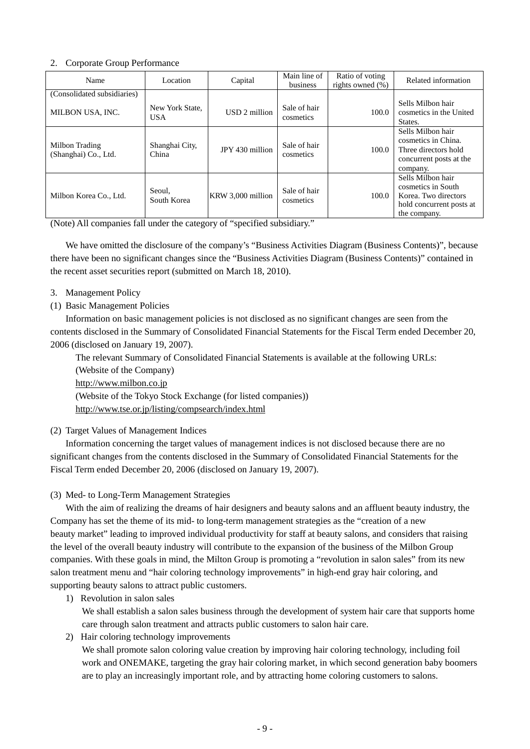## 2. Corporate Group Performance

| Name | Location | Capital | Main line of business | Ratio of voting rights owned (%) | Related information |
|---|---|---|---|---|---|
| (Consolidated subsidiaries) | | | | | |
| MILBON USA, INC. | New York State, USA | USD 2 million | Sale of hair cosmetics | 100.0 | Sells Milbon hair cosmetics in the United States. |
| Milbon Trading (Shanghai) Co., Ltd. | Shanghai City, China | JPY 430 million | Sale of hair cosmetics | 100.0 | Sells Milbon hair cosmetics in China. Three directors hold concurrent posts at the company. |
| Milbon Korea Co., Ltd. | Seoul, South Korea | KRW 3,000 million | Sale of hair cosmetics | 100.0 | Sells Milbon hair cosmetics in South Korea. Two directors hold concurrent posts at the company. |

(Note) All companies fall under the category of "specified subsidiary."

We have omitted the disclosure of the company's "Business Activities Diagram (Business Contents)", because there have been no significant changes since the "Business Activities Diagram (Business Contents)" contained in the recent asset securities report (submitted on March 18, 2010).

## 3. Management Policy

### (1) Basic Management Policies

Information on basic management policies is not disclosed as no significant changes are seen from the contents disclosed in the Summary of Consolidated Financial Statements for the Fiscal Term ended December 20, 2006 (disclosed on January 19, 2007).

The relevant Summary of Consolidated Financial Statements is available at the following URLs:
(Website of the Company)
http://www.milbon.co.jp
(Website of the Tokyo Stock Exchange (for listed companies))
http://www.tse.or.jp/listing/compsearch/index.html

### (2) Target Values of Management Indices

Information concerning the target values of management indices is not disclosed because there are no significant changes from the contents disclosed in the Summary of Consolidated Financial Statements for the Fiscal Term ended December 20, 2006 (disclosed on January 19, 2007).

### (3) Med- to Long-Term Management Strategies

With the aim of realizing the dreams of hair designers and beauty salons and an affluent beauty industry, the Company has set the theme of its mid- to long-term management strategies as the "creation of a new beauty market" leading to improved individual productivity for staff at beauty salons, and considers that raising the level of the overall beauty industry will contribute to the expansion of the business of the Milbon Group companies. With these goals in mind, the Milton Group is promoting a "revolution in salon sales" from its new salon treatment menu and "hair coloring technology improvements" in high-end gray hair coloring, and supporting beauty salons to attract public customers.

1) Revolution in salon sales
   We shall establish a salon sales business through the development of system hair care that supports home care through salon treatment and attracts public customers to salon hair care.
2) Hair coloring technology improvements
   We shall promote salon coloring value creation by improving hair coloring technology, including foil work and ONEMAKE, targeting the gray hair coloring market, in which second generation baby boomers are to play an increasingly important role, and by attracting home coloring customers to salons.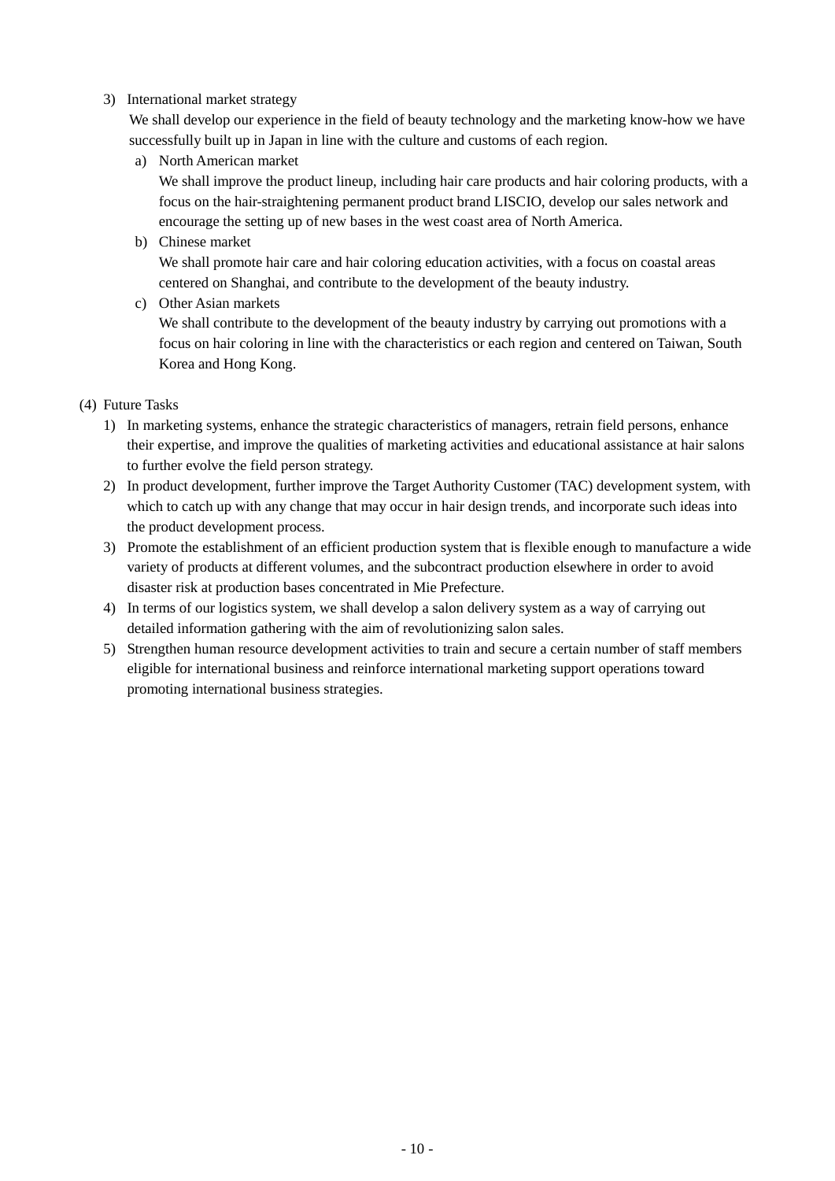3) International market strategy

We shall develop our experience in the field of beauty technology and the marketing know-how we have successfully built up in Japan in line with the culture and customs of each region.

a) North American market

We shall improve the product lineup, including hair care products and hair coloring products, with a focus on the hair-straightening permanent product brand LISCIO, develop our sales network and encourage the setting up of new bases in the west coast area of North America.

b) Chinese market

We shall promote hair care and hair coloring education activities, with a focus on coastal areas centered on Shanghai, and contribute to the development of the beauty industry.

c) Other Asian markets

We shall contribute to the development of the beauty industry by carrying out promotions with a focus on hair coloring in line with the characteristics or each region and centered on Taiwan, South Korea and Hong Kong.

(4) Future Tasks

1) In marketing systems, enhance the strategic characteristics of managers, retrain field persons, enhance their expertise, and improve the qualities of marketing activities and educational assistance at hair salons to further evolve the field person strategy.
2) In product development, further improve the Target Authority Customer (TAC) development system, with which to catch up with any change that may occur in hair design trends, and incorporate such ideas into the product development process.
3) Promote the establishment of an efficient production system that is flexible enough to manufacture a wide variety of products at different volumes, and the subcontract production elsewhere in order to avoid disaster risk at production bases concentrated in Mie Prefecture.
4) In terms of our logistics system, we shall develop a salon delivery system as a way of carrying out detailed information gathering with the aim of revolutionizing salon sales.
5) Strengthen human resource development activities to train and secure a certain number of staff members eligible for international business and reinforce international marketing support operations toward promoting international business strategies.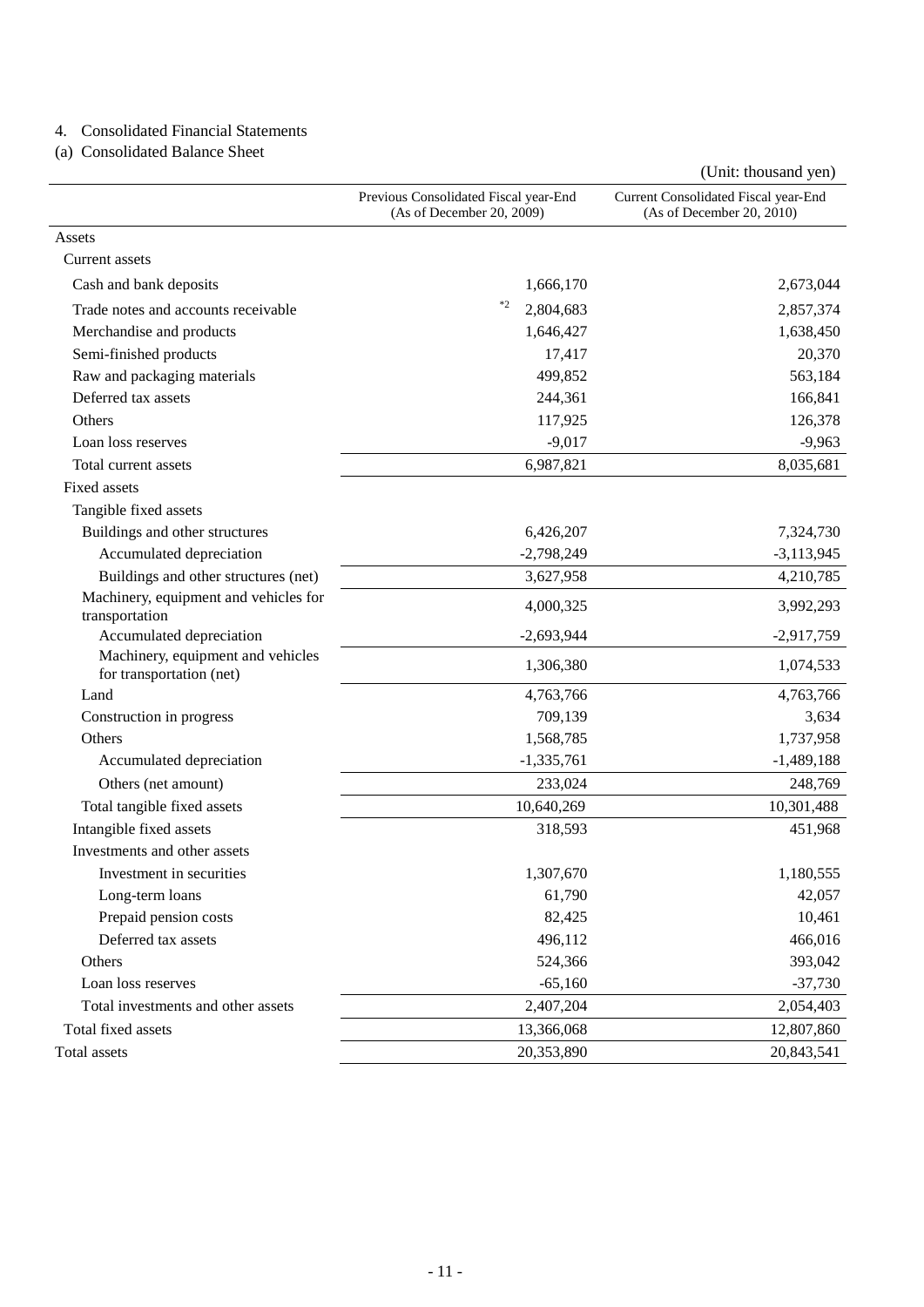4. Consolidated Financial Statements

(a) Consolidated Balance Sheet

(Unit: thousand yen)

| | Previous Consolidated Fiscal year-End (As of December 20, 2009) | Current Consolidated Fiscal year-End (As of December 20, 2010) |
|---|---|---|
| Assets | | |
| Current assets | | |
| Cash and bank deposits | 1,666,170 | 2,673,044 |
| Trade notes and accounts receivable | *2 2,804,683 | 2,857,374 |
| Merchandise and products | 1,646,427 | 1,638,450 |
| Semi-finished products | 17,417 | 20,370 |
| Raw and packaging materials | 499,852 | 563,184 |
| Deferred tax assets | 244,361 | 166,841 |
| Others | 117,925 | 126,378 |
| Loan loss reserves | -9,017 | -9,963 |
| Total current assets | 6,987,821 | 8,035,681 |
| Fixed assets | | |
| Tangible fixed assets | | |
| Buildings and other structures | 6,426,207 | 7,324,730 |
| Accumulated depreciation | -2,798,249 | -3,113,945 |
| Buildings and other structures (net) | 3,627,958 | 4,210,785 |
| Machinery, equipment and vehicles for transportation | 4,000,325 | 3,992,293 |
| Accumulated depreciation | -2,693,944 | -2,917,759 |
| Machinery, equipment and vehicles for transportation (net) | 1,306,380 | 1,074,533 |
| Land | 4,763,766 | 4,763,766 |
| Construction in progress | 709,139 | 3,634 |
| Others | 1,568,785 | 1,737,958 |
| Accumulated depreciation | -1,335,761 | -1,489,188 |
| Others (net amount) | 233,024 | 248,769 |
| Total tangible fixed assets | 10,640,269 | 10,301,488 |
| Intangible fixed assets | 318,593 | 451,968 |
| Investments and other assets | | |
| Investment in securities | 1,307,670 | 1,180,555 |
| Long-term loans | 61,790 | 42,057 |
| Prepaid pension costs | 82,425 | 10,461 |
| Deferred tax assets | 496,112 | 466,016 |
| Others | 524,366 | 393,042 |
| Loan loss reserves | -65,160 | -37,730 |
| Total investments and other assets | 2,407,204 | 2,054,403 |
| Total fixed assets | 13,366,068 | 12,807,860 |
| Total assets | 20,353,890 | 20,843,541 |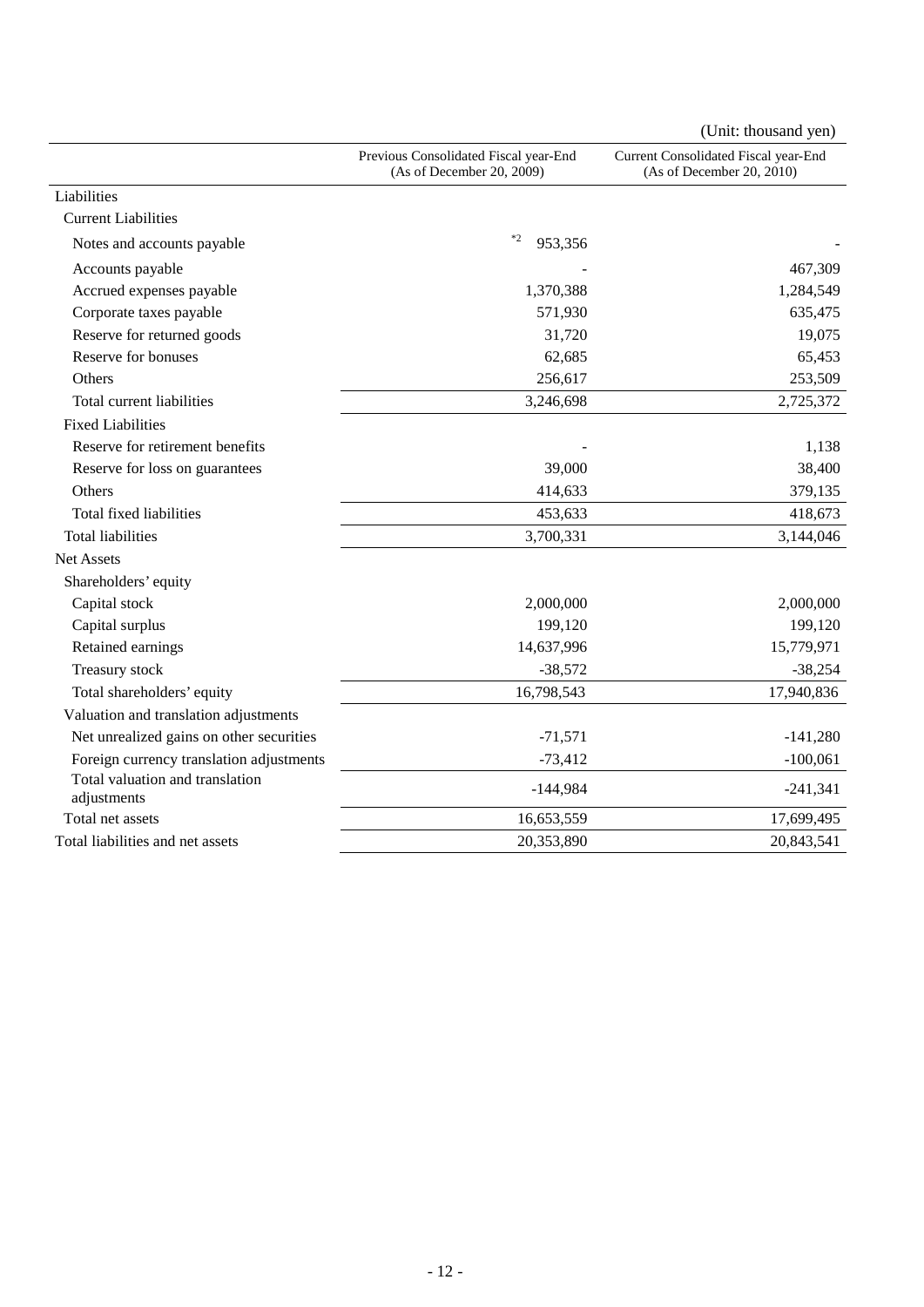(Unit: thousand yen)

| | Previous Consolidated Fiscal year-End (As of December 20, 2009) | Current Consolidated Fiscal year-End (As of December 20, 2010) |
|---|---|---|
| Liabilities | | |
| Current Liabilities | | |
| Notes and accounts payable | *2 953,356 | - |
| Accounts payable | - | 467,309 |
| Accrued expenses payable | 1,370,388 | 1,284,549 |
| Corporate taxes payable | 571,930 | 635,475 |
| Reserve for returned goods | 31,720 | 19,075 |
| Reserve for bonuses | 62,685 | 65,453 |
| Others | 256,617 | 253,509 |
| Total current liabilities | 3,246,698 | 2,725,372 |
| Fixed Liabilities | | |
| Reserve for retirement benefits | - | 1,138 |
| Reserve for loss on guarantees | 39,000 | 38,400 |
| Others | 414,633 | 379,135 |
| Total fixed liabilities | 453,633 | 418,673 |
| Total liabilities | 3,700,331 | 3,144,046 |
| Net Assets | | |
| Shareholders' equity | | |
| Capital stock | 2,000,000 | 2,000,000 |
| Capital surplus | 199,120 | 199,120 |
| Retained earnings | 14,637,996 | 15,779,971 |
| Treasury stock | -38,572 | -38,254 |
| Total shareholders' equity | 16,798,543 | 17,940,836 |
| Valuation and translation adjustments | | |
| Net unrealized gains on other securities | -71,571 | -141,280 |
| Foreign currency translation adjustments | -73,412 | -100,061 |
| Total valuation and translation adjustments | -144,984 | -241,341 |
| Total net assets | 16,653,559 | 17,699,495 |
| Total liabilities and net assets | 20,353,890 | 20,843,541 |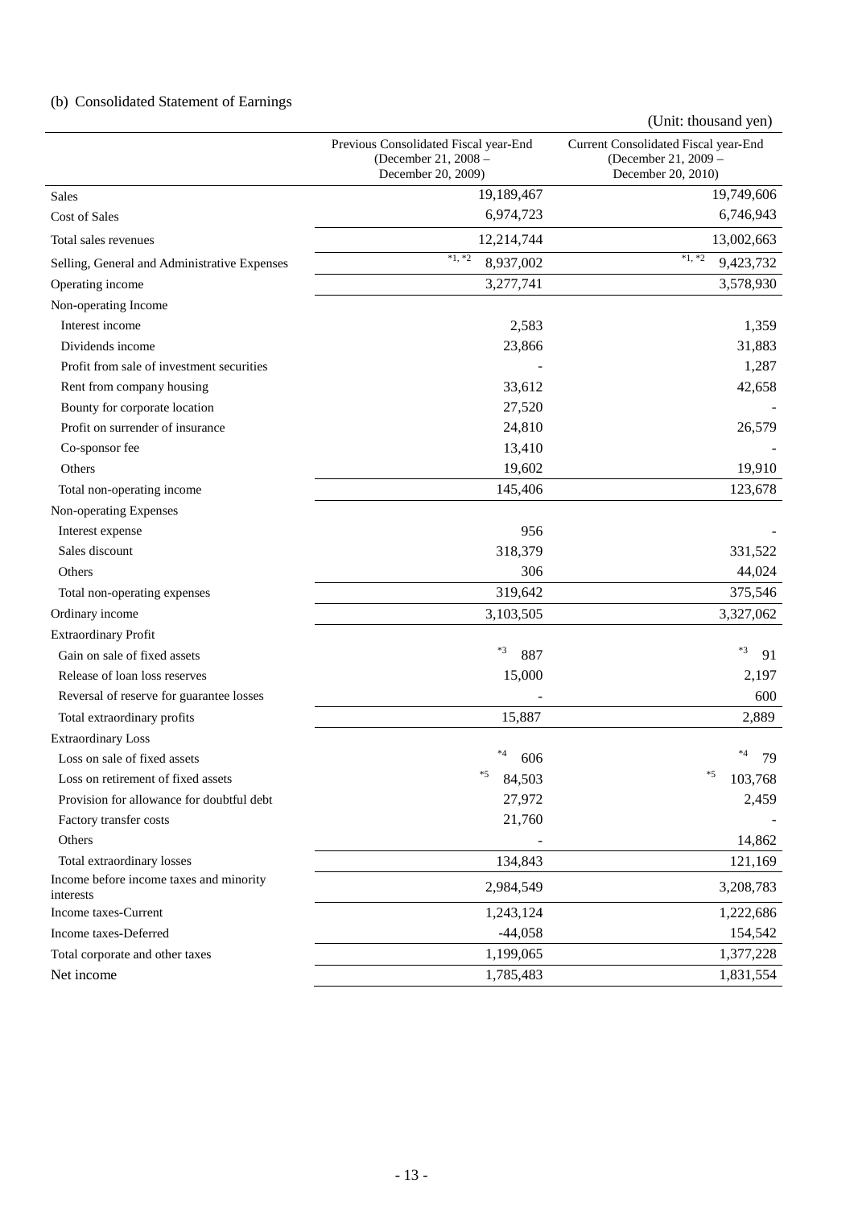(b) Consolidated Statement of Earnings

(Unit: thousand yen)

| | Previous Consolidated Fiscal year-End (December 21, 2008 – December 20, 2009) | Current Consolidated Fiscal year-End (December 21, 2009 – December 20, 2010) |
|---|---|---|
| Sales | 19,189,467 | 19,749,606 |
| Cost of Sales | 6,974,723 | 6,746,943 |
| Total sales revenues | 12,214,744 | 13,002,663 |
| Selling, General and Administrative Expenses | *1, *2 8,937,002 | *1, *2 9,423,732 |
| Operating income | 3,277,741 | 3,578,930 |
| Non-operating Income | | |
| Interest income | 2,583 | 1,359 |
| Dividends income | 23,866 | 31,883 |
| Profit from sale of investment securities | - | 1,287 |
| Rent from company housing | 33,612 | 42,658 |
| Bounty for corporate location | 27,520 | - |
| Profit on surrender of insurance | 24,810 | 26,579 |
| Co-sponsor fee | 13,410 | - |
| Others | 19,602 | 19,910 |
| Total non-operating income | 145,406 | 123,678 |
| Non-operating Expenses | | |
| Interest expense | 956 | - |
| Sales discount | 318,379 | 331,522 |
| Others | 306 | 44,024 |
| Total non-operating expenses | 319,642 | 375,546 |
| Ordinary income | 3,103,505 | 3,327,062 |
| Extraordinary Profit | | |
| Gain on sale of fixed assets | *3 887 | *3 91 |
| Release of loan loss reserves | 15,000 | 2,197 |
| Reversal of reserve for guarantee losses | - | 600 |
| Total extraordinary profits | 15,887 | 2,889 |
| Extraordinary Loss | | |
| Loss on sale of fixed assets | *4 606 | *4 79 |
| Loss on retirement of fixed assets | *5 84,503 | *5 103,768 |
| Provision for allowance for doubtful debt | 27,972 | 2,459 |
| Factory transfer costs | 21,760 | - |
| Others | - | 14,862 |
| Total extraordinary losses | 134,843 | 121,169 |
| Income before income taxes and minority interests | 2,984,549 | 3,208,783 |
| Income taxes-Current | 1,243,124 | 1,222,686 |
| Income taxes-Deferred | -44,058 | 154,542 |
| Total corporate and other taxes | 1,199,065 | 1,377,228 |
| Net income | 1,785,483 | 1,831,554 |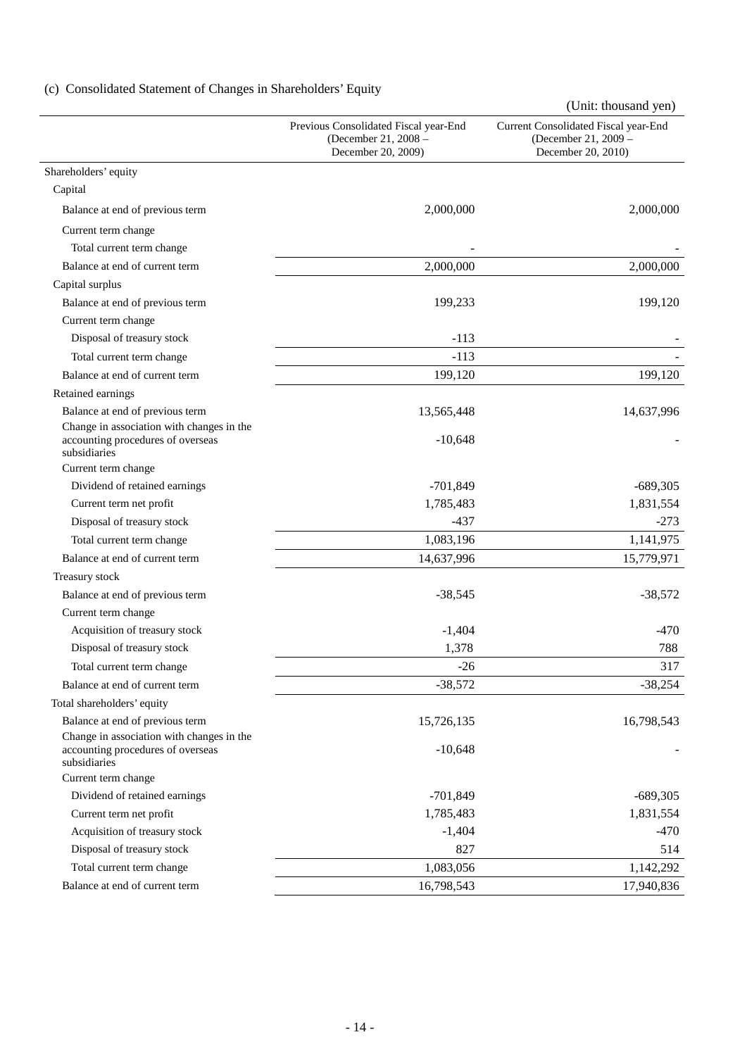(c) Consolidated Statement of Changes in Shareholders' Equity

(Unit: thousand yen)

| | Previous Consolidated Fiscal year-End (December 21, 2008 – December 20, 2009) | Current Consolidated Fiscal year-End (December 21, 2009 – December 20, 2010) |
|---|---|---|
| Shareholders' equity | | |
| Capital | | |
| Balance at end of previous term | 2,000,000 | 2,000,000 |
| Current term change | | |
| Total current term change | - | - |
| Balance at end of current term | 2,000,000 | 2,000,000 |
| Capital surplus | | |
| Balance at end of previous term | 199,233 | 199,120 |
| Current term change | | |
| Disposal of treasury stock | -113 | - |
| Total current term change | -113 | - |
| Balance at end of current term | 199,120 | 199,120 |
| Retained earnings | | |
| Balance at end of previous term | 13,565,448 | 14,637,996 |
| Change in association with changes in the accounting procedures of overseas subsidiaries | -10,648 | - |
| Current term change | | |
| Dividend of retained earnings | -701,849 | -689,305 |
| Current term net profit | 1,785,483 | 1,831,554 |
| Disposal of treasury stock | -437 | -273 |
| Total current term change | 1,083,196 | 1,141,975 |
| Balance at end of current term | 14,637,996 | 15,779,971 |
| Treasury stock | | |
| Balance at end of previous term | -38,545 | -38,572 |
| Current term change | | |
| Acquisition of treasury stock | -1,404 | -470 |
| Disposal of treasury stock | 1,378 | 788 |
| Total current term change | -26 | 317 |
| Balance at end of current term | -38,572 | -38,254 |
| Total shareholders' equity | | |
| Balance at end of previous term | 15,726,135 | 16,798,543 |
| Change in association with changes in the accounting procedures of overseas subsidiaries | -10,648 | - |
| Current term change | | |
| Dividend of retained earnings | -701,849 | -689,305 |
| Current term net profit | 1,785,483 | 1,831,554 |
| Acquisition of treasury stock | -1,404 | -470 |
| Disposal of treasury stock | 827 | 514 |
| Total current term change | 1,083,056 | 1,142,292 |
| Balance at end of current term | 16,798,543 | 17,940,836 |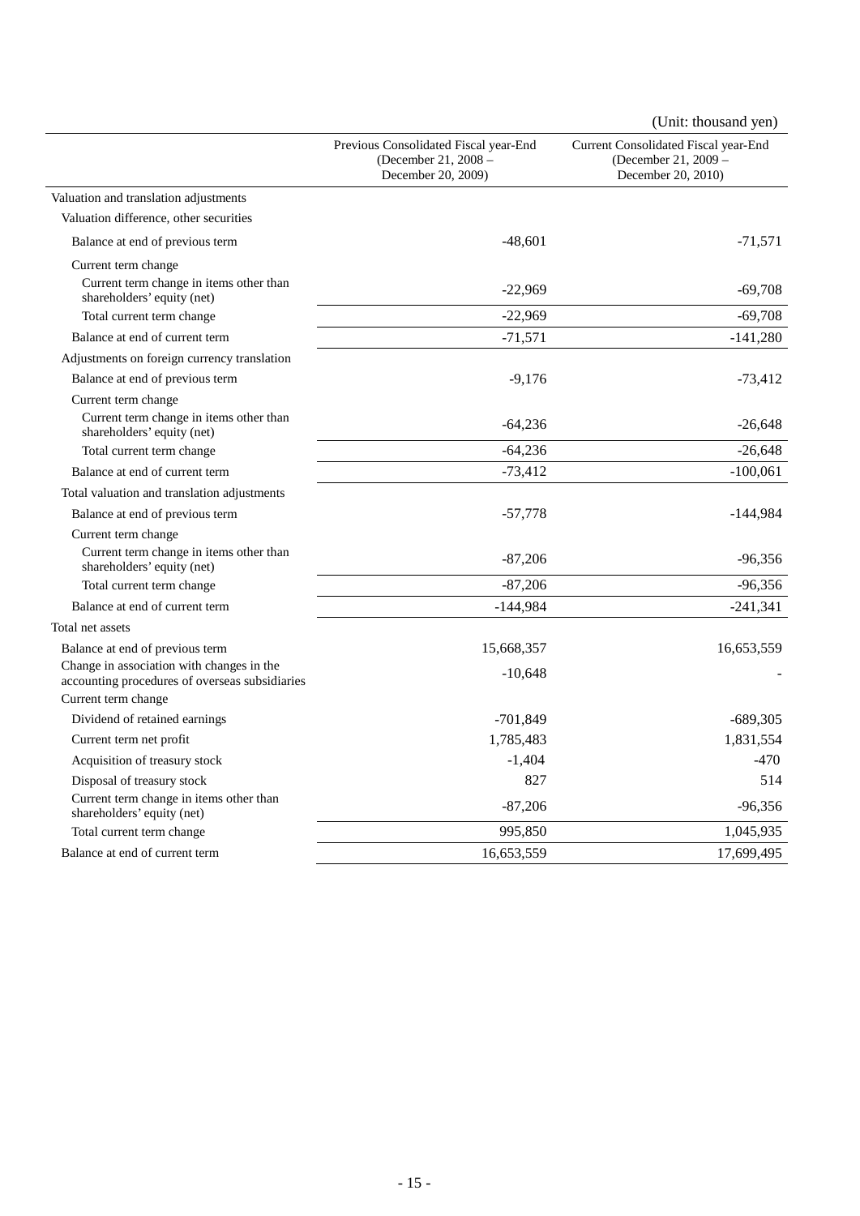(Unit: thousand yen)

| | Previous Consolidated Fiscal year-End (December 21, 2008 – December 20, 2009) | Current Consolidated Fiscal year-End (December 21, 2009 – December 20, 2010) |
|---|---|---|
| Valuation and translation adjustments | | |
| Valuation difference, other securities | | |
| Balance at end of previous term | -48,601 | -71,571 |
| Current term change | | |
| Current term change in items other than shareholders' equity (net) | -22,969 | -69,708 |
| Total current term change | -22,969 | -69,708 |
| Balance at end of current term | -71,571 | -141,280 |
| Adjustments on foreign currency translation | | |
| Balance at end of previous term | -9,176 | -73,412 |
| Current term change | | |
| Current term change in items other than shareholders' equity (net) | -64,236 | -26,648 |
| Total current term change | -64,236 | -26,648 |
| Balance at end of current term | -73,412 | -100,061 |
| Total valuation and translation adjustments | | |
| Balance at end of previous term | -57,778 | -144,984 |
| Current term change | | |
| Current term change in items other than shareholders' equity (net) | -87,206 | -96,356 |
| Total current term change | -87,206 | -96,356 |
| Balance at end of current term | -144,984 | -241,341 |
| Total net assets | | |
| Balance at end of previous term | 15,668,357 | 16,653,559 |
| Change in association with changes in the accounting procedures of overseas subsidiaries | -10,648 | - |
| Current term change | | |
| Dividend of retained earnings | -701,849 | -689,305 |
| Current term net profit | 1,785,483 | 1,831,554 |
| Acquisition of treasury stock | -1,404 | -470 |
| Disposal of treasury stock | 827 | 514 |
| Current term change in items other than shareholders' equity (net) | -87,206 | -96,356 |
| Total current term change | 995,850 | 1,045,935 |
| Balance at end of current term | 16,653,559 | 17,699,495 |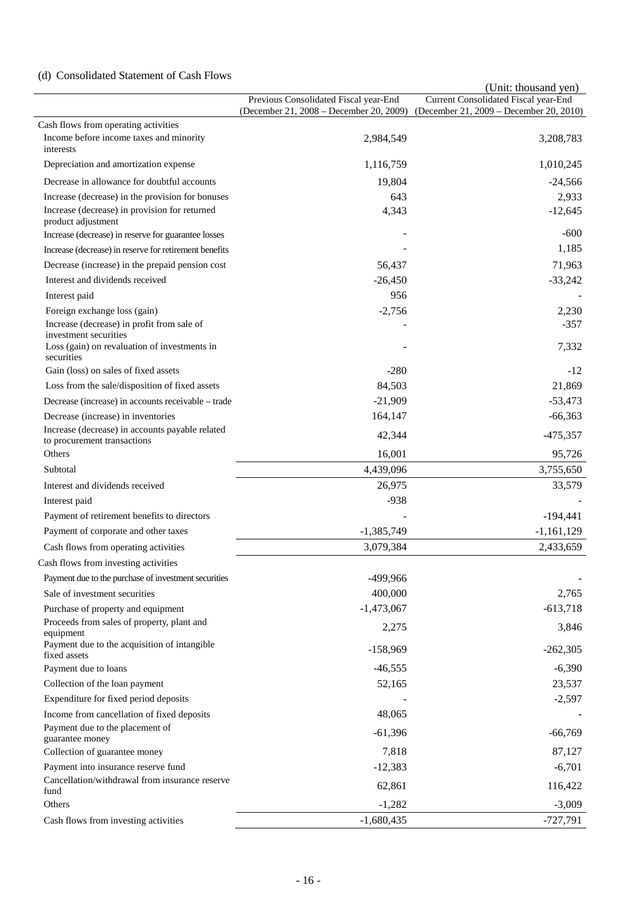### (d) Consolidated Statement of Cash Flows

(Unit: thousand yen)

| | Previous Consolidated Fiscal year-End (December 21, 2008 – December 20, 2009) | Current Consolidated Fiscal year-End (December 21, 2009 – December 20, 2010) |
|---|---|---|
| Cash flows from operating activities | | |
| Income before income taxes and minority interests | 2,984,549 | 3,208,783 |
| Depreciation and amortization expense | 1,116,759 | 1,010,245 |
| Decrease in allowance for doubtful accounts | 19,804 | -24,566 |
| Increase (decrease) in the provision for bonuses | 643 | 2,933 |
| Increase (decrease) in provision for returned product adjustment | 4,343 | -12,645 |
| Increase (decrease) in reserve for guarantee losses | - | -600 |
| Increase (decrease) in reserve for retirement benefits | - | 1,185 |
| Decrease (increase) in the prepaid pension cost | 56,437 | 71,963 |
| Interest and dividends received | -26,450 | -33,242 |
| Interest paid | 956 | - |
| Foreign exchange loss (gain) | -2,756 | 2,230 |
| Increase (decrease) in profit from sale of investment securities | - | -357 |
| Loss (gain) on revaluation of investments in securities | - | 7,332 |
| Gain (loss) on sales of fixed assets | -280 | -12 |
| Loss from the sale/disposition of fixed assets | 84,503 | 21,869 |
| Decrease (increase) in accounts receivable – trade | -21,909 | -53,473 |
| Decrease (increase) in inventories | 164,147 | -66,363 |
| Increase (decrease) in accounts payable related to procurement transactions | 42,344 | -475,357 |
| Others | 16,001 | 95,726 |
| Subtotal | 4,439,096 | 3,755,650 |
| Interest and dividends received | 26,975 | 33,579 |
| Interest paid | -938 | - |
| Payment of retirement benefits to directors | - | -194,441 |
| Payment of corporate and other taxes | -1,385,749 | -1,161,129 |
| Cash flows from operating activities | 3,079,384 | 2,433,659 |
| Cash flows from investing activities | | |
| Payment due to the purchase of investment securities | -499,966 | - |
| Sale of investment securities | 400,000 | 2,765 |
| Purchase of property and equipment | -1,473,067 | -613,718 |
| Proceeds from sales of property, plant and equipment | 2,275 | 3,846 |
| Payment due to the acquisition of intangible fixed assets | -158,969 | -262,305 |
| Payment due to loans | -46,555 | -6,390 |
| Collection of the loan payment | 52,165 | 23,537 |
| Expenditure for fixed period deposits | - | -2,597 |
| Income from cancellation of fixed deposits | 48,065 | - |
| Payment due to the placement of guarantee money | -61,396 | -66,769 |
| Collection of guarantee money | 7,818 | 87,127 |
| Payment into insurance reserve fund | -12,383 | -6,701 |
| Cancellation/withdrawal from insurance reserve fund | 62,861 | 116,422 |
| Others | -1,282 | -3,009 |
| Cash flows from investing activities | -1,680,435 | -727,791 |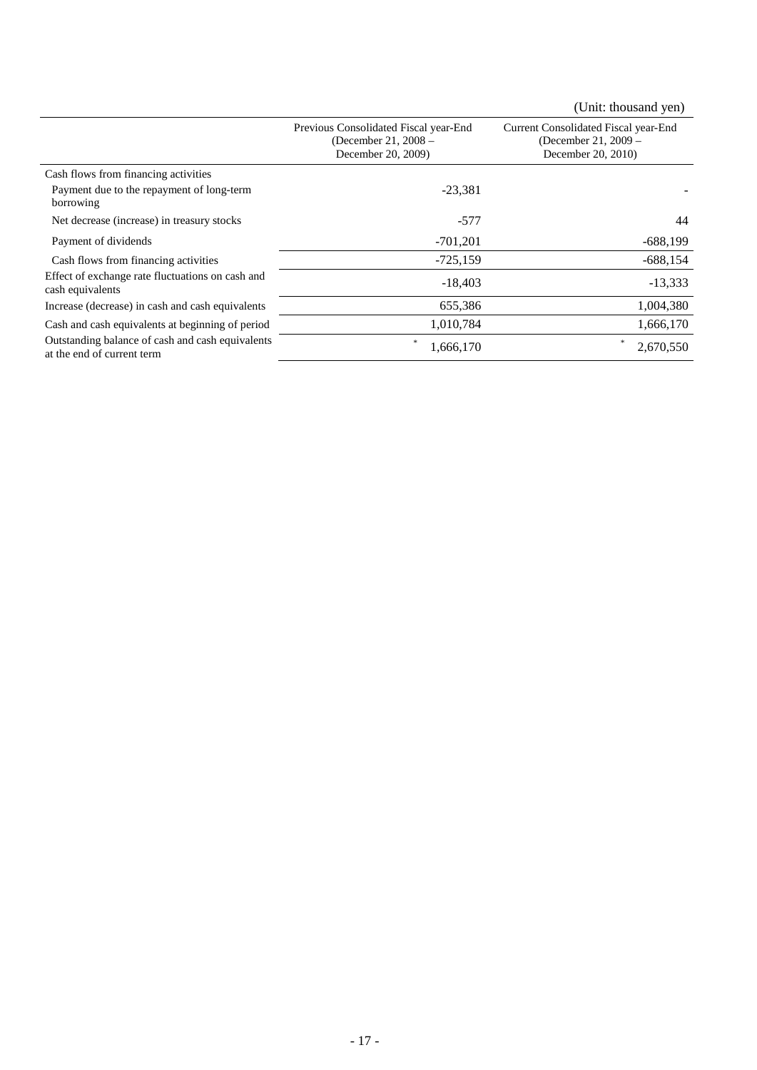(Unit: thousand yen)

| | Previous Consolidated Fiscal year-End (December 21, 2008 – December 20, 2009) | Current Consolidated Fiscal year-End (December 21, 2009 – December 20, 2010) |
|---|---|---|
| Cash flows from financing activities | | |
| Payment due to the repayment of long-term borrowing | -23,381 | - |
| Net decrease (increase) in treasury stocks | -577 | 44 |
| Payment of dividends | -701,201 | -688,199 |
| Cash flows from financing activities | -725,159 | -688,154 |
| Effect of exchange rate fluctuations on cash and cash equivalents | -18,403 | -13,333 |
| Increase (decrease) in cash and cash equivalents | 655,386 | 1,004,380 |
| Cash and cash equivalents at beginning of period | 1,010,784 | 1,666,170 |
| Outstanding balance of cash and cash equivalents at the end of current term | * 1,666,170 | * 2,670,550 |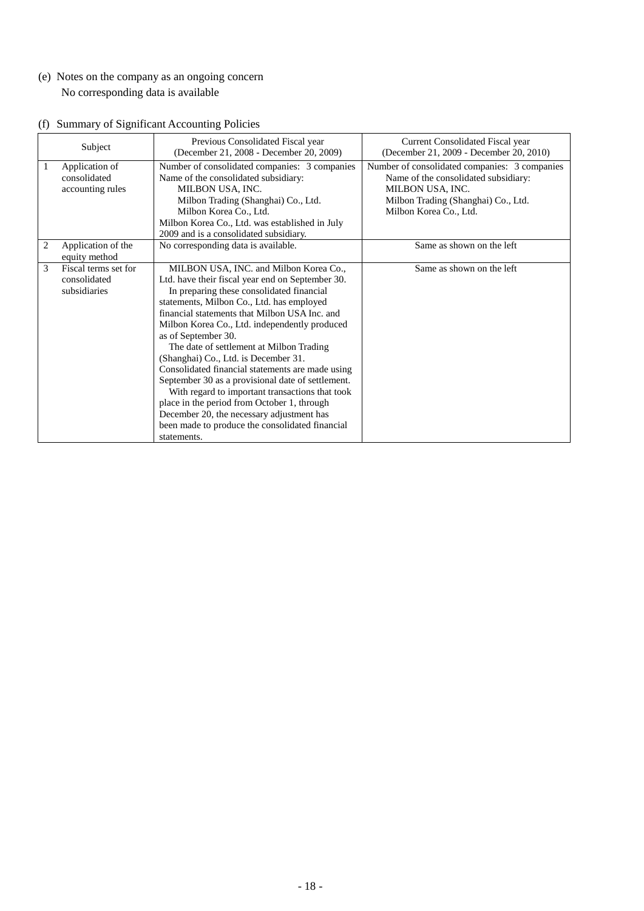(e) Notes on the company as an ongoing concern

No corresponding data is available

(f) Summary of Significant Accounting Policies

| | Subject | Previous Consolidated Fiscal year (December 21, 2008 - December 20, 2009) | Current Consolidated Fiscal year (December 21, 2009 - December 20, 2010) |
|---|---|---|---|
| 1 | Application of consolidated accounting rules | Number of consolidated companies: 3 companies<br>Name of the consolidated subsidiary:<br>MILBON USA, INC.<br>Milbon Trading (Shanghai) Co., Ltd.<br>Milbon Korea Co., Ltd.<br>Milbon Korea Co., Ltd. was established in July 2009 and is a consolidated subsidiary. | Number of consolidated companies: 3 companies<br>Name of the consolidated subsidiary:<br>MILBON USA, INC.<br>Milbon Trading (Shanghai) Co., Ltd.<br>Milbon Korea Co., Ltd. |
| 2 | Application of the equity method | No corresponding data is available. | Same as shown on the left |
| 3 | Fiscal terms set for consolidated subsidiaries | MILBON USA, INC. and Milbon Korea Co., Ltd. have their fiscal year end on September 30.<br>In preparing these consolidated financial statements, Milbon Co., Ltd. has employed financial statements that Milbon USA Inc. and Milbon Korea Co., Ltd. independently produced as of September 30.<br>The date of settlement at Milbon Trading (Shanghai) Co., Ltd. is December 31. Consolidated financial statements are made using September 30 as a provisional date of settlement.<br>With regard to important transactions that took place in the period from October 1, through December 20, the necessary adjustment has been made to produce the consolidated financial statements. | Same as shown on the left |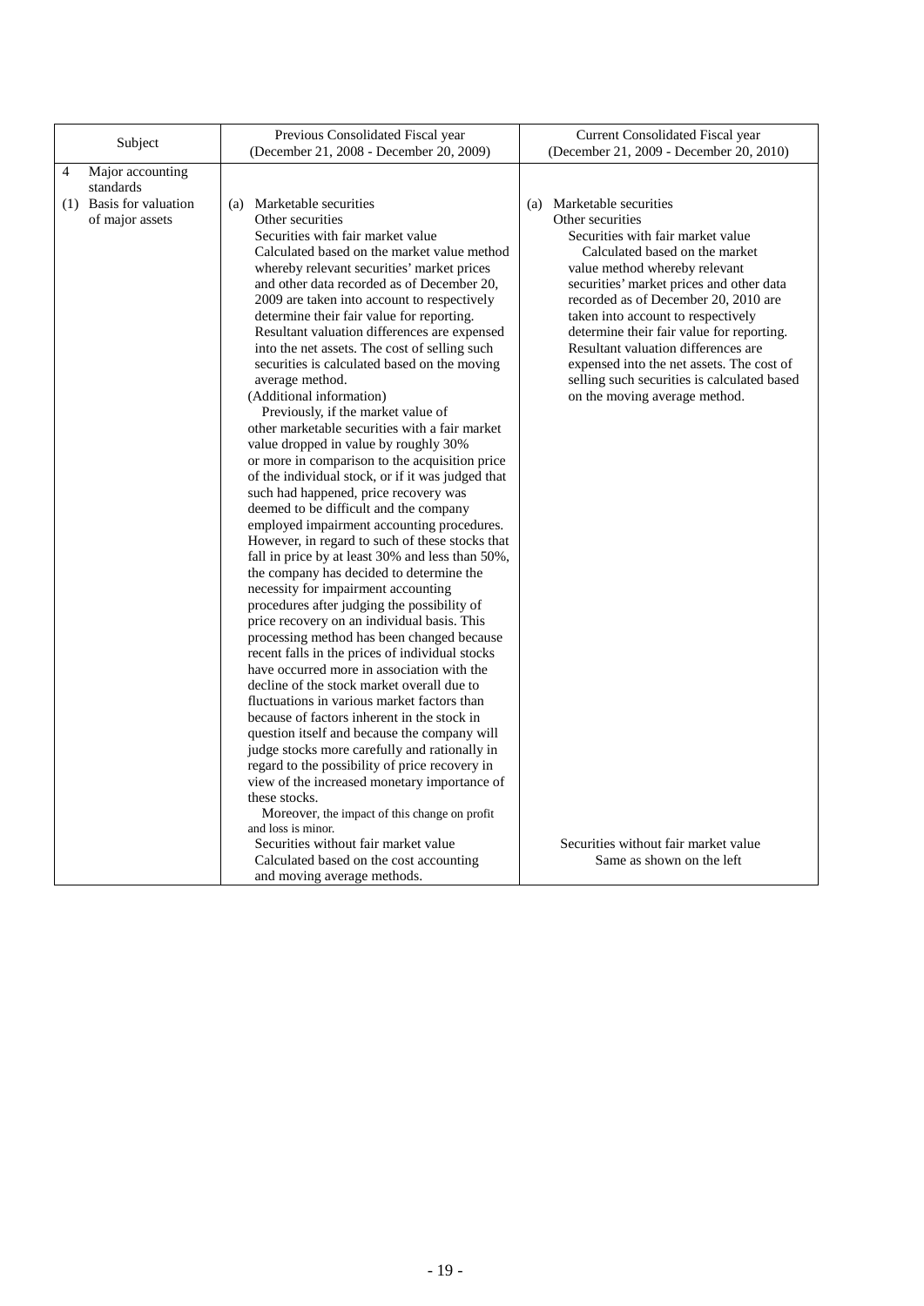| Subject | Previous Consolidated Fiscal year (December 21, 2008 - December 20, 2009) | Current Consolidated Fiscal year (December 21, 2009 - December 20, 2010) |
|---|---|---|
| 4 Major accounting standards<br>(1) Basis for valuation of major assets | (a) Marketable securities<br>Other securities<br>Securities with fair market value<br>Calculated based on the market value method whereby relevant securities' market prices and other data recorded as of December 20, 2009 are taken into account to respectively determine their fair value for reporting. Resultant valuation differences are expensed into the net assets. The cost of selling such securities is calculated based on the moving average method.<br>(Additional information)<br>Previously, if the market value of other marketable securities with a fair market value dropped in value by roughly 30% or more in comparison to the acquisition price of the individual stock, or if it was judged that such had happened, price recovery was deemed to be difficult and the company employed impairment accounting procedures. However, in regard to such of these stocks that fall in price by at least 30% and less than 50%, the company has decided to determine the necessity for impairment accounting procedures after judging the possibility of price recovery on an individual basis. This processing method has been changed because recent falls in the prices of individual stocks have occurred more in association with the decline of the stock market overall due to fluctuations in various market factors than because of factors inherent in the stock in question itself and because the company will judge stocks more carefully and rationally in regard to the possibility of price recovery in view of the increased monetary importance of these stocks.<br>Moreover, the impact of this change on profit and loss is minor.<br>Securities without fair market value<br>Calculated based on the cost accounting and moving average methods. | (a) Marketable securities<br>Other securities<br>Securities with fair market value<br>Calculated based on the market value method whereby relevant securities' market prices and other data recorded as of December 20, 2010 are taken into account to respectively determine their fair value for reporting. Resultant valuation differences are expensed into the net assets. The cost of selling such securities is calculated based on the moving average method.<br><br>Securities without fair market value<br>Same as shown on the left |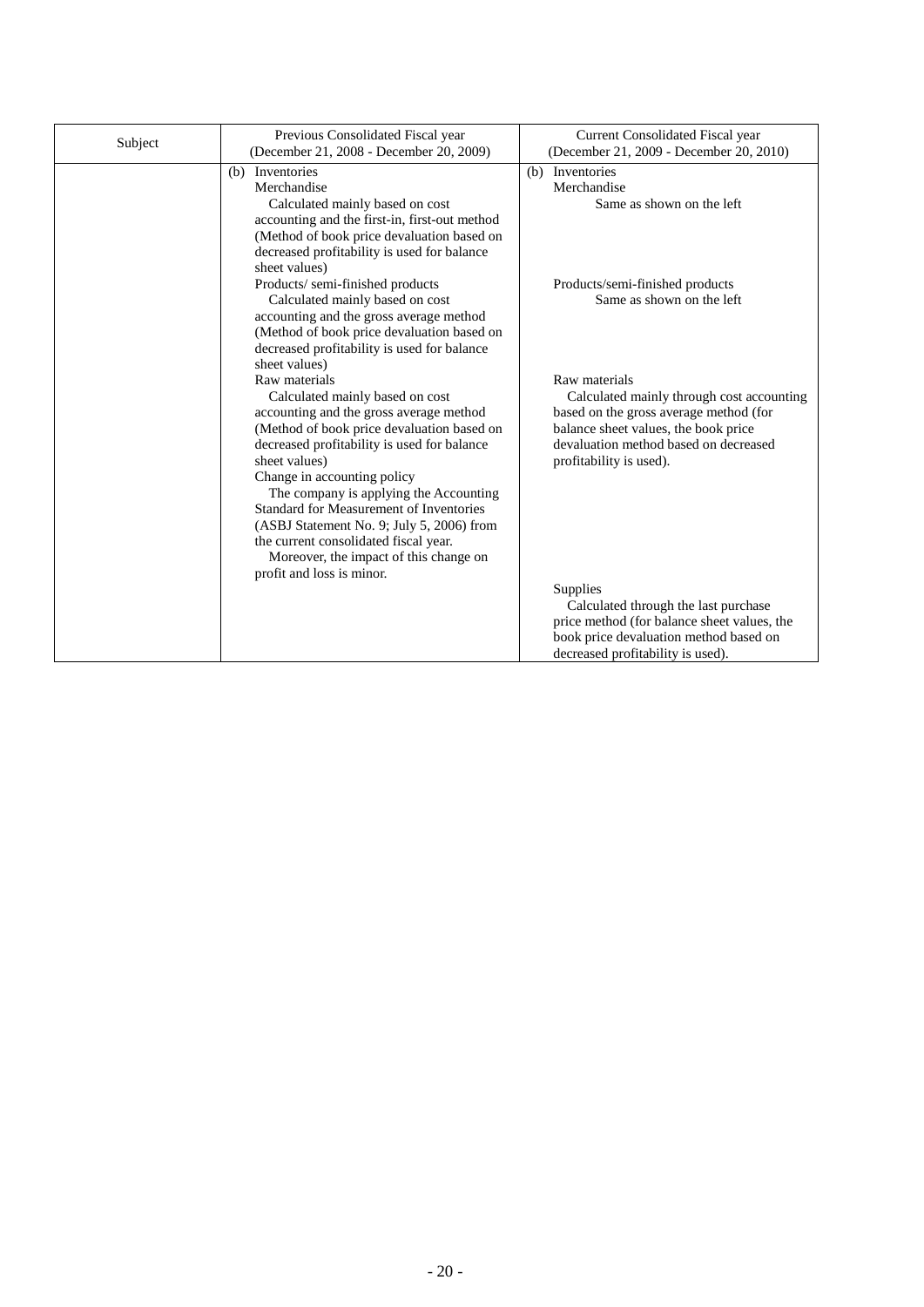| Subject | Previous Consolidated Fiscal year<br>(December 21, 2008 - December 20, 2009) | Current Consolidated Fiscal year<br>(December 21, 2009 - December 20, 2010) |
|---|---|---|
| | (b) Inventories<br>Merchandise<br>Calculated mainly based on cost accounting and the first-in, first-out method (Method of book price devaluation based on decreased profitability is used for balance sheet values)<br>Products/ semi-finished products<br>Calculated mainly based on cost accounting and the gross average method (Method of book price devaluation based on decreased profitability is used for balance sheet values)<br>Raw materials<br>Calculated mainly based on cost accounting and the gross average method (Method of book price devaluation based on decreased profitability is used for balance sheet values)<br>Change in accounting policy<br>The company is applying the Accounting Standard for Measurement of Inventories (ASBJ Statement No. 9; July 5, 2006) from the current consolidated fiscal year.<br>Moreover, the impact of this change on profit and loss is minor. | (b) Inventories<br>Merchandise<br>Same as shown on the left<br><br>Products/semi-finished products<br>Same as shown on the left<br><br>Raw materials<br>Calculated mainly through cost accounting based on the gross average method (for balance sheet values, the book price devaluation method based on decreased profitability is used).<br><br>Supplies<br>Calculated through the last purchase price method (for balance sheet values, the book price devaluation method based on decreased profitability is used). |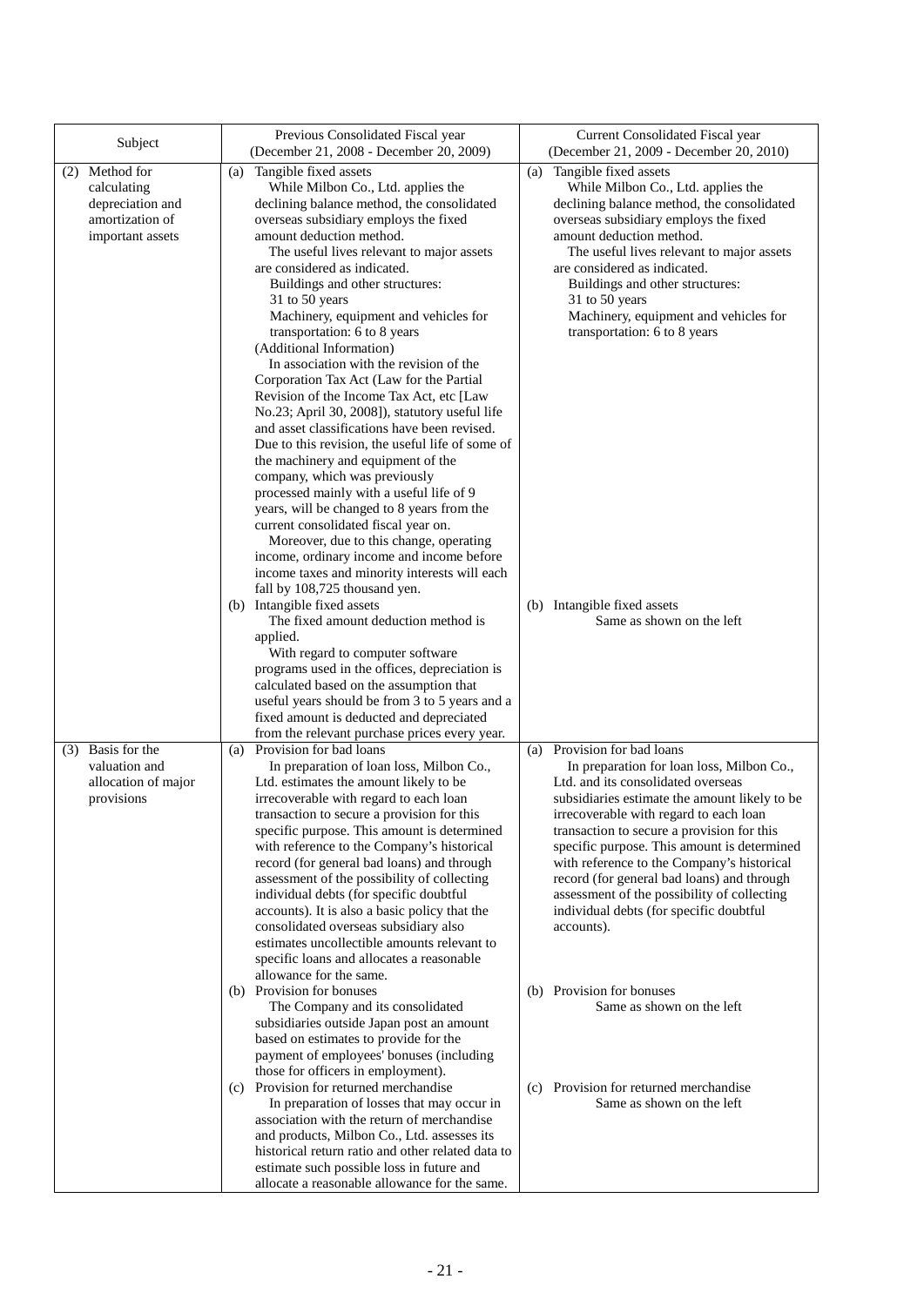| Subject | Previous Consolidated Fiscal year (December 21, 2008 - December 20, 2009) | Current Consolidated Fiscal year (December 21, 2009 - December 20, 2010) |
|---|---|---|
| (2) Method for calculating depreciation and amortization of important assets | (a) Tangible fixed assets<br>While Milbon Co., Ltd. applies the declining balance method, the consolidated overseas subsidiary employs the fixed amount deduction method.<br>The useful lives relevant to major assets are considered as indicated.<br>Buildings and other structures: 31 to 50 years<br>Machinery, equipment and vehicles for transportation: 6 to 8 years<br>(Additional Information)<br>In association with the revision of the Corporation Tax Act (Law for the Partial Revision of the Income Tax Act, etc [Law No.23; April 30, 2008]), statutory useful life and asset classifications have been revised. Due to this revision, the useful life of some of the machinery and equipment of the company, which was previously processed mainly with a useful life of 9 years, will be changed to 8 years from the current consolidated fiscal year on.<br>Moreover, due to this change, operating income, ordinary income and income before income taxes and minority interests will each fall by 108,725 thousand yen.<br>(b) Intangible fixed assets<br>The fixed amount deduction method is applied.<br>With regard to computer software programs used in the offices, depreciation is calculated based on the assumption that useful years should be from 3 to 5 years and a fixed amount is deducted and depreciated from the relevant purchase prices every year. | (a) Tangible fixed assets<br>While Milbon Co., Ltd. applies the declining balance method, the consolidated overseas subsidiary employs the fixed amount deduction method.<br>The useful lives relevant to major assets are considered as indicated.<br>Buildings and other structures: 31 to 50 years<br>Machinery, equipment and vehicles for transportation: 6 to 8 years<br>(b) Intangible fixed assets<br>Same as shown on the left |
| (3) Basis for the valuation and allocation of major provisions | (a) Provision for bad loans<br>In preparation of loan loss, Milbon Co., Ltd. estimates the amount likely to be irrecoverable with regard to each loan transaction to secure a provision for this specific purpose. This amount is determined with reference to the Company's historical record (for general bad loans) and through assessment of the possibility of collecting individual debts (for specific doubtful accounts). It is also a basic policy that the consolidated overseas subsidiary also estimates uncollectible amounts relevant to specific loans and allocates a reasonable allowance for the same.<br>(b) Provision for bonuses<br>The Company and its consolidated subsidiaries outside Japan post an amount based on estimates to provide for the payment of employees' bonuses (including those for officers in employment).<br>(c) Provision for returned merchandise<br>In preparation of losses that may occur in association with the return of merchandise and products, Milbon Co., Ltd. assesses its historical return ratio and other related data to estimate such possible loss in future and allocate a reasonable allowance for the same. | (a) Provision for bad loans<br>In preparation for loan loss, Milbon Co., Ltd. and its consolidated overseas subsidiaries estimate the amount likely to be irrecoverable with regard to each loan transaction to secure a provision for this specific purpose. This amount is determined with reference to the Company's historical record (for general bad loans) and through assessment of the possibility of collecting individual debts (for specific doubtful accounts).<br>(b) Provision for bonuses<br>Same as shown on the left<br>(c) Provision for returned merchandise<br>Same as shown on the left |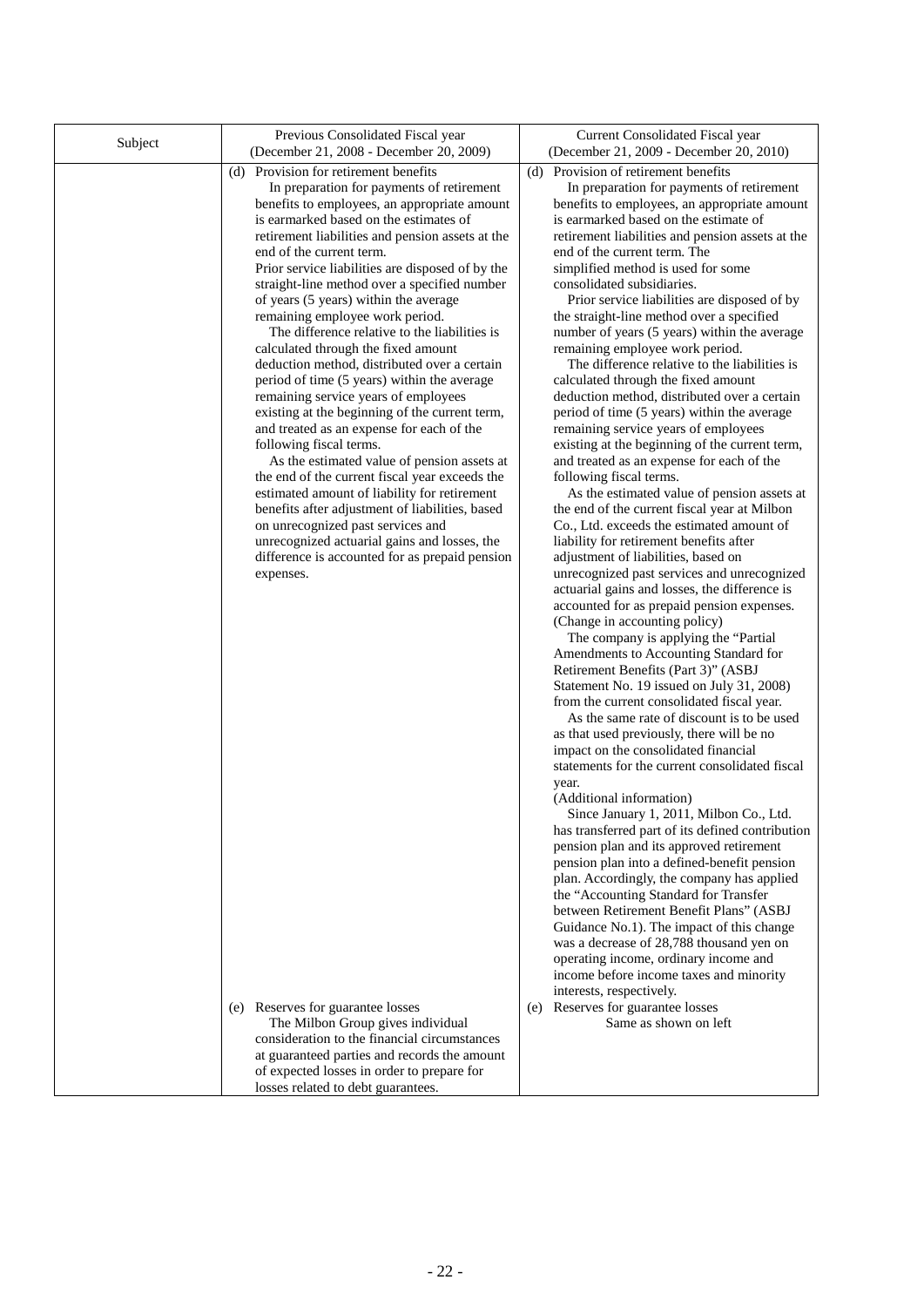| Subject | Previous Consolidated Fiscal year (December 21, 2008 - December 20, 2009) | Current Consolidated Fiscal year (December 21, 2009 - December 20, 2010) |
|---|---|---|
| | (d) Provision for retirement benefits<br>In preparation for payments of retirement benefits to employees, an appropriate amount is earmarked based on the estimates of retirement liabilities and pension assets at the end of the current term.<br>Prior service liabilities are disposed of by the straight-line method over a specified number of years (5 years) within the average remaining employee work period.<br>The difference relative to the liabilities is calculated through the fixed amount deduction method, distributed over a certain period of time (5 years) within the average remaining service years of employees existing at the beginning of the current term, and treated as an expense for each of the following fiscal terms.<br>As the estimated value of pension assets at the end of the current fiscal year exceeds the estimated amount of liability for retirement benefits after adjustment of liabilities, based on unrecognized past services and unrecognized actuarial gains and losses, the difference is accounted for as prepaid pension expenses. | (d) Provision of retirement benefits<br>In preparation for payments of retirement benefits to employees, an appropriate amount is earmarked based on the estimate of retirement liabilities and pension assets at the end of the current term. The simplified method is used for some consolidated subsidiaries.<br>Prior service liabilities are disposed of by the straight-line method over a specified number of years (5 years) within the average remaining employee work period.<br>The difference relative to the liabilities is calculated through the fixed amount deduction method, distributed over a certain period of time (5 years) within the average remaining service years of employees existing at the beginning of the current term, and treated as an expense for each of the following fiscal terms.<br>As the estimated value of pension assets at the end of the current fiscal year at Milbon Co., Ltd. exceeds the estimated amount of liability for retirement benefits after adjustment of liabilities, based on unrecognized past services and unrecognized actuarial gains and losses, the difference is accounted for as prepaid pension expenses.<br>(Change in accounting policy)<br>The company is applying the "Partial Amendments to Accounting Standard for Retirement Benefits (Part 3)" (ASBJ Statement No. 19 issued on July 31, 2008) from the current consolidated fiscal year.<br>As the same rate of discount is to be used as that used previously, there will be no impact on the consolidated financial statements for the current consolidated fiscal year.<br>(Additional information)<br>Since January 1, 2011, Milbon Co., Ltd. has transferred part of its defined contribution pension plan and its approved retirement pension plan into a defined-benefit pension plan. Accordingly, the company has applied the "Accounting Standard for Transfer between Retirement Benefit Plans" (ASBJ Guidance No.1). The impact of this change was a decrease of 28,788 thousand yen on operating income, ordinary income and income before income taxes and minority interests, respectively. |
| | (e) Reserves for guarantee losses<br>The Milbon Group gives individual consideration to the financial circumstances at guaranteed parties and records the amount of expected losses in order to prepare for losses related to debt guarantees. | (e) Reserves for guarantee losses<br>Same as shown on left |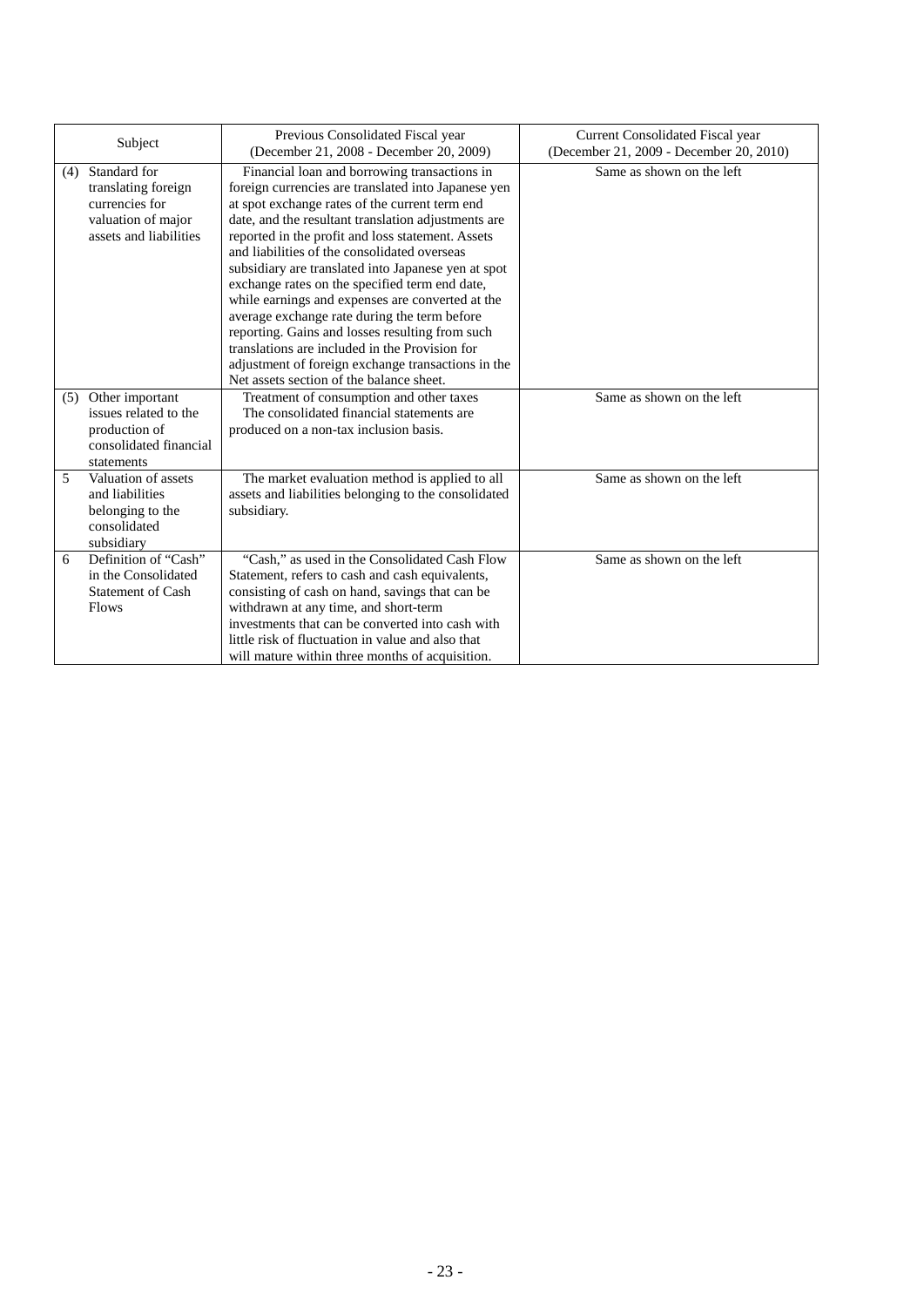| Subject | Previous Consolidated Fiscal year (December 21, 2008 - December 20, 2009) | Current Consolidated Fiscal year (December 21, 2009 - December 20, 2010) |
|---|---|---|
| (4) Standard for translating foreign currencies for valuation of major assets and liabilities | Financial loan and borrowing transactions in foreign currencies are translated into Japanese yen at spot exchange rates of the current term end date, and the resultant translation adjustments are reported in the profit and loss statement. Assets and liabilities of the consolidated overseas subsidiary are translated into Japanese yen at spot exchange rates on the specified term end date, while earnings and expenses are converted at the average exchange rate during the term before reporting. Gains and losses resulting from such translations are included in the Provision for adjustment of foreign exchange transactions in the Net assets section of the balance sheet. | Same as shown on the left |
| (5) Other important issues related to the production of consolidated financial statements | Treatment of consumption and other taxes<br>The consolidated financial statements are produced on a non-tax inclusion basis. | Same as shown on the left |
| 5 Valuation of assets and liabilities belonging to the consolidated subsidiary | The market evaluation method is applied to all assets and liabilities belonging to the consolidated subsidiary. | Same as shown on the left |
| 6 Definition of "Cash" in the Consolidated Statement of Cash Flows | "Cash," as used in the Consolidated Cash Flow Statement, refers to cash and cash equivalents, consisting of cash on hand, savings that can be withdrawn at any time, and short-term investments that can be converted into cash with little risk of fluctuation in value and also that will mature within three months of acquisition. | Same as shown on the left |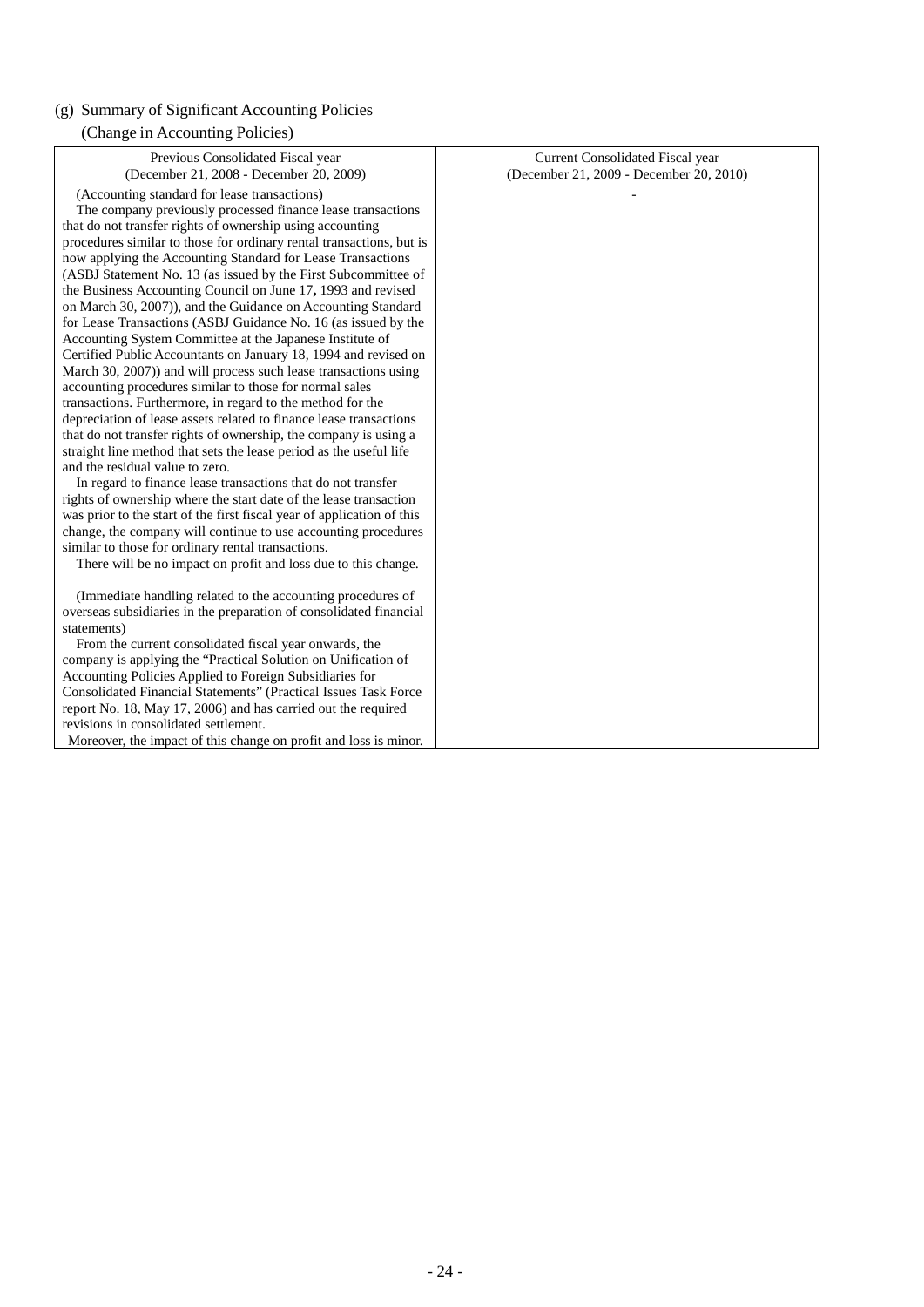(g) Summary of Significant Accounting Policies

(Change in Accounting Policies)

| Previous Consolidated Fiscal year<br>(December 21, 2008 - December 20, 2009) | Current Consolidated Fiscal year<br>(December 21, 2009 - December 20, 2010) |
|---|---|
| (Accounting standard for lease transactions)<br>The company previously processed finance lease transactions that do not transfer rights of ownership using accounting procedures similar to those for ordinary rental transactions, but is now applying the Accounting Standard for Lease Transactions (ASBJ Statement No. 13 (as issued by the First Subcommittee of the Business Accounting Council on June 17, 1993 and revised on March 30, 2007)), and the Guidance on Accounting Standard for Lease Transactions (ASBJ Guidance No. 16 (as issued by the Accounting System Committee at the Japanese Institute of Certified Public Accountants on January 18, 1994 and revised on March 30, 2007)) and will process such lease transactions using accounting procedures similar to those for normal sales transactions. Furthermore, in regard to the method for the depreciation of lease assets related to finance lease transactions that do not transfer rights of ownership, the company is using a straight line method that sets the lease period as the useful life and the residual value to zero.<br>In regard to finance lease transactions that do not transfer rights of ownership where the start date of the lease transaction was prior to the start of the first fiscal year of application of this change, the company will continue to use accounting procedures similar to those for ordinary rental transactions.<br>There will be no impact on profit and loss due to this change.<br><br>(Immediate handling related to the accounting procedures of overseas subsidiaries in the preparation of consolidated financial statements)<br>From the current consolidated fiscal year onwards, the company is applying the "Practical Solution on Unification of Accounting Policies Applied to Foreign Subsidiaries for Consolidated Financial Statements" (Practical Issues Task Force report No. 18, May 17, 2006) and has carried out the required revisions in consolidated settlement.<br>Moreover, the impact of this change on profit and loss is minor. | - |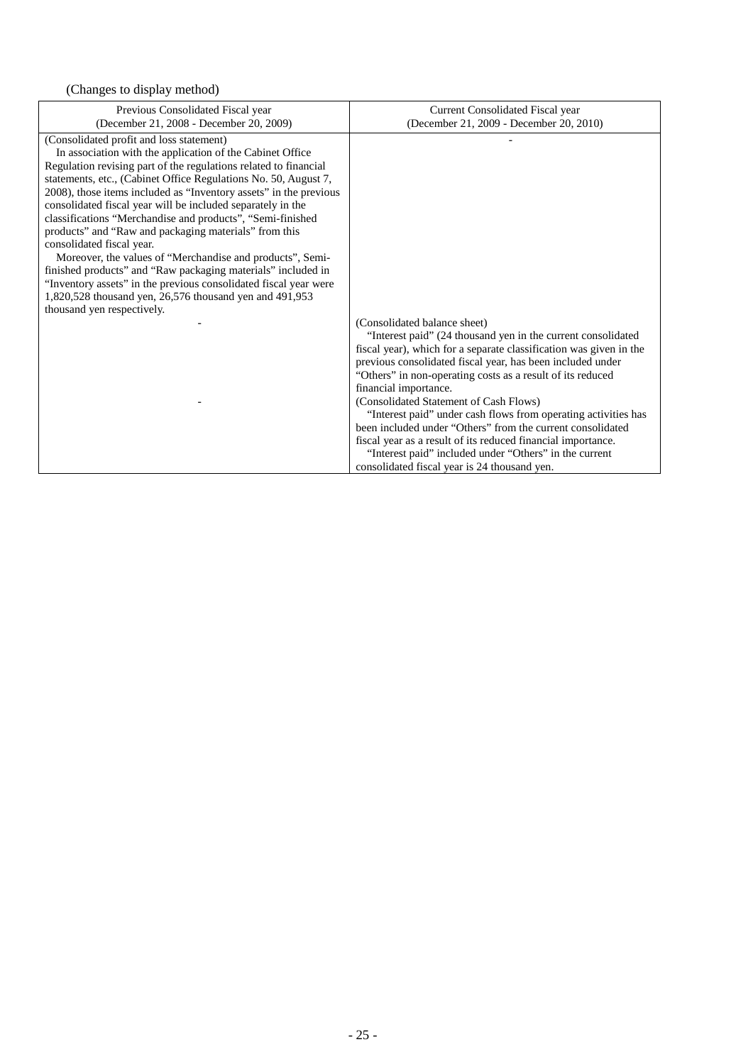(Changes to display method)

| Previous Consolidated Fiscal year<br>(December 21, 2008 - December 20, 2009) | Current Consolidated Fiscal year<br>(December 21, 2009 - December 20, 2010) |
|---|---|
| (Consolidated profit and loss statement)<br>In association with the application of the Cabinet Office Regulation revising part of the regulations related to financial statements, etc., (Cabinet Office Regulations No. 50, August 7, 2008), those items included as “Inventory assets” in the previous consolidated fiscal year will be included separately in the classifications “Merchandise and products”, “Semi-finished products” and “Raw and packaging materials” from this consolidated fiscal year.<br>Moreover, the values of “Merchandise and products”, Semi-finished products” and “Raw packaging materials” included in “Inventory assets” in the previous consolidated fiscal year were 1,820,528 thousand yen, 26,576 thousand yen and 491,953 thousand yen respectively. | - |
| - | (Consolidated balance sheet)<br>“Interest paid” (24 thousand yen in the current consolidated fiscal year), which for a separate classification was given in the previous consolidated fiscal year, has been included under “Others” in non-operating costs as a result of its reduced financial importance. |
| - | (Consolidated Statement of Cash Flows)<br>“Interest paid” under cash flows from operating activities has been included under “Others” from the current consolidated fiscal year as a result of its reduced financial importance.<br>“Interest paid” included under “Others” in the current consolidated fiscal year is 24 thousand yen. |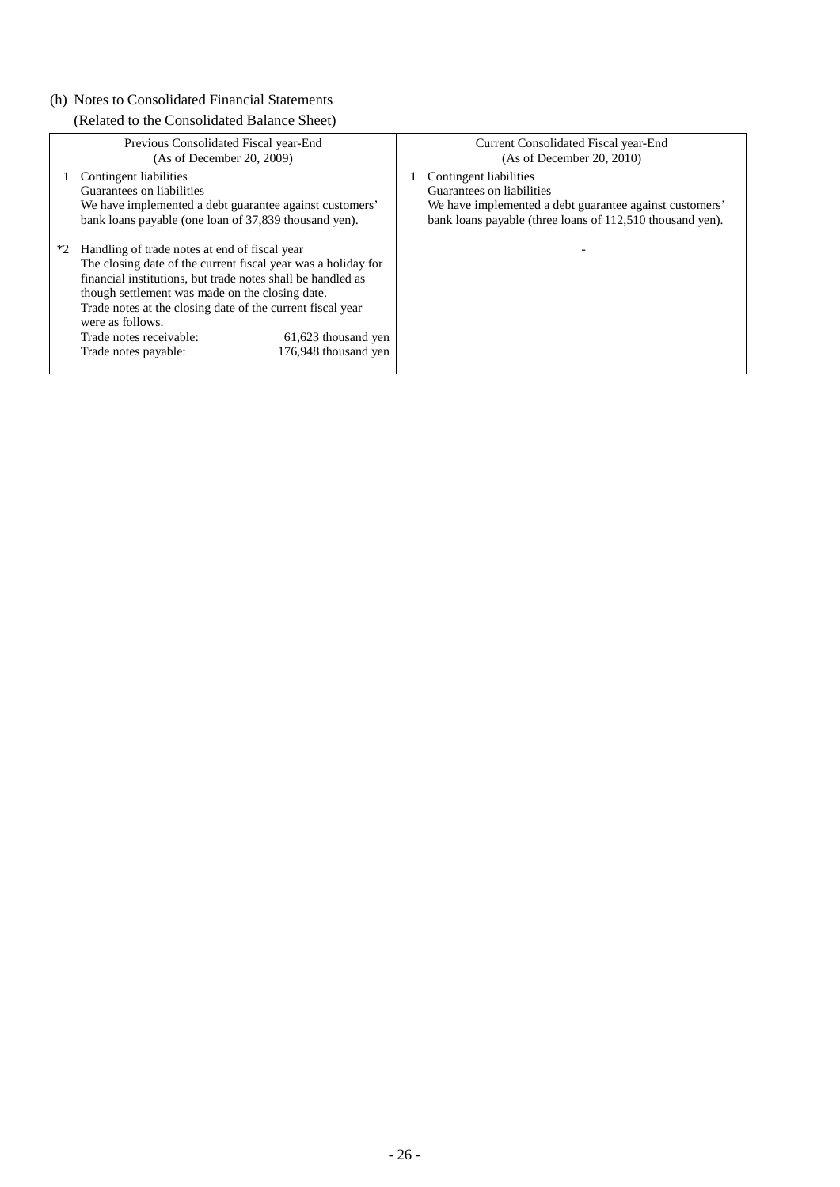(h) Notes to Consolidated Financial Statements

(Related to the Consolidated Balance Sheet)

| Previous Consolidated Fiscal year-End (As of December 20, 2009) | Current Consolidated Fiscal year-End (As of December 20, 2010) |
|---|---|
| 1 Contingent liabilities<br>Guarantees on liabilities<br>We have implemented a debt guarantee against customers' bank loans payable (one loan of 37,839 thousand yen). | 1 Contingent liabilities<br>Guarantees on liabilities<br>We have implemented a debt guarantee against customers' bank loans payable (three loans of 112,510 thousand yen). |
| *2 Handling of trade notes at end of fiscal year<br>The closing date of the current fiscal year was a holiday for financial institutions, but trade notes shall be handled as though settlement was made on the closing date.<br>Trade notes at the closing date of the current fiscal year were as follows.<br>Trade notes receivable: 61,623 thousand yen<br>Trade notes payable: 176,948 thousand yen | - |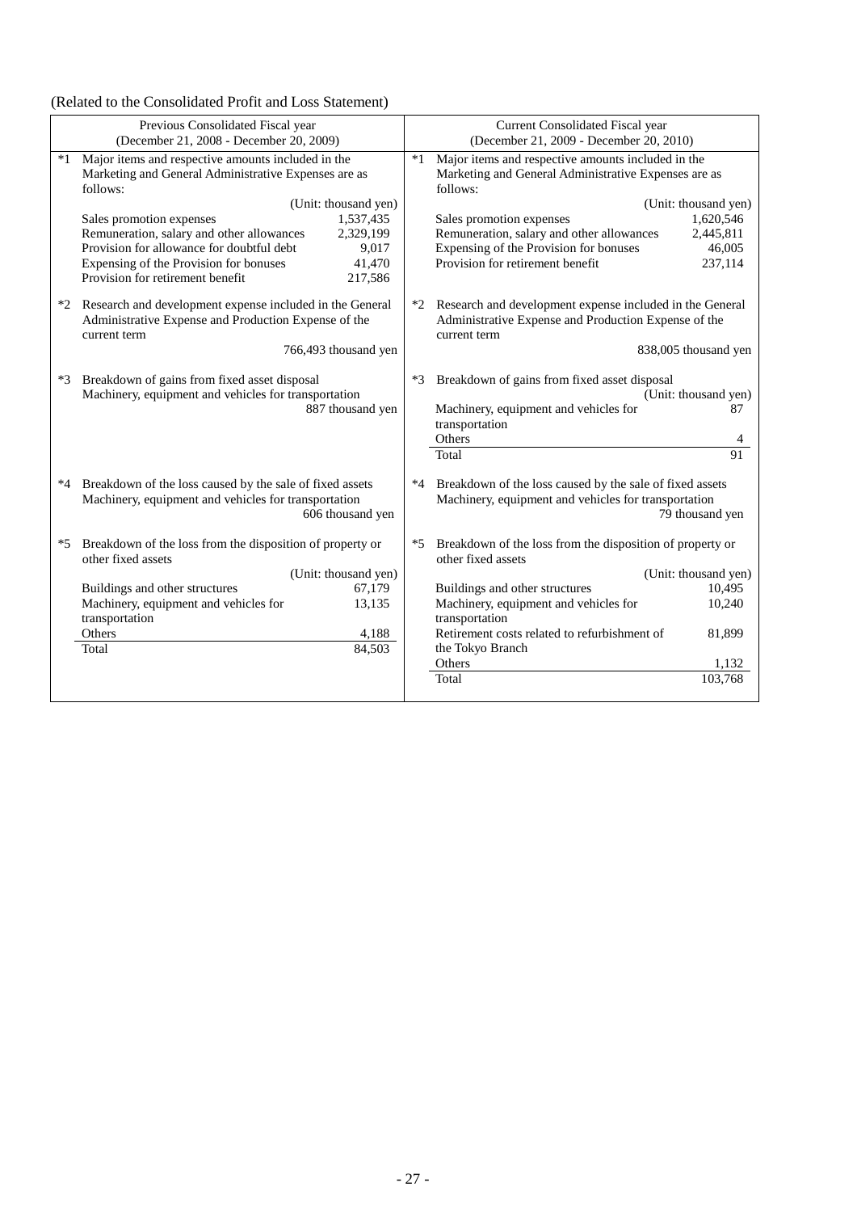(Related to the Consolidated Profit and Loss Statement)

| Previous Consolidated Fiscal year (December 21, 2008 - December 20, 2009) | Current Consolidated Fiscal year (December 21, 2009 - December 20, 2010) |
|---|---|
| *1 Major items and respective amounts included in the Marketing and General Administrative Expenses are as follows:<br>(Unit: thousand yen)<br>Sales promotion expenses 1,537,435<br>Remuneration, salary and other allowances 2,329,199<br>Provision for allowance for doubtful debt 9,017<br>Expensing of the Provision for bonuses 41,470<br>Provision for retirement benefit 217,586 | *1 Major items and respective amounts included in the Marketing and General Administrative Expenses are as follows:<br>(Unit: thousand yen)<br>Sales promotion expenses 1,620,546<br>Remuneration, salary and other allowances 2,445,811<br>Expensing of the Provision for bonuses 46,005<br>Provision for retirement benefit 237,114 |
| *2 Research and development expense included in the General Administrative Expense and Production Expense of the current term<br>766,493 thousand yen | *2 Research and development expense included in the General Administrative Expense and Production Expense of the current term<br>838,005 thousand yen |
| *3 Breakdown of gains from fixed asset disposal<br>Machinery, equipment and vehicles for transportation<br>887 thousand yen | *3 Breakdown of gains from fixed asset disposal<br>(Unit: thousand yen)<br>Machinery, equipment and vehicles for transportation 87<br>Others 4<br>Total 91 |
| *4 Breakdown of the loss caused by the sale of fixed assets<br>Machinery, equipment and vehicles for transportation<br>606 thousand yen | *4 Breakdown of the loss caused by the sale of fixed assets<br>Machinery, equipment and vehicles for transportation<br>79 thousand yen |
| *5 Breakdown of the loss from the disposition of property or other fixed assets<br>(Unit: thousand yen)<br>Buildings and other structures 67,179<br>Machinery, equipment and vehicles for transportation 13,135<br>Others 4,188<br>Total 84,503 | *5 Breakdown of the loss from the disposition of property or other fixed assets<br>(Unit: thousand yen)<br>Buildings and other structures 10,495<br>Machinery, equipment and vehicles for transportation 10,240<br>Retirement costs related to refurbishment of the Tokyo Branch 81,899<br>Others 1,132<br>Total 103,768 |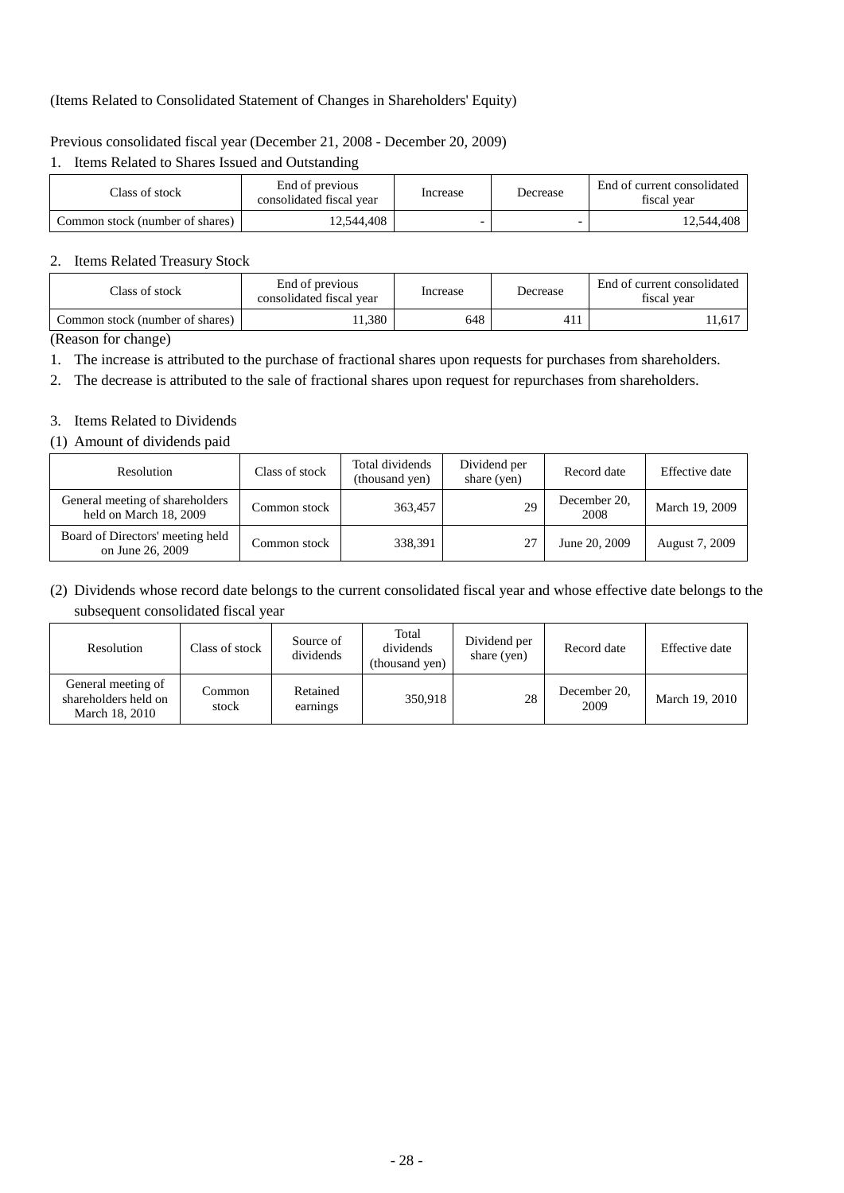(Items Related to Consolidated Statement of Changes in Shareholders' Equity)

Previous consolidated fiscal year (December 21, 2008 - December 20, 2009)

1. Items Related to Shares Issued and Outstanding

| Class of stock | End of previous consolidated fiscal year | Increase | Decrease | End of current consolidated fiscal year |
|---|---|---|---|---|
| Common stock (number of shares) | 12,544,408 | - | - | 12,544,408 |

2. Items Related Treasury Stock

| Class of stock | End of previous consolidated fiscal year | Increase | Decrease | End of current consolidated fiscal year |
|---|---|---|---|---|
| Common stock (number of shares) | 11,380 | 648 | 411 | 11,617 |

(Reason for change)

1. The increase is attributed to the purchase of fractional shares upon requests for purchases from shareholders.
2. The decrease is attributed to the sale of fractional shares upon request for repurchases from shareholders.

3. Items Related to Dividends

(1) Amount of dividends paid

| Resolution | Class of stock | Total dividends (thousand yen) | Dividend per share (yen) | Record date | Effective date |
|---|---|---|---|---|---|
| General meeting of shareholders held on March 18, 2009 | Common stock | 363,457 | 29 | December 20, 2008 | March 19, 2009 |
| Board of Directors' meeting held on June 26, 2009 | Common stock | 338,391 | 27 | June 20, 2009 | August 7, 2009 |

(2) Dividends whose record date belongs to the current consolidated fiscal year and whose effective date belongs to the subsequent consolidated fiscal year

| Resolution | Class of stock | Source of dividends | Total dividends (thousand yen) | Dividend per share (yen) | Record date | Effective date |
|---|---|---|---|---|---|---|
| General meeting of shareholders held on March 18, 2010 | Common stock | Retained earnings | 350,918 | 28 | December 20, 2009 | March 19, 2010 |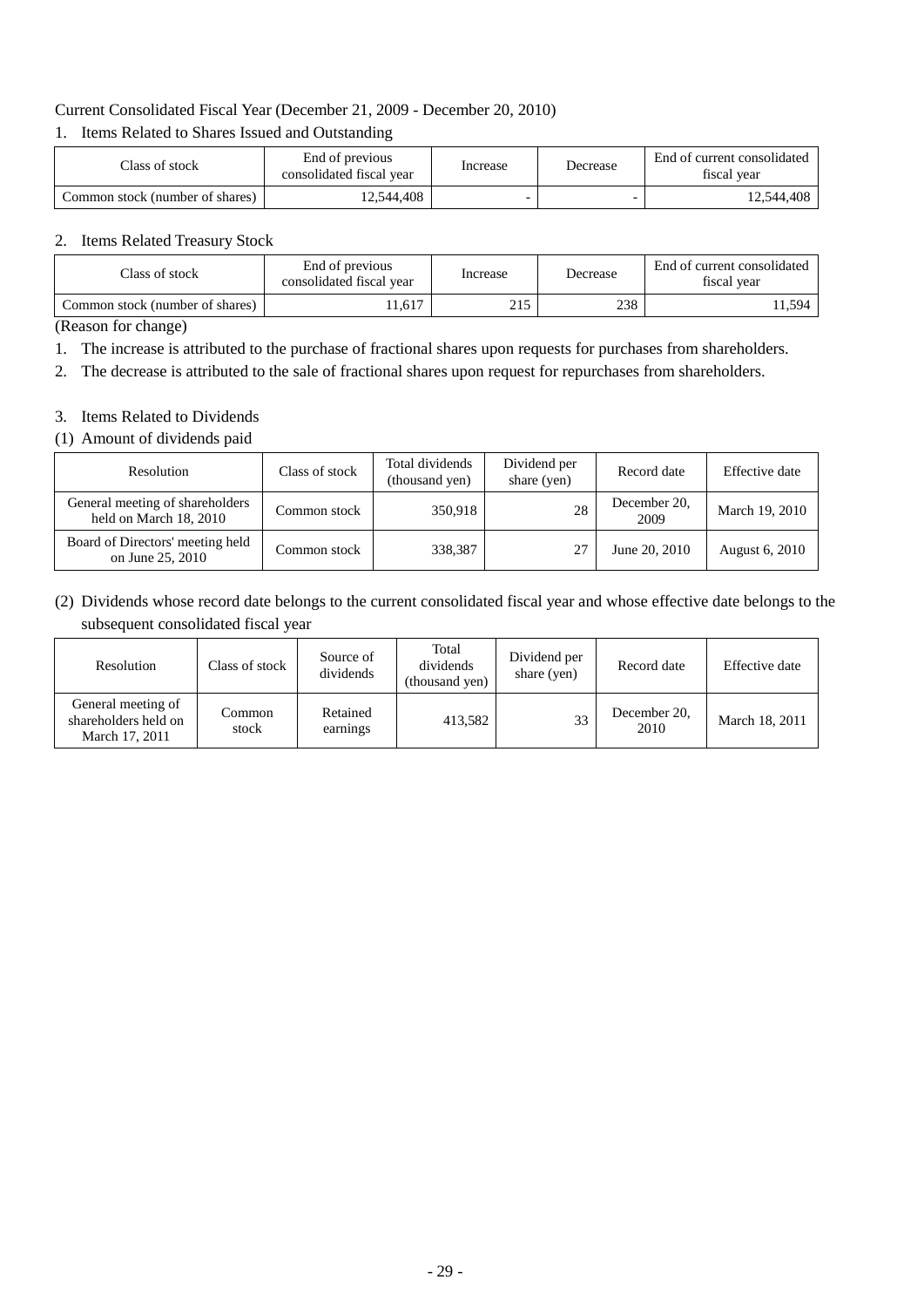Current Consolidated Fiscal Year (December 21, 2009 - December 20, 2010)

1. Items Related to Shares Issued and Outstanding

| Class of stock | End of previous consolidated fiscal year | Increase | Decrease | End of current consolidated fiscal year |
|---|---|---|---|---|
| Common stock (number of shares) | 12,544,408 | - | - | 12,544,408 |

2. Items Related Treasury Stock

| Class of stock | End of previous consolidated fiscal year | Increase | Decrease | End of current consolidated fiscal year |
|---|---|---|---|---|
| Common stock (number of shares) | 11,617 | 215 | 238 | 11,594 |

(Reason for change)

1. The increase is attributed to the purchase of fractional shares upon requests for purchases from shareholders.
2. The decrease is attributed to the sale of fractional shares upon request for repurchases from shareholders.

3. Items Related to Dividends

(1) Amount of dividends paid

| Resolution | Class of stock | Total dividends (thousand yen) | Dividend per share (yen) | Record date | Effective date |
|---|---|---|---|---|---|
| General meeting of shareholders held on March 18, 2010 | Common stock | 350,918 | 28 | December 20, 2009 | March 19, 2010 |
| Board of Directors' meeting held on June 25, 2010 | Common stock | 338,387 | 27 | June 20, 2010 | August 6, 2010 |

(2) Dividends whose record date belongs to the current consolidated fiscal year and whose effective date belongs to the subsequent consolidated fiscal year

| Resolution | Class of stock | Source of dividends | Total dividends (thousand yen) | Dividend per share (yen) | Record date | Effective date |
|---|---|---|---|---|---|---|
| General meeting of shareholders held on March 17, 2011 | Common stock | Retained earnings | 413,582 | 33 | December 20, 2010 | March 18, 2011 |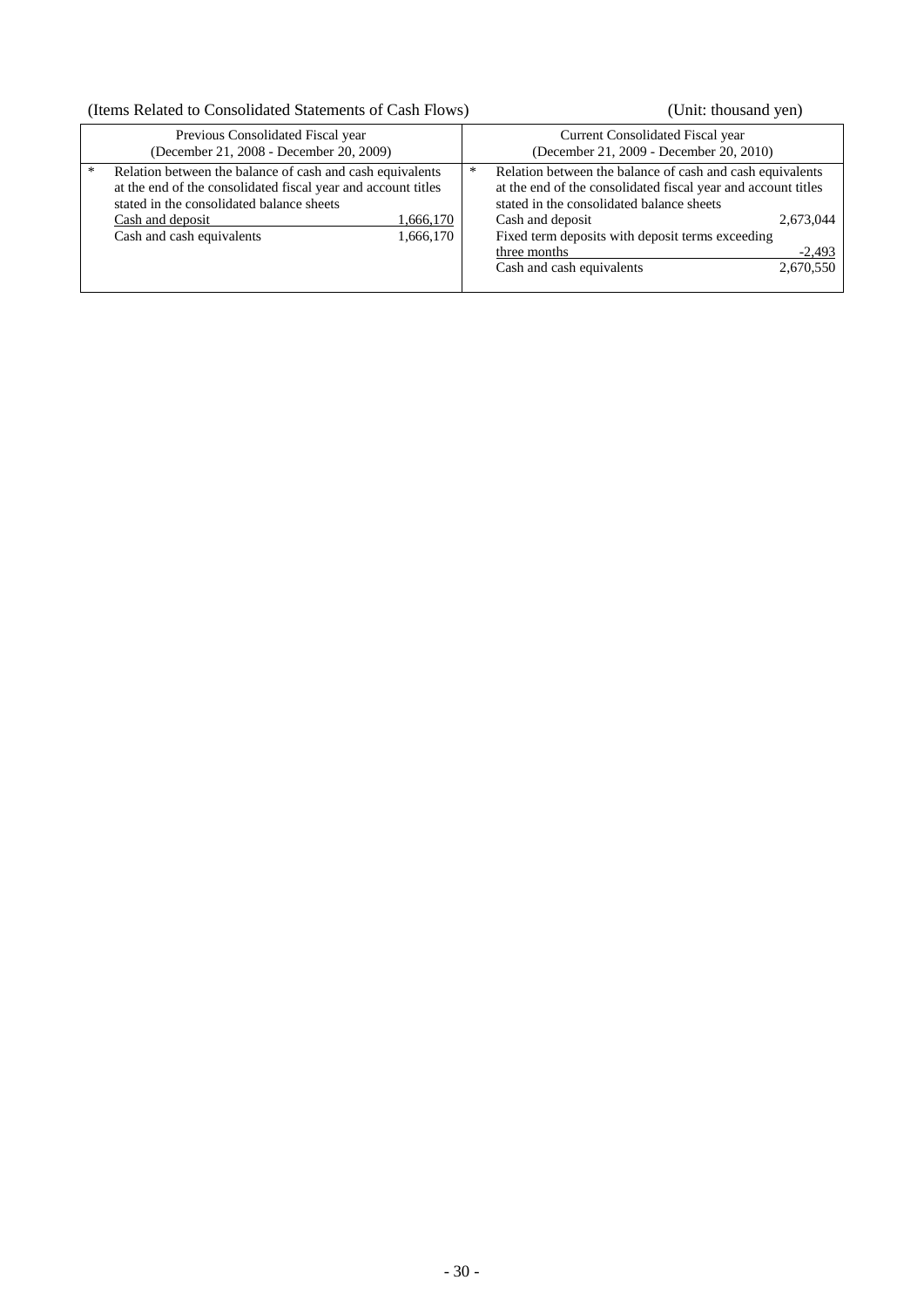(Items Related to Consolidated Statements of Cash Flows) (Unit: thousand yen)

| Previous Consolidated Fiscal year (December 21, 2008 - December 20, 2009) | Current Consolidated Fiscal year (December 21, 2009 - December 20, 2010) |
|---|---|
| * Relation between the balance of cash and cash equivalents at the end of the consolidated fiscal year and account titles stated in the consolidated balance sheets<br>Cash and deposit 1,666,170<br>Cash and cash equivalents 1,666,170 | * Relation between the balance of cash and cash equivalents at the end of the consolidated fiscal year and account titles stated in the consolidated balance sheets<br>Cash and deposit 2,673,044<br>Fixed term deposits with deposit terms exceeding three months -2,493<br>Cash and cash equivalents 2,670,550 |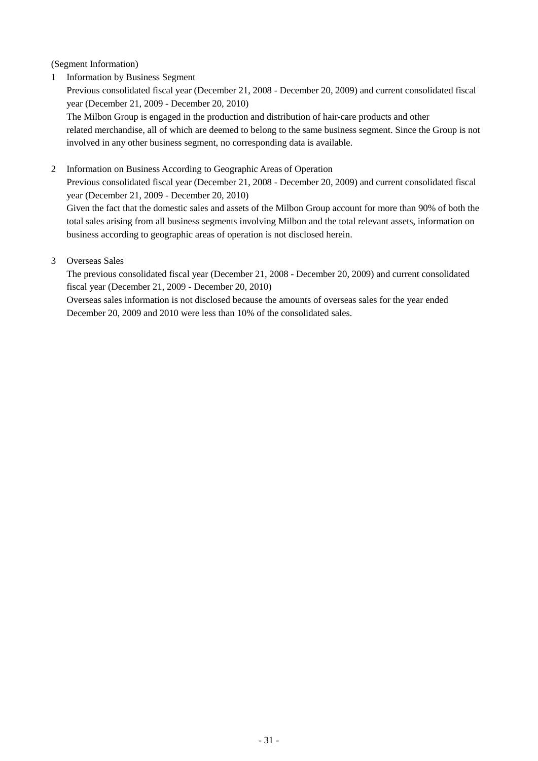(Segment Information)

1 Information by Business Segment

Previous consolidated fiscal year (December 21, 2008 - December 20, 2009) and current consolidated fiscal year (December 21, 2009 - December 20, 2010)

The Milbon Group is engaged in the production and distribution of hair-care products and other related merchandise, all of which are deemed to belong to the same business segment. Since the Group is not involved in any other business segment, no corresponding data is available.

2 Information on Business According to Geographic Areas of Operation

Previous consolidated fiscal year (December 21, 2008 - December 20, 2009) and current consolidated fiscal year (December 21, 2009 - December 20, 2010)

Given the fact that the domestic sales and assets of the Milbon Group account for more than 90% of both the total sales arising from all business segments involving Milbon and the total relevant assets, information on business according to geographic areas of operation is not disclosed herein.

3 Overseas Sales

The previous consolidated fiscal year (December 21, 2008 - December 20, 2009) and current consolidated fiscal year (December 21, 2009 - December 20, 2010)

Overseas sales information is not disclosed because the amounts of overseas sales for the year ended December 20, 2009 and 2010 were less than 10% of the consolidated sales.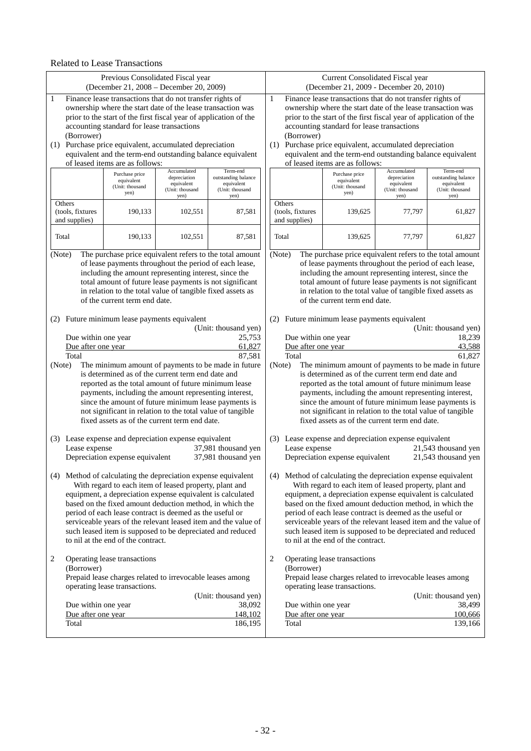Related to Lease Transactions

## Previous Consolidated Fiscal year (December 21, 2008 – December 20, 2009)

1 Finance lease transactions that do not transfer rights of ownership where the start date of the lease transaction was prior to the start of the first fiscal year of application of the accounting standard for lease transactions
(Borrower)

(1) Purchase price equivalent, accumulated depreciation equivalent and the term-end outstanding balance equivalent of leased items are as follows:

| | Purchase price equivalent (Unit: thousand yen) | Accumulated depreciation equivalent (Unit: thousand yen) | Term-end outstanding balance equivalent (Unit: thousand yen) |
|---|---|---|---|
| Others (tools, fixtures and supplies) | 190,133 | 102,551 | 87,581 |
| Total | 190,133 | 102,551 | 87,581 |

(Note) The purchase price equivalent refers to the total amount of lease payments throughout the period of each lease, including the amount representing interest, since the total amount of future lease payments is not significant in relation to the total value of tangible fixed assets as of the current term end date.

(2) Future minimum lease payments equivalent

(Unit: thousand yen)

| | |
|---|---|
| Due within one year | 25,753 |
| Due after one year | 61,827 |
| Total | 87,581 |

(Note) The minimum amount of payments to be made in future is determined as of the current term end date and reported as the total amount of future minimum lease payments, including the amount representing interest, since the amount of future minimum lease payments is not significant in relation to the total value of tangible fixed assets as of the current term end date.

(3) Lease expense and depreciation expense equivalent

| | |
|---|---|
| Lease expense | 37,981 thousand yen |
| Depreciation expense equivalent | 37,981 thousand yen |

(4) Method of calculating the depreciation expense equivalent
With regard to each item of leased property, plant and equipment, a depreciation expense equivalent is calculated based on the fixed amount deduction method, in which the period of each lease contract is deemed as the useful or serviceable years of the relevant leased item and the value of such leased item is supposed to be depreciated and reduced to nil at the end of the contract.

2 Operating lease transactions
(Borrower)
Prepaid lease charges related to irrevocable leases among operating lease transactions.

(Unit: thousand yen)

| | |
|---|---|
| Due within one year | 38,092 |
| Due after one year | 148,102 |
| Total | 186,195 |

## Current Consolidated Fiscal year (December 21, 2009 - December 20, 2010)

1 Finance lease transactions that do not transfer rights of ownership where the start date of the lease transaction was prior to the start of the first fiscal year of application of the accounting standard for lease transactions
(Borrower)

(1) Purchase price equivalent, accumulated depreciation equivalent and the term-end outstanding balance equivalent of leased items are as follows:

| | Purchase price equivalent (Unit: thousand yen) | Accumulated depreciation equivalent (Unit: thousand yen) | Term-end outstanding balance equivalent (Unit: thousand yen) |
|---|---|---|---|
| Others (tools, fixtures and supplies) | 139,625 | 77,797 | 61,827 |
| Total | 139,625 | 77,797 | 61,827 |

(Note) The purchase price equivalent refers to the total amount of lease payments throughout the period of each lease, including the amount representing interest, since the total amount of future lease payments is not significant in relation to the total value of tangible fixed assets as of the current term end date.

(2) Future minimum lease payments equivalent

(Unit: thousand yen)

| | |
|---|---|
| Due within one year | 18,239 |
| Due after one year | 43,588 |
| Total | 61,827 |

(Note) The minimum amount of payments to be made in future is determined as of the current term end date and reported as the total amount of future minimum lease payments, including the amount representing interest, since the amount of future minimum lease payments is not significant in relation to the total value of tangible fixed assets as of the current term end date.

(3) Lease expense and depreciation expense equivalent

| | |
|---|---|
| Lease expense | 21,543 thousand yen |
| Depreciation expense equivalent | 21,543 thousand yen |

(4) Method of calculating the depreciation expense equivalent
With regard to each item of leased property, plant and equipment, a depreciation expense equivalent is calculated based on the fixed amount deduction method, in which the period of each lease contract is deemed as the useful or serviceable years of the relevant leased item and the value of such leased item is supposed to be depreciated and reduced to nil at the end of the contract.

2 Operating lease transactions
(Borrower)
Prepaid lease charges related to irrevocable leases among operating lease transactions.

(Unit: thousand yen)

| | |
|---|---|
| Due within one year | 38,499 |
| Due after one year | 100,666 |
| Total | 139,166 |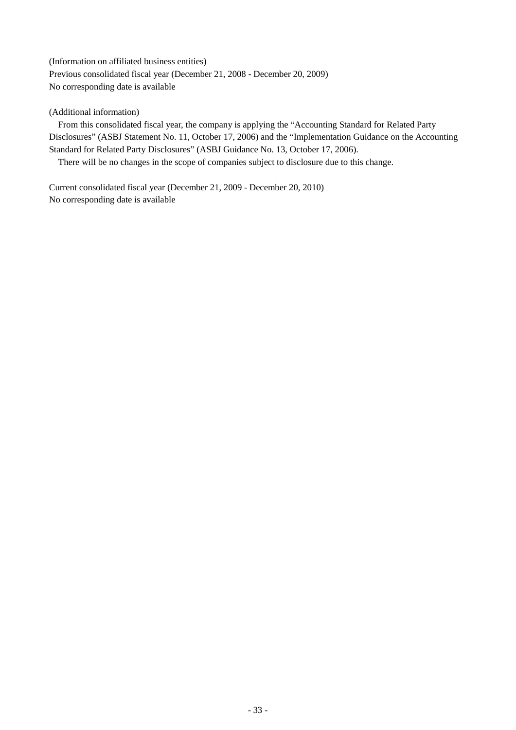(Information on affiliated business entities)

Previous consolidated fiscal year (December 21, 2008 - December 20, 2009)

No corresponding date is available

(Additional information)

From this consolidated fiscal year, the company is applying the “Accounting Standard for Related Party Disclosures” (ASBJ Statement No. 11, October 17, 2006) and the “Implementation Guidance on the Accounting Standard for Related Party Disclosures” (ASBJ Guidance No. 13, October 17, 2006).

There will be no changes in the scope of companies subject to disclosure due to this change.

Current consolidated fiscal year (December 21, 2009 - December 20, 2010)

No corresponding date is available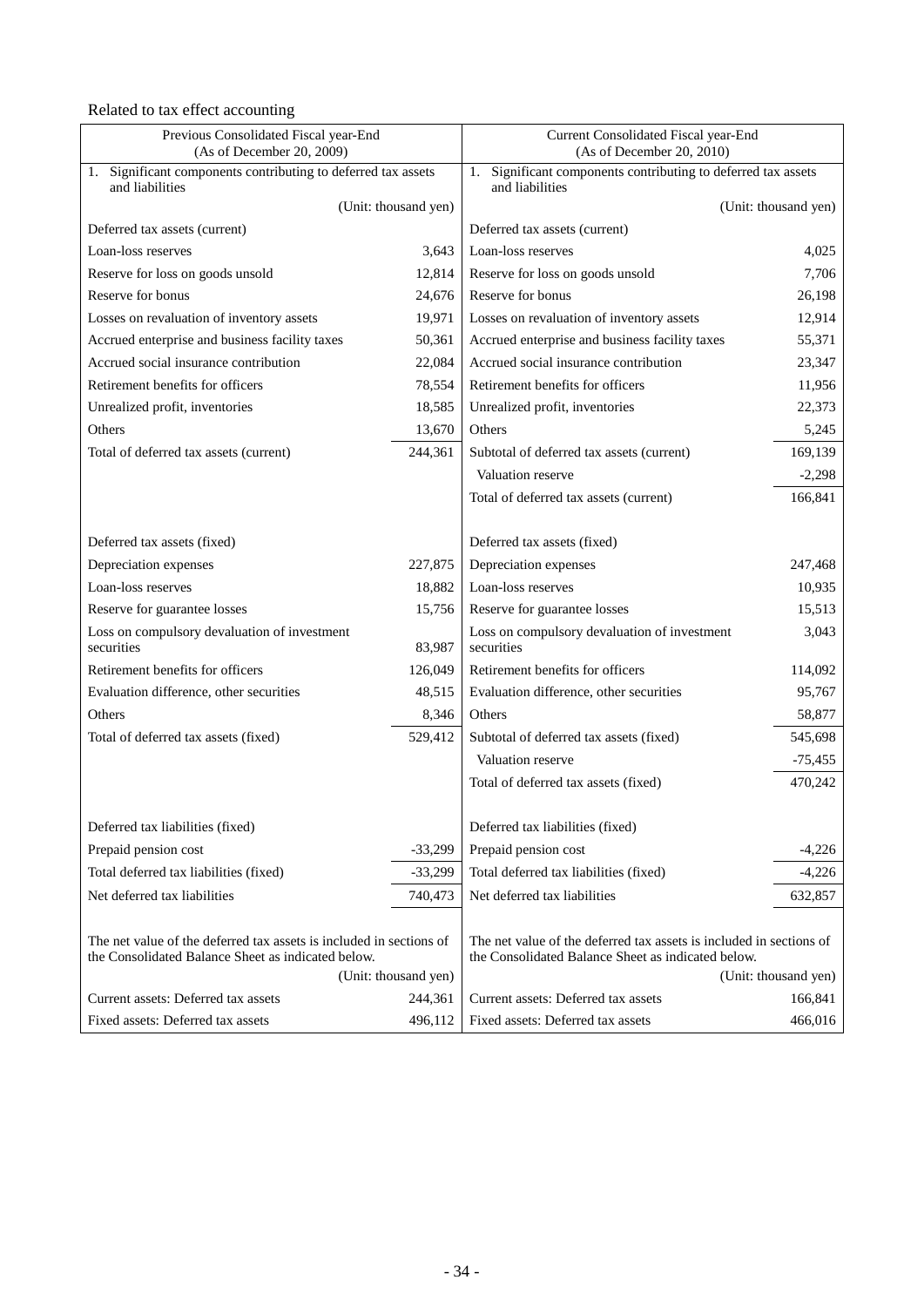Related to tax effect accounting

| Previous Consolidated Fiscal year-End (As of December 20, 2009) | | Current Consolidated Fiscal year-End (As of December 20, 2010) | |
|---|---|---|---|
| 1. Significant components contributing to deferred tax assets and liabilities | | 1. Significant components contributing to deferred tax assets and liabilities | |
| | (Unit: thousand yen) | | (Unit: thousand yen) |
| Deferred tax assets (current) | | Deferred tax assets (current) | |
| Loan-loss reserves | 3,643 | Loan-loss reserves | 4,025 |
| Reserve for loss on goods unsold | 12,814 | Reserve for loss on goods unsold | 7,706 |
| Reserve for bonus | 24,676 | Reserve for bonus | 26,198 |
| Losses on revaluation of inventory assets | 19,971 | Losses on revaluation of inventory assets | 12,914 |
| Accrued enterprise and business facility taxes | 50,361 | Accrued enterprise and business facility taxes | 55,371 |
| Accrued social insurance contribution | 22,084 | Accrued social insurance contribution | 23,347 |
| Retirement benefits for officers | 78,554 | Retirement benefits for officers | 11,956 |
| Unrealized profit, inventories | 18,585 | Unrealized profit, inventories | 22,373 |
| Others | 13,670 | Others | 5,245 |
| Total of deferred tax assets (current) | 244,361 | Subtotal of deferred tax assets (current) | 169,139 |
| | | Valuation reserve | -2,298 |
| | | Total of deferred tax assets (current) | 166,841 |
| Deferred tax assets (fixed) | | Deferred tax assets (fixed) | |
| Depreciation expenses | 227,875 | Depreciation expenses | 247,468 |
| Loan-loss reserves | 18,882 | Loan-loss reserves | 10,935 |
| Reserve for guarantee losses | 15,756 | Reserve for guarantee losses | 15,513 |
| Loss on compulsory devaluation of investment securities | 83,987 | Loss on compulsory devaluation of investment securities | 3,043 |
| Retirement benefits for officers | 126,049 | Retirement benefits for officers | 114,092 |
| Evaluation difference, other securities | 48,515 | Evaluation difference, other securities | 95,767 |
| Others | 8,346 | Others | 58,877 |
| Total of deferred tax assets (fixed) | 529,412 | Subtotal of deferred tax assets (fixed) | 545,698 |
| | | Valuation reserve | -75,455 |
| | | Total of deferred tax assets (fixed) | 470,242 |
| Deferred tax liabilities (fixed) | | Deferred tax liabilities (fixed) | |
| Prepaid pension cost | -33,299 | Prepaid pension cost | -4,226 |
| Total deferred tax liabilities (fixed) | -33,299 | Total deferred tax liabilities (fixed) | -4,226 |
| Net deferred tax liabilities | 740,473 | Net deferred tax liabilities | 632,857 |
| The net value of the deferred tax assets is included in sections of the Consolidated Balance Sheet as indicated below. | | The net value of the deferred tax assets is included in sections of the Consolidated Balance Sheet as indicated below. | |
| | (Unit: thousand yen) | | (Unit: thousand yen) |
| Current assets: Deferred tax assets | 244,361 | Current assets: Deferred tax assets | 166,841 |
| Fixed assets: Deferred tax assets | 496,112 | Fixed assets: Deferred tax assets | 466,016 |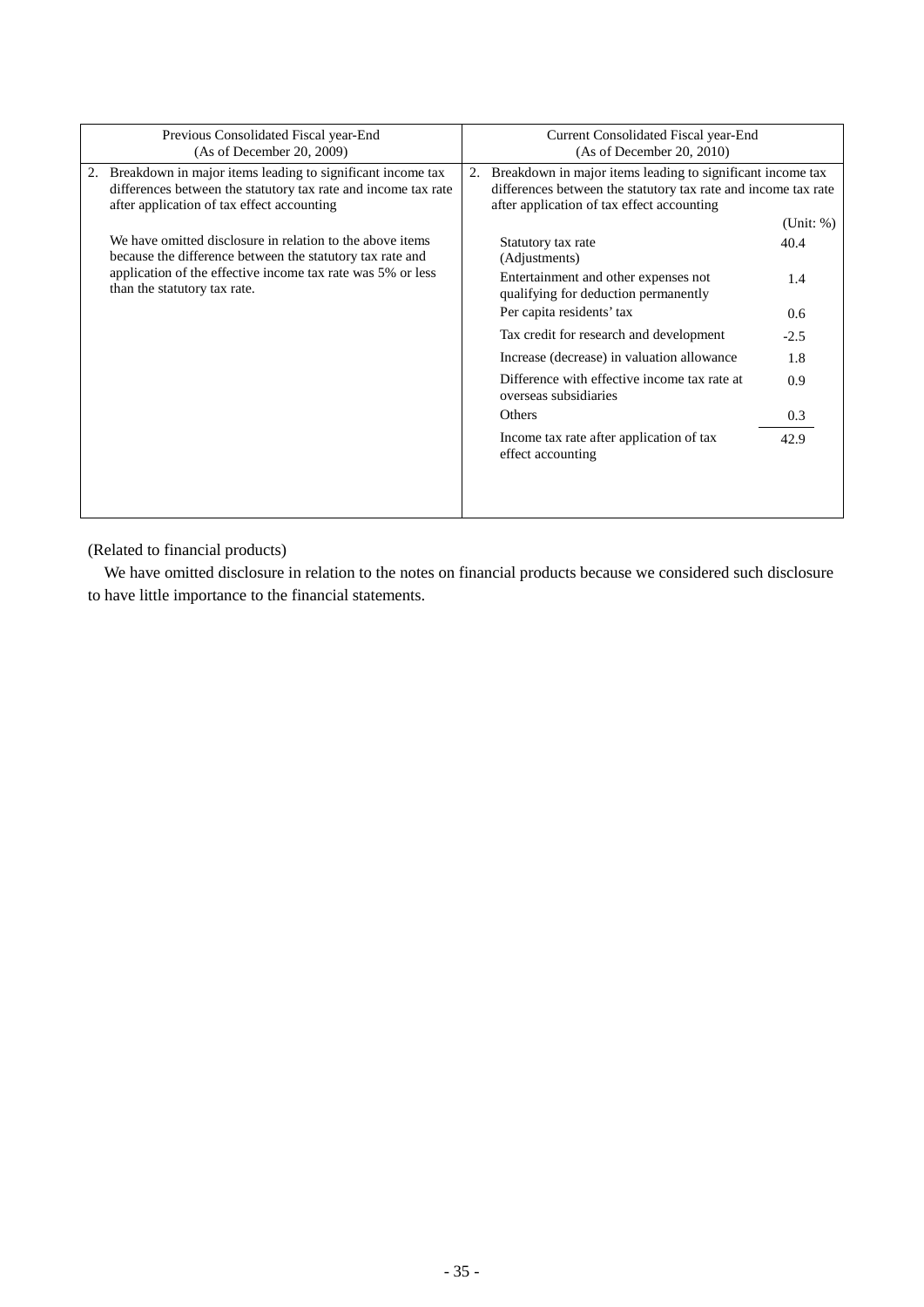| Previous Consolidated Fiscal year-End (As of December 20, 2009) | Current Consolidated Fiscal year-End (As of December 20, 2010) |
|---|---|
| 2. Breakdown in major items leading to significant income tax differences between the statutory tax rate and income tax rate after application of tax effect accounting<br><br>We have omitted disclosure in relation to the above items because the difference between the statutory tax rate and application of the effective income tax rate was 5% or less than the statutory tax rate. | 2. Breakdown in major items leading to significant income tax differences between the statutory tax rate and income tax rate after application of tax effect accounting |

| | (Unit: %) |
|---|---|
| Statutory tax rate | 40.4 |
| (Adjustments) | |
| Entertainment and other expenses not qualifying for deduction permanently | 1.4 |
| Per capita residents' tax | 0.6 |
| Tax credit for research and development | -2.5 |
| Increase (decrease) in valuation allowance | 1.8 |
| Difference with effective income tax rate at overseas subsidiaries | 0.9 |
| Others | 0.3 |
| Income tax rate after application of tax effect accounting | 42.9 |

(Related to financial products)

We have omitted disclosure in relation to the notes on financial products because we considered such disclosure to have little importance to the financial statements.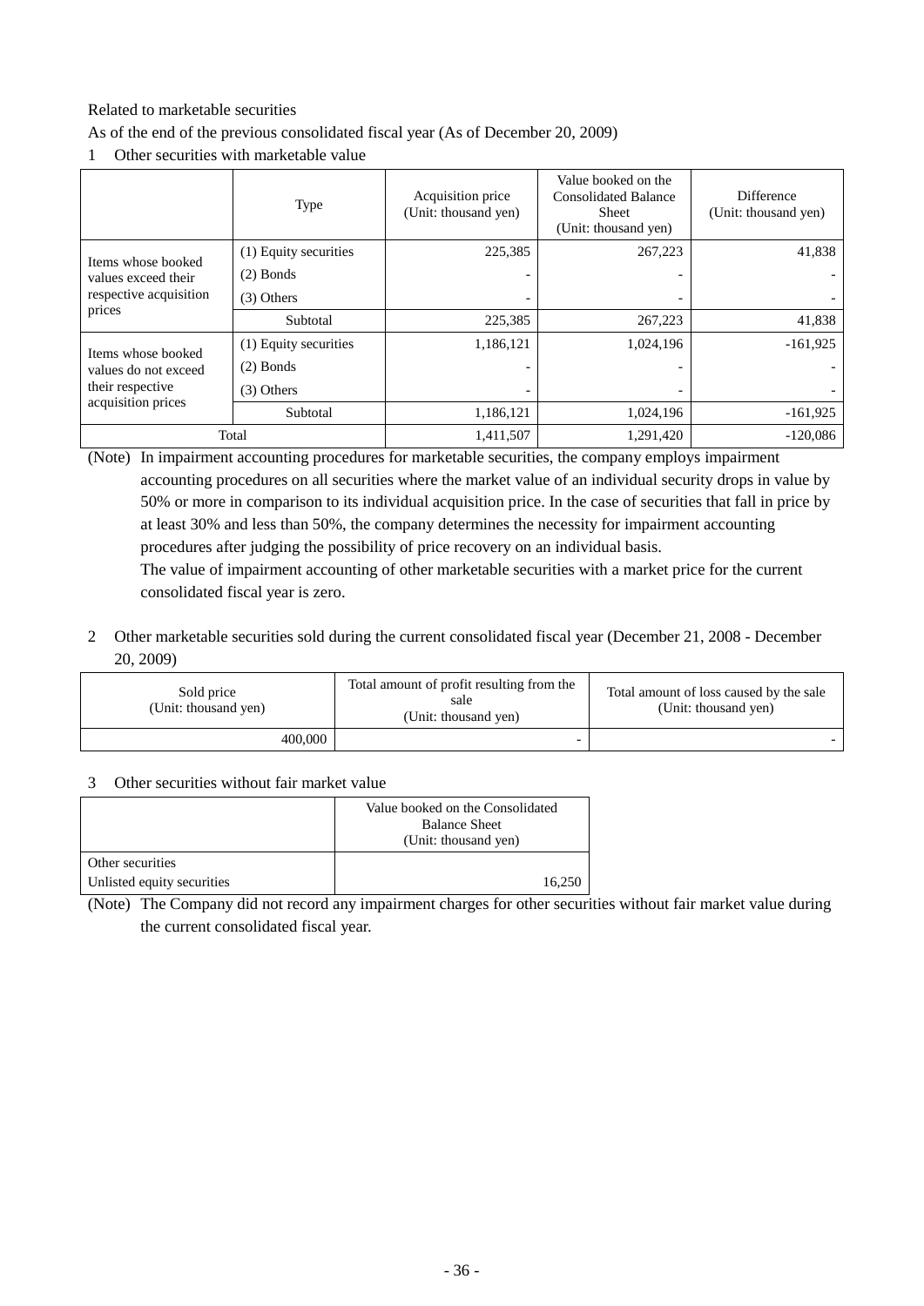Related to marketable securities

As of the end of the previous consolidated fiscal year (As of December 20, 2009)

1 Other securities with marketable value

| | Type | Acquisition price (Unit: thousand yen) | Value booked on the Consolidated Balance Sheet (Unit: thousand yen) | Difference (Unit: thousand yen) |
|---|---|---|---|---|
| Items whose booked values exceed their respective acquisition prices | (1) Equity securities | 225,385 | 267,223 | 41,838 |
| | (2) Bonds | - | - | - |
| | (3) Others | - | - | - |
| | Subtotal | 225,385 | 267,223 | 41,838 |
| Items whose booked values do not exceed their respective acquisition prices | (1) Equity securities | 1,186,121 | 1,024,196 | -161,925 |
| | (2) Bonds | - | - | - |
| | (3) Others | - | - | - |
| | Subtotal | 1,186,121 | 1,024,196 | -161,925 |
| Total | | 1,411,507 | 1,291,420 | -120,086 |

(Note) In impairment accounting procedures for marketable securities, the company employs impairment accounting procedures on all securities where the market value of an individual security drops in value by 50% or more in comparison to its individual acquisition price. In the case of securities that fall in price by at least 30% and less than 50%, the company determines the necessity for impairment accounting procedures after judging the possibility of price recovery on an individual basis.
The value of impairment accounting of other marketable securities with a market price for the current consolidated fiscal year is zero.

2 Other marketable securities sold during the current consolidated fiscal year (December 21, 2008 - December 20, 2009)

| Sold price (Unit: thousand yen) | Total amount of profit resulting from the sale (Unit: thousand yen) | Total amount of loss caused by the sale (Unit: thousand yen) |
|---|---|---|
| 400,000 | - | - |

3 Other securities without fair market value

| | Value booked on the Consolidated Balance Sheet (Unit: thousand yen) |
|---|---|
| Other securities<br>Unlisted equity securities | 16,250 |

(Note) The Company did not record any impairment charges for other securities without fair market value during the current consolidated fiscal year.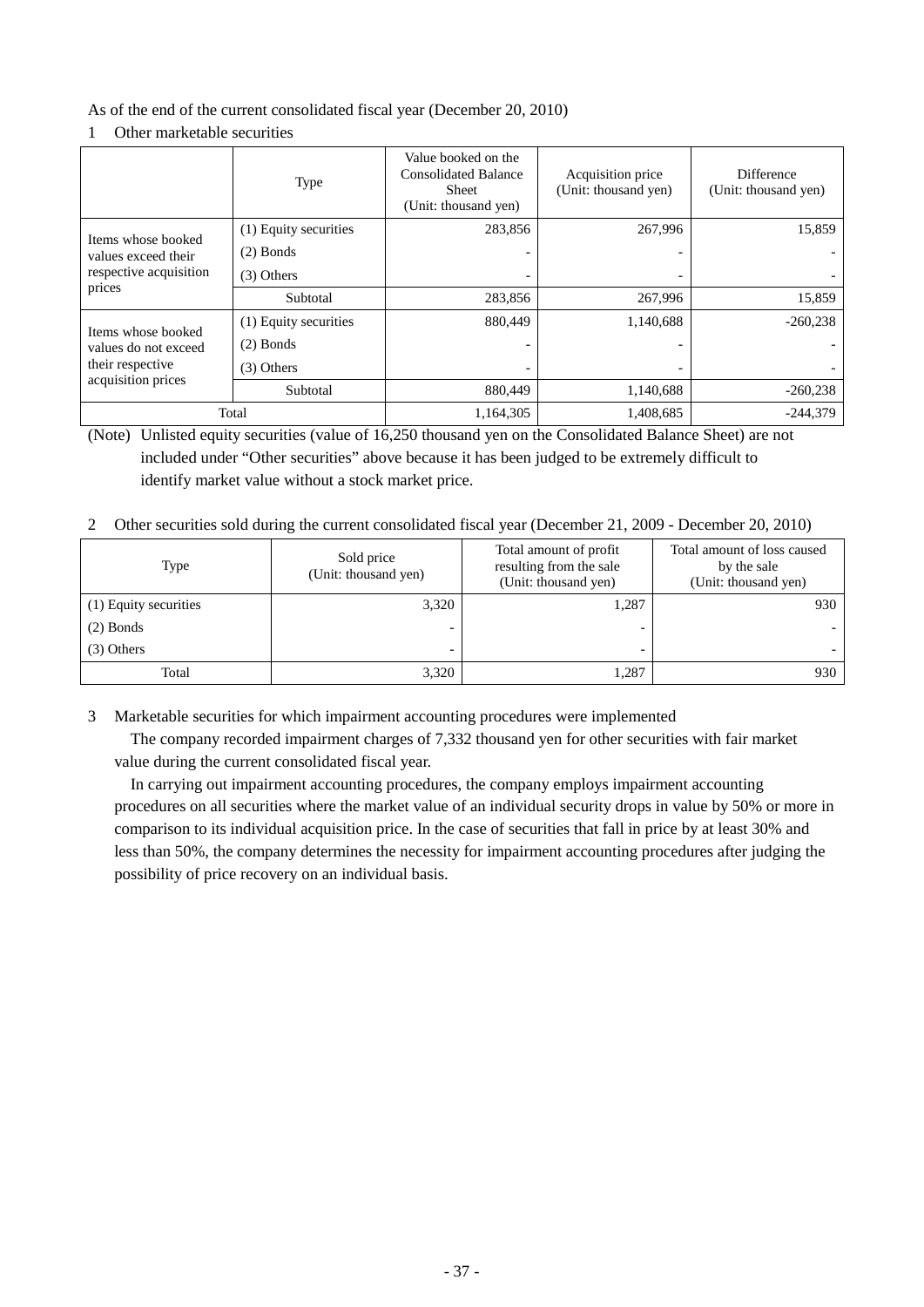As of the end of the current consolidated fiscal year (December 20, 2010)

1　Other marketable securities

| | Type | Value booked on the Consolidated Balance Sheet (Unit: thousand yen) | Acquisition price (Unit: thousand yen) | Difference (Unit: thousand yen) |
|---|---|---|---|---|
| Items whose booked values exceed their respective acquisition prices | (1) Equity securities | 283,856 | 267,996 | 15,859 |
| | (2) Bonds | - | - | - |
| | (3) Others | - | - | - |
| | Subtotal | 283,856 | 267,996 | 15,859 |
| Items whose booked values do not exceed their respective acquisition prices | (1) Equity securities | 880,449 | 1,140,688 | -260,238 |
| | (2) Bonds | - | - | - |
| | (3) Others | - | - | - |
| | Subtotal | 880,449 | 1,140,688 | -260,238 |
| Total | | 1,164,305 | 1,408,685 | -244,379 |

(Note)　Unlisted equity securities (value of 16,250 thousand yen on the Consolidated Balance Sheet) are not included under “Other securities” above because it has been judged to be extremely difficult to identify market value without a stock market price.

2　Other securities sold during the current consolidated fiscal year (December 21, 2009 - December 20, 2010)

| Type | Sold price (Unit: thousand yen) | Total amount of profit resulting from the sale (Unit: thousand yen) | Total amount of loss caused by the sale (Unit: thousand yen) |
|---|---|---|---|
| (1) Equity securities | 3,320 | 1,287 | 930 |
| (2) Bonds | - | - | - |
| (3) Others | - | - | - |
| Total | 3,320 | 1,287 | 930 |

3　Marketable securities for which impairment accounting procedures were implemented

The company recorded impairment charges of 7,332 thousand yen for other securities with fair market value during the current consolidated fiscal year.

In carrying out impairment accounting procedures, the company employs impairment accounting procedures on all securities where the market value of an individual security drops in value by 50% or more in comparison to its individual acquisition price. In the case of securities that fall in price by at least 30% and less than 50%, the company determines the necessity for impairment accounting procedures after judging the possibility of price recovery on an individual basis.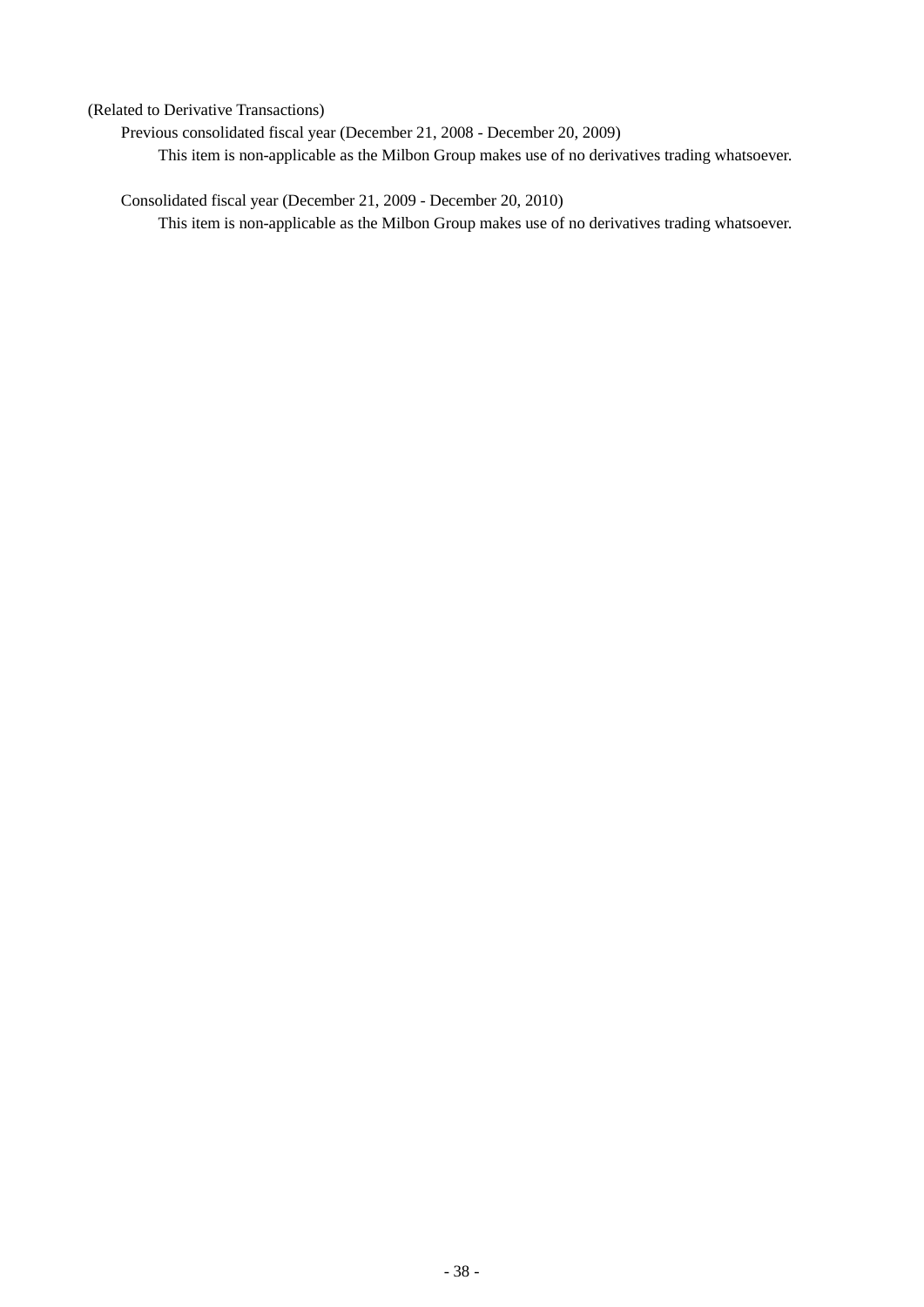(Related to Derivative Transactions)

Previous consolidated fiscal year (December 21, 2008 - December 20, 2009)

This item is non-applicable as the Milbon Group makes use of no derivatives trading whatsoever.

Consolidated fiscal year (December 21, 2009 - December 20, 2010)

This item is non-applicable as the Milbon Group makes use of no derivatives trading whatsoever.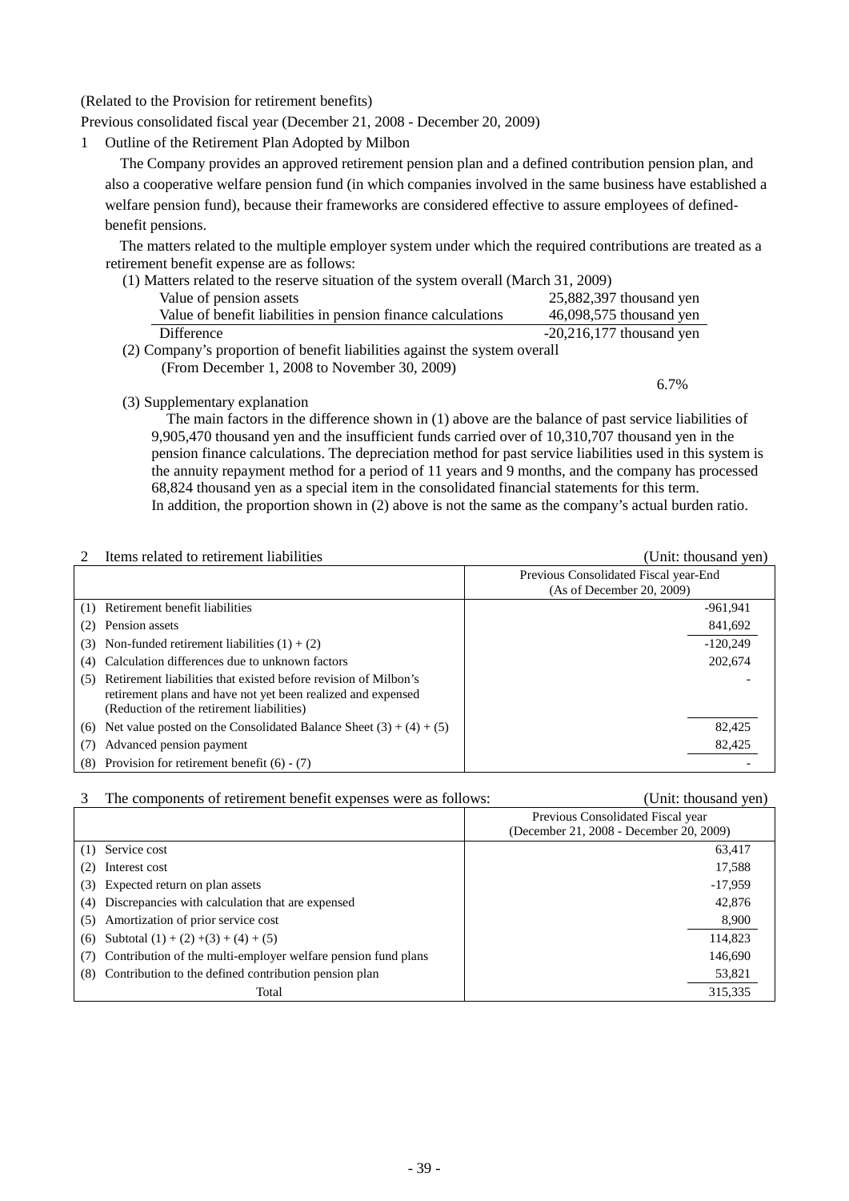(Related to the Provision for retirement benefits)

Previous consolidated fiscal year (December 21, 2008 - December 20, 2009)

1 Outline of the Retirement Plan Adopted by Milbon

The Company provides an approved retirement pension plan and a defined contribution pension plan, and also a cooperative welfare pension fund (in which companies involved in the same business have established a welfare pension fund), because their frameworks are considered effective to assure employees of defined-benefit pensions.

The matters related to the multiple employer system under which the required contributions are treated as a retirement benefit expense are as follows:

(1) Matters related to the reserve situation of the system overall (March 31, 2009)

| | |
|---|---|
| Value of pension assets | 25,882,397 thousand yen |
| Value of benefit liabilities in pension finance calculations | 46,098,575 thousand yen |
| Difference | -20,216,177 thousand yen |

(2) Company's proportion of benefit liabilities against the system overall
(From December 1, 2008 to November 30, 2009)

6.7%

(3) Supplementary explanation

The main factors in the difference shown in (1) above are the balance of past service liabilities of 9,905,470 thousand yen and the insufficient funds carried over of 10,310,707 thousand yen in the pension finance calculations. The depreciation method for past service liabilities used in this system is the annuity repayment method for a period of 11 years and 9 months, and the company has processed 68,824 thousand yen as a special item in the consolidated financial statements for this term.
In addition, the proportion shown in (2) above is not the same as the company's actual burden ratio.

2 Items related to retirement liabilities (Unit: thousand yen)

| | Previous Consolidated Fiscal year-End (As of December 20, 2009) |
|---|---|
| (1) Retirement benefit liabilities | -961,941 |
| (2) Pension assets | 841,692 |
| (3) Non-funded retirement liabilities (1) + (2) | -120,249 |
| (4) Calculation differences due to unknown factors | 202,674 |
| (5) Retirement liabilities that existed before revision of Milbon's retirement plans and have not yet been realized and expensed (Reduction of the retirement liabilities) | - |
| (6) Net value posted on the Consolidated Balance Sheet (3) + (4) + (5) | 82,425 |
| (7) Advanced pension payment | 82,425 |
| (8) Provision for retirement benefit (6) - (7) | - |

3 The components of retirement benefit expenses were as follows: (Unit: thousand yen)

| | Previous Consolidated Fiscal year (December 21, 2008 - December 20, 2009) |
|---|---|
| (1) Service cost | 63,417 |
| (2) Interest cost | 17,588 |
| (3) Expected return on plan assets | -17,959 |
| (4) Discrepancies with calculation that are expensed | 42,876 |
| (5) Amortization of prior service cost | 8,900 |
| (6) Subtotal (1) + (2) +(3) + (4) + (5) | 114,823 |
| (7) Contribution of the multi-employer welfare pension fund plans | 146,690 |
| (8) Contribution to the defined contribution pension plan | 53,821 |
| Total | 315,335 |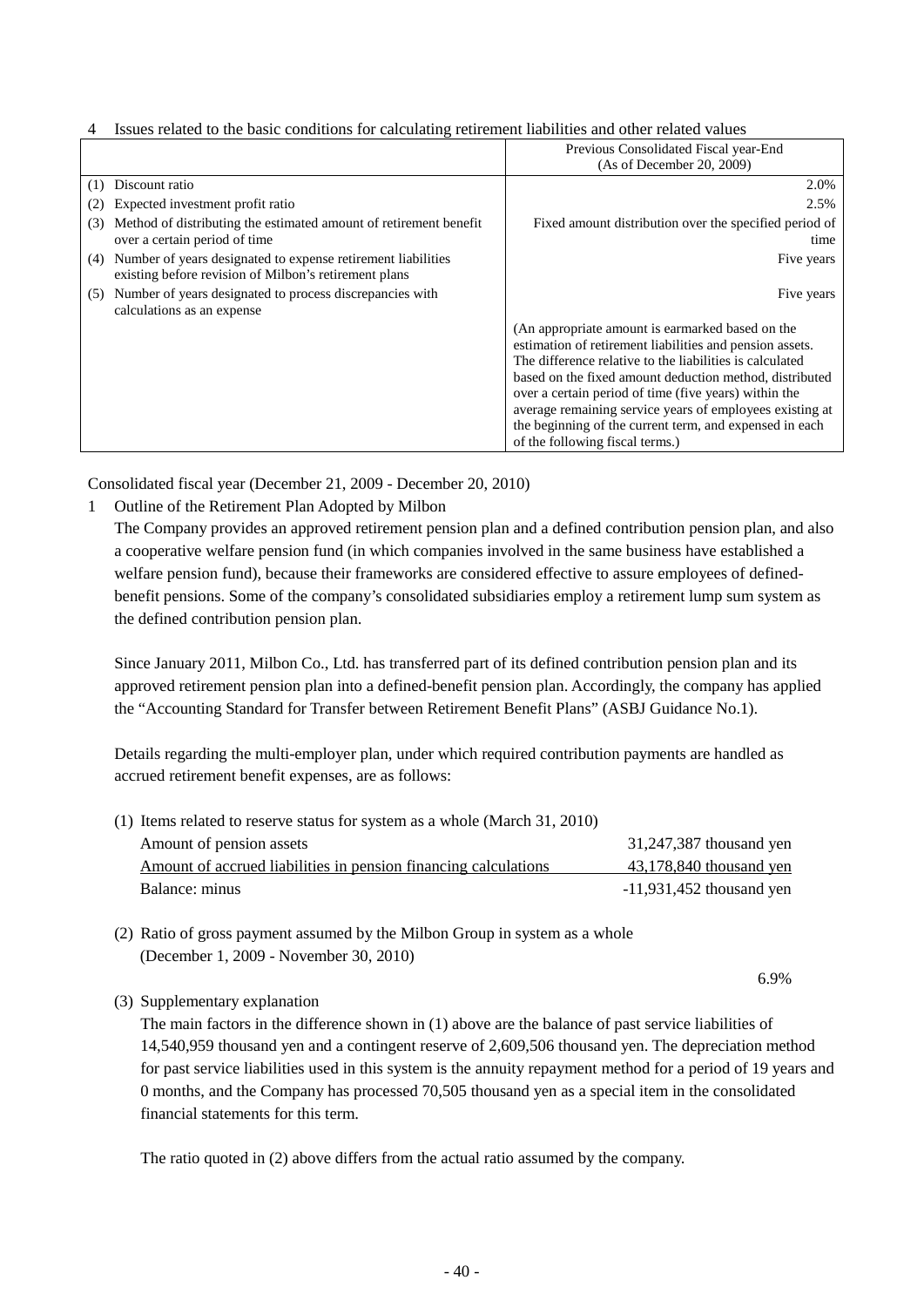4 Issues related to the basic conditions for calculating retirement liabilities and other related values

| | Previous Consolidated Fiscal year-End (As of December 20, 2009) |
|---|---|
| (1) Discount ratio | 2.0% |
| (2) Expected investment profit ratio | 2.5% |
| (3) Method of distributing the estimated amount of retirement benefit over a certain period of time | Fixed amount distribution over the specified period of time |
| (4) Number of years designated to expense retirement liabilities existing before revision of Milbon's retirement plans | Five years |
| (5) Number of years designated to process discrepancies with calculations as an expense | Five years<br><br>(An appropriate amount is earmarked based on the estimation of retirement liabilities and pension assets. The difference relative to the liabilities is calculated based on the fixed amount deduction method, distributed over a certain period of time (five years) within the average remaining service years of employees existing at the beginning of the current term, and expensed in each of the following fiscal terms.) |

Consolidated fiscal year (December 21, 2009 - December 20, 2010)

1 Outline of the Retirement Plan Adopted by Milbon

The Company provides an approved retirement pension plan and a defined contribution pension plan, and also a cooperative welfare pension fund (in which companies involved in the same business have established a welfare pension fund), because their frameworks are considered effective to assure employees of defined-benefit pensions. Some of the company's consolidated subsidiaries employ a retirement lump sum system as the defined contribution pension plan.

Since January 2011, Milbon Co., Ltd. has transferred part of its defined contribution pension plan and its approved retirement pension plan into a defined-benefit pension plan. Accordingly, the company has applied the "Accounting Standard for Transfer between Retirement Benefit Plans" (ASBJ Guidance No.1).

Details regarding the multi-employer plan, under which required contribution payments are handled as accrued retirement benefit expenses, are as follows:

(1) Items related to reserve status for system as a whole (March 31, 2010)

| | |
|---|---|
| Amount of pension assets | 31,247,387 thousand yen |
| Amount of accrued liabilities in pension financing calculations | 43,178,840 thousand yen |
| Balance: minus | -11,931,452 thousand yen |

(2) Ratio of gross payment assumed by the Milbon Group in system as a whole (December 1, 2009 - November 30, 2010)

6.9%

(3) Supplementary explanation

The main factors in the difference shown in (1) above are the balance of past service liabilities of 14,540,959 thousand yen and a contingent reserve of 2,609,506 thousand yen. The depreciation method for past service liabilities used in this system is the annuity repayment method for a period of 19 years and 0 months, and the Company has processed 70,505 thousand yen as a special item in the consolidated financial statements for this term.

The ratio quoted in (2) above differs from the actual ratio assumed by the company.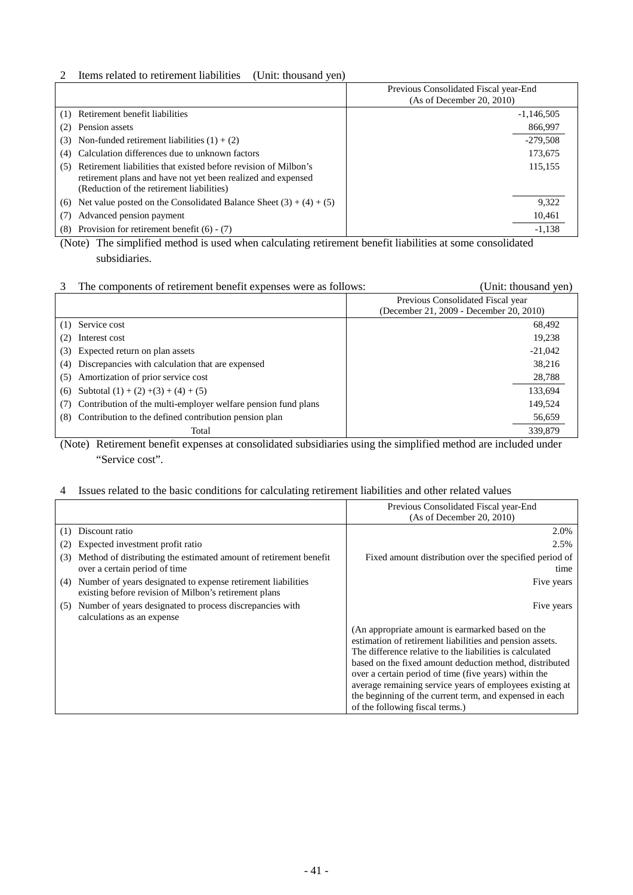2 Items related to retirement liabilities (Unit: thousand yen)

| | Previous Consolidated Fiscal year-End (As of December 20, 2010) |
|---|---|
| (1) Retirement benefit liabilities | -1,146,505 |
| (2) Pension assets | 866,997 |
| (3) Non-funded retirement liabilities (1) + (2) | -279,508 |
| (4) Calculation differences due to unknown factors | 173,675 |
| (5) Retirement liabilities that existed before revision of Milbon's retirement plans and have not yet been realized and expensed (Reduction of the retirement liabilities) | 115,155 |
| (6) Net value posted on the Consolidated Balance Sheet (3) + (4) + (5) | 9,322 |
| (7) Advanced pension payment | 10,461 |
| (8) Provision for retirement benefit (6) - (7) | -1,138 |

(Note) The simplified method is used when calculating retirement benefit liabilities at some consolidated subsidiaries.

3 The components of retirement benefit expenses were as follows: (Unit: thousand yen)

| | Previous Consolidated Fiscal year (December 21, 2009 - December 20, 2010) |
|---|---|
| (1) Service cost | 68,492 |
| (2) Interest cost | 19,238 |
| (3) Expected return on plan assets | -21,042 |
| (4) Discrepancies with calculation that are expensed | 38,216 |
| (5) Amortization of prior service cost | 28,788 |
| (6) Subtotal (1) + (2) +(3) + (4) + (5) | 133,694 |
| (7) Contribution of the multi-employer welfare pension fund plans | 149,524 |
| (8) Contribution to the defined contribution pension plan | 56,659 |
| Total | 339,879 |

(Note) Retirement benefit expenses at consolidated subsidiaries using the simplified method are included under "Service cost".

4 Issues related to the basic conditions for calculating retirement liabilities and other related values

| | Previous Consolidated Fiscal year-End (As of December 20, 2010) |
|---|---|
| (1) Discount ratio | 2.0% |
| (2) Expected investment profit ratio | 2.5% |
| (3) Method of distributing the estimated amount of retirement benefit over a certain period of time | Fixed amount distribution over the specified period of time |
| (4) Number of years designated to expense retirement liabilities existing before revision of Milbon's retirement plans | Five years |
| (5) Number of years designated to process discrepancies with calculations as an expense | Five years |
| | (An appropriate amount is earmarked based on the estimation of retirement liabilities and pension assets. The difference relative to the liabilities is calculated based on the fixed amount deduction method, distributed over a certain period of time (five years) within the average remaining service years of employees existing at the beginning of the current term, and expensed in each of the following fiscal terms.) |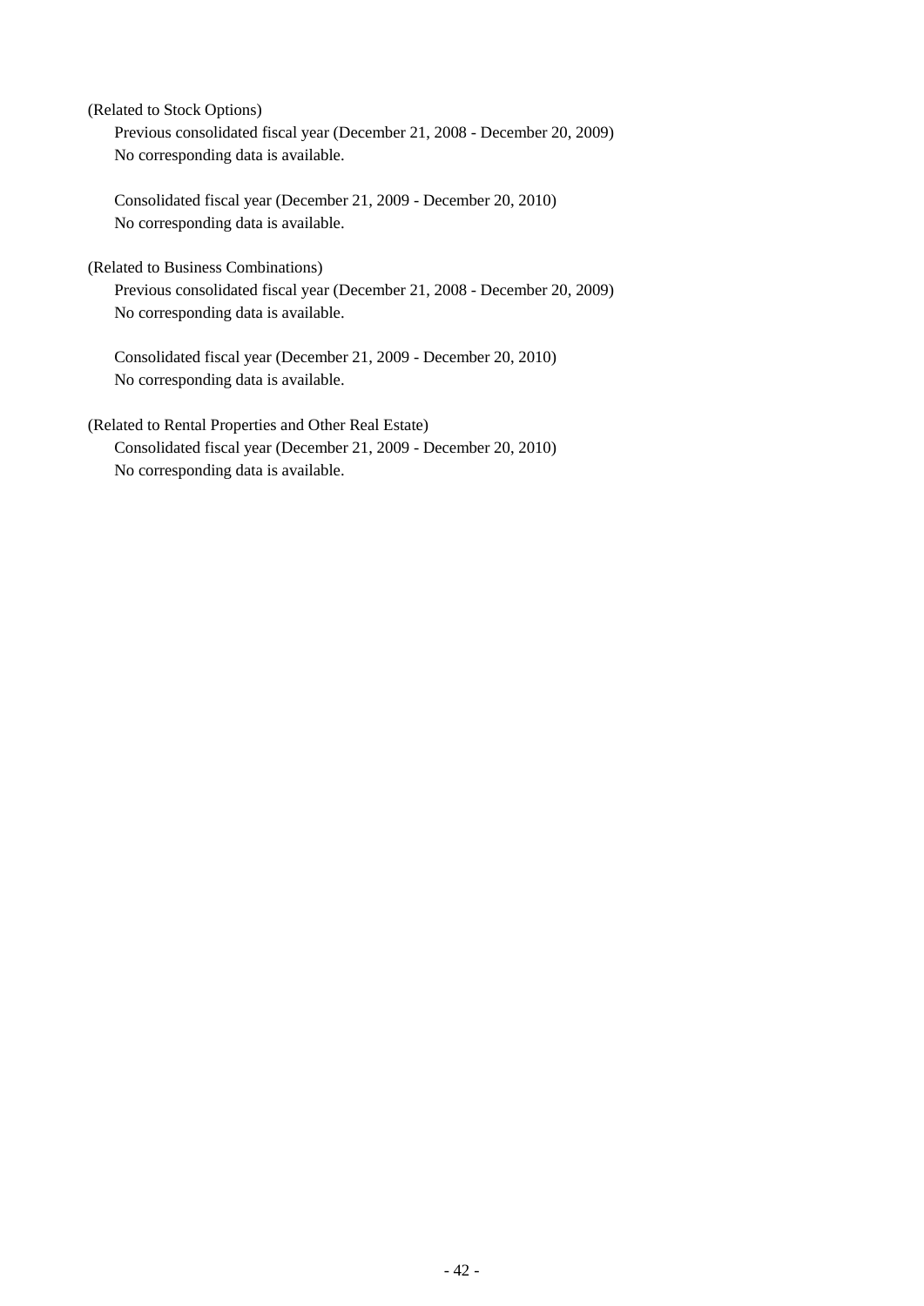(Related to Stock Options)

Previous consolidated fiscal year (December 21, 2008 - December 20, 2009)
No corresponding data is available.

Consolidated fiscal year (December 21, 2009 - December 20, 2010)
No corresponding data is available.

(Related to Business Combinations)

Previous consolidated fiscal year (December 21, 2008 - December 20, 2009)
No corresponding data is available.

Consolidated fiscal year (December 21, 2009 - December 20, 2010)
No corresponding data is available.

(Related to Rental Properties and Other Real Estate)

Consolidated fiscal year (December 21, 2009 - December 20, 2010)
No corresponding data is available.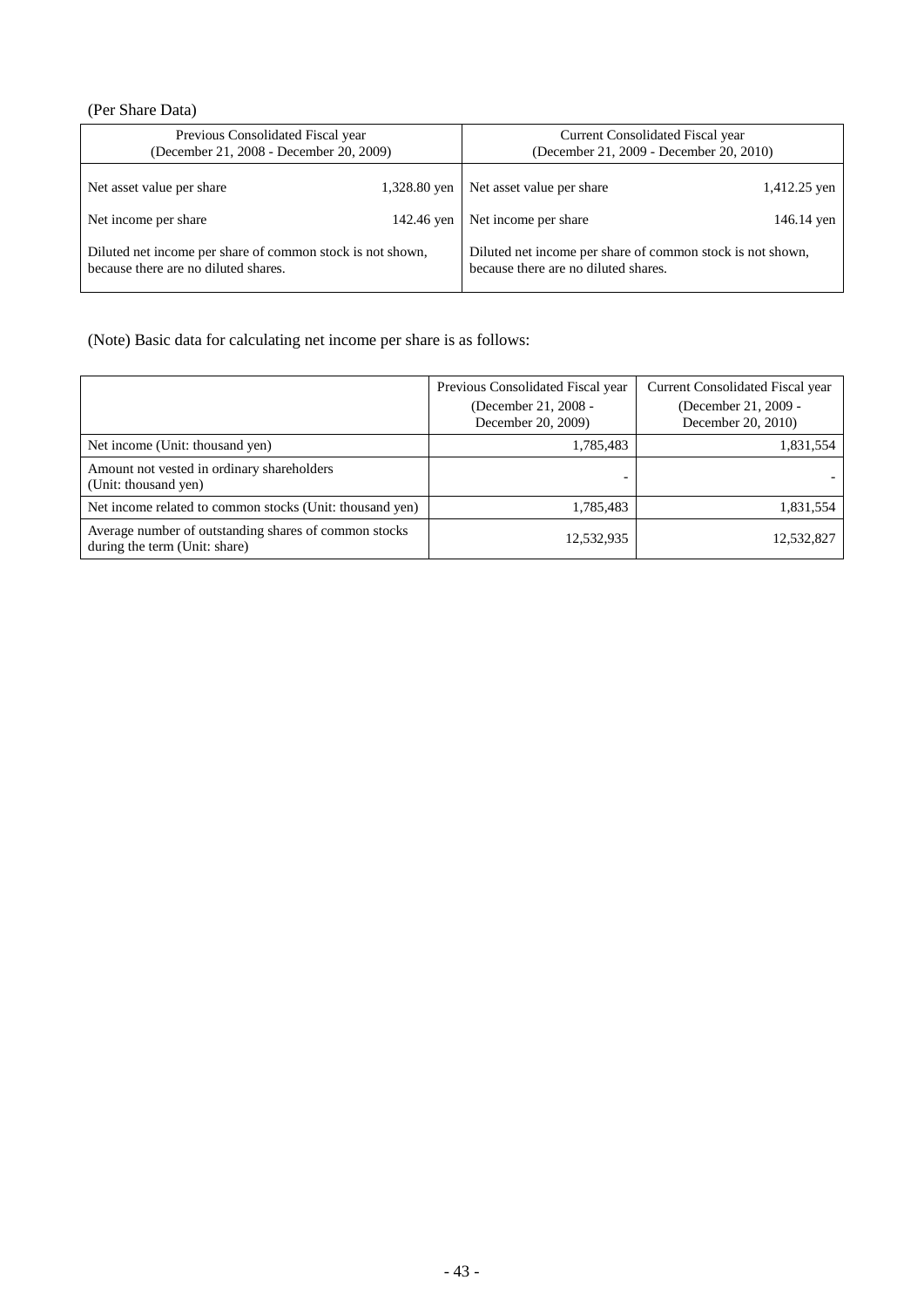(Per Share Data)

| Previous Consolidated Fiscal year (December 21, 2008 - December 20, 2009) | | Current Consolidated Fiscal year (December 21, 2009 - December 20, 2010) | |
|---|---|---|---|
| Net asset value per share | 1,328.80 yen | Net asset value per share | 1,412.25 yen |
| Net income per share | 142.46 yen | Net income per share | 146.14 yen |
| Diluted net income per share of common stock is not shown, because there are no diluted shares. | | Diluted net income per share of common stock is not shown, because there are no diluted shares. | |

(Note) Basic data for calculating net income per share is as follows:

| | Previous Consolidated Fiscal year (December 21, 2008 - December 20, 2009) | Current Consolidated Fiscal year (December 21, 2009 - December 20, 2010) |
|---|---|---|
| Net income (Unit: thousand yen) | 1,785,483 | 1,831,554 |
| Amount not vested in ordinary shareholders (Unit: thousand yen) | - | - |
| Net income related to common stocks (Unit: thousand yen) | 1,785,483 | 1,831,554 |
| Average number of outstanding shares of common stocks during the term (Unit: share) | 12,532,935 | 12,532,827 |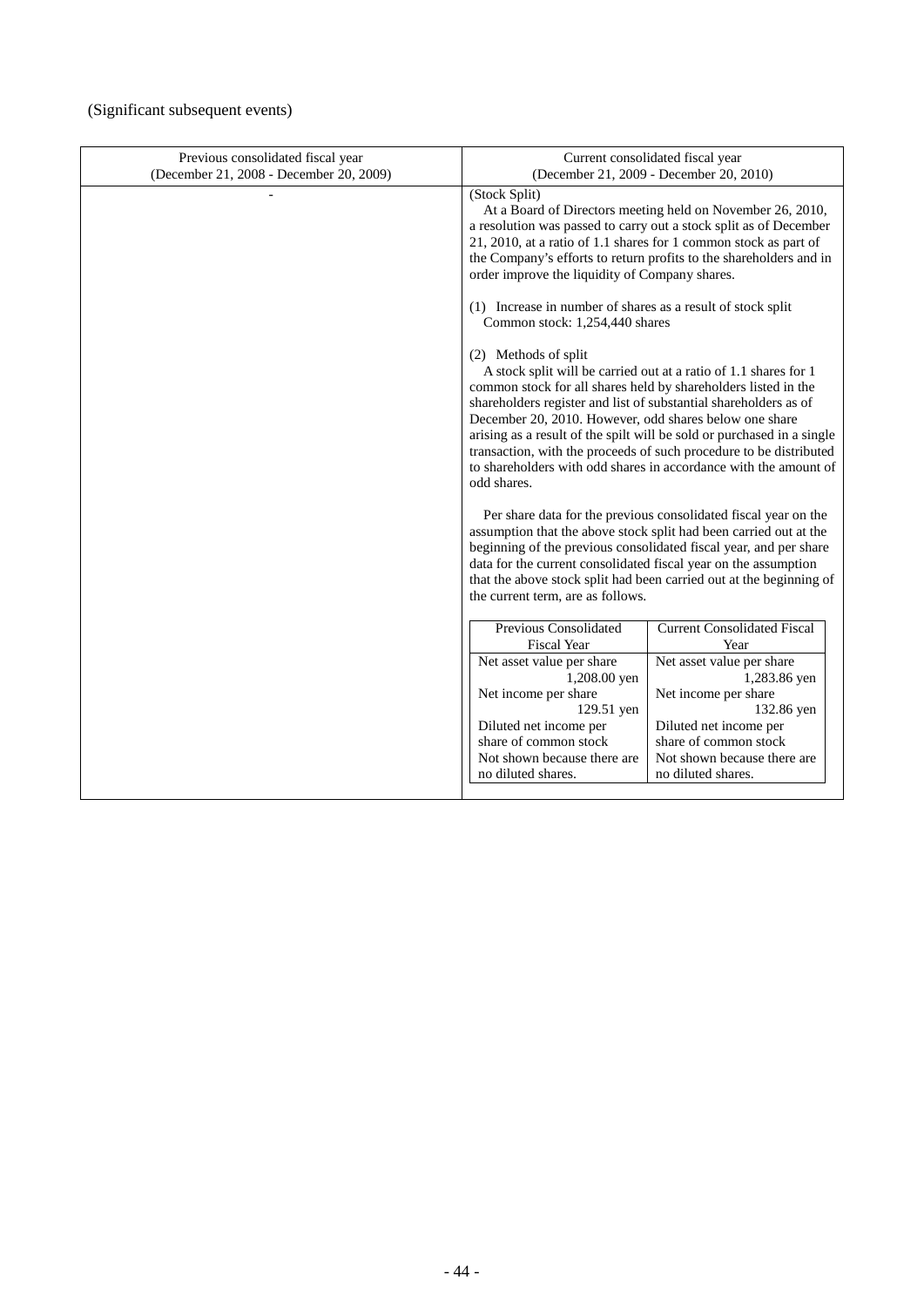(Significant subsequent events)

| Previous consolidated fiscal year (December 21, 2008 - December 20, 2009) | Current consolidated fiscal year (December 21, 2009 - December 20, 2010) |
|---|---|
| - | (Stock Split)<br>At a Board of Directors meeting held on November 26, 2010, a resolution was passed to carry out a stock split as of December 21, 2010, at a ratio of 1.1 shares for 1 common stock as part of the Company's efforts to return profits to the shareholders and in order improve the liquidity of Company shares.<br><br>(1) Increase in number of shares as a result of stock split<br>Common stock: 1,254,440 shares<br><br>(2) Methods of split<br>A stock split will be carried out at a ratio of 1.1 shares for 1 common stock for all shares held by shareholders listed in the shareholders register and list of substantial shareholders as of December 20, 2010. However, odd shares below one share arising as a result of the spilt will be sold or purchased in a single transaction, with the proceeds of such procedure to be distributed to shareholders with odd shares in accordance with the amount of odd shares.<br><br>Per share data for the previous consolidated fiscal year on the assumption that the above stock split had been carried out at the beginning of the previous consolidated fiscal year, and per share data for the current consolidated fiscal year on the assumption that the above stock split had been carried out at the beginning of the current term, are as follows. |

| Previous Consolidated Fiscal Year | Current Consolidated Fiscal Year |
|---|---|
| Net asset value per share 1,208.00 yen | Net asset value per share 1,283.86 yen |
| Net income per share 129.51 yen | Net income per share 132.86 yen |
| Diluted net income per share of common stock Not shown because there are no diluted shares. | Diluted net income per share of common stock Not shown because there are no diluted shares. |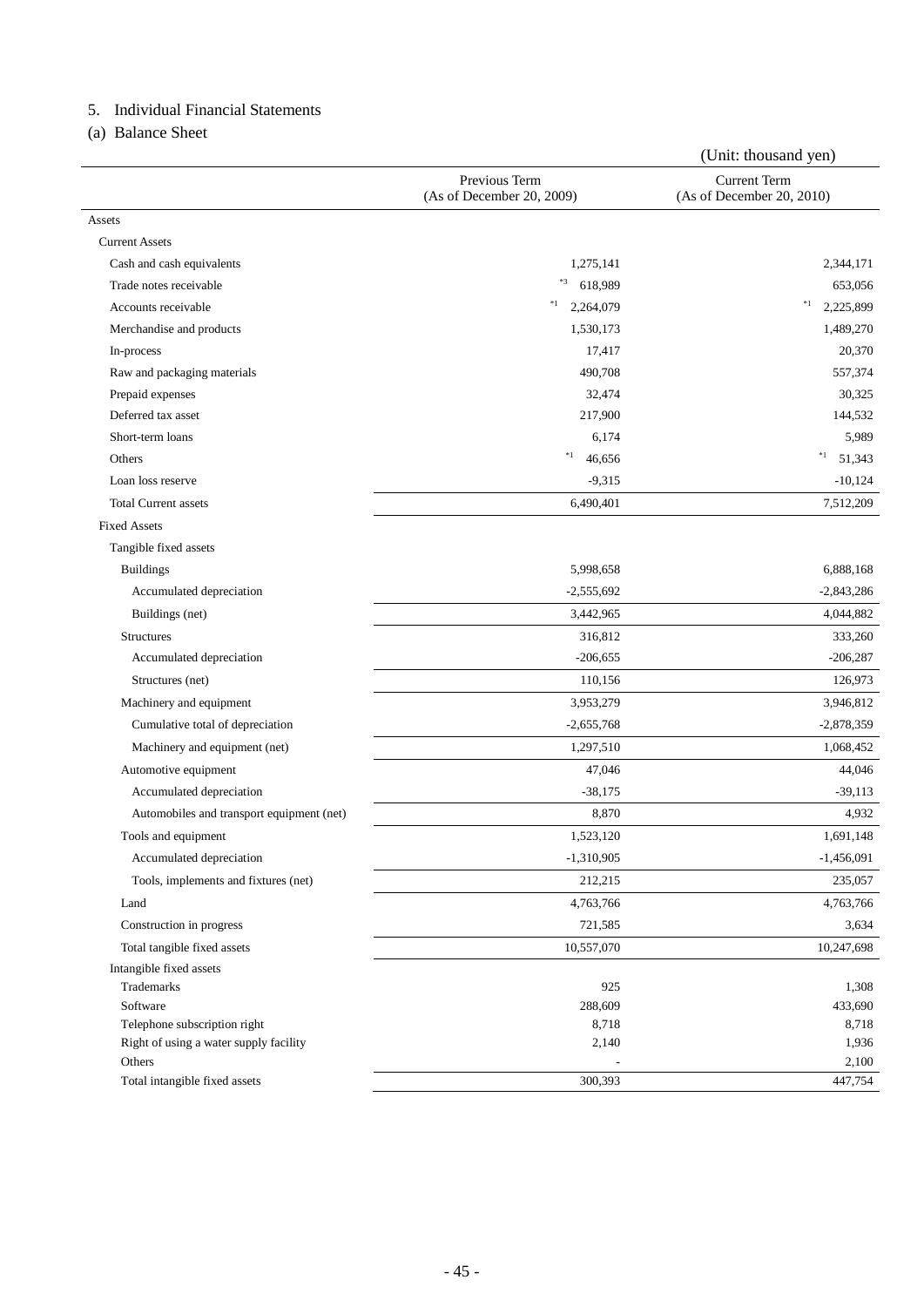## 5. Individual Financial Statements

### (a) Balance Sheet

(Unit: thousand yen)

| | Previous Term (As of December 20, 2009) | Current Term (As of December 20, 2010) |
|---|---|---|
| Assets | | |
| Current Assets | | |
| Cash and cash equivalents | 1,275,141 | 2,344,171 |
| Trade notes receivable | *3 618,989 | 653,056 |
| Accounts receivable | *1 2,264,079 | *1 2,225,899 |
| Merchandise and products | 1,530,173 | 1,489,270 |
| In-process | 17,417 | 20,370 |
| Raw and packaging materials | 490,708 | 557,374 |
| Prepaid expenses | 32,474 | 30,325 |
| Deferred tax asset | 217,900 | 144,532 |
| Short-term loans | 6,174 | 5,989 |
| Others | *1 46,656 | *1 51,343 |
| Loan loss reserve | -9,315 | -10,124 |
| Total Current assets | 6,490,401 | 7,512,209 |
| Fixed Assets | | |
| Tangible fixed assets | | |
| Buildings | 5,998,658 | 6,888,168 |
| Accumulated depreciation | -2,555,692 | -2,843,286 |
| Buildings (net) | 3,442,965 | 4,044,882 |
| Structures | 316,812 | 333,260 |
| Accumulated depreciation | -206,655 | -206,287 |
| Structures (net) | 110,156 | 126,973 |
| Machinery and equipment | 3,953,279 | 3,946,812 |
| Cumulative total of depreciation | -2,655,768 | -2,878,359 |
| Machinery and equipment (net) | 1,297,510 | 1,068,452 |
| Automotive equipment | 47,046 | 44,046 |
| Accumulated depreciation | -38,175 | -39,113 |
| Automobiles and transport equipment (net) | 8,870 | 4,932 |
| Tools and equipment | 1,523,120 | 1,691,148 |
| Accumulated depreciation | -1,310,905 | -1,456,091 |
| Tools, implements and fixtures (net) | 212,215 | 235,057 |
| Land | 4,763,766 | 4,763,766 |
| Construction in progress | 721,585 | 3,634 |
| Total tangible fixed assets | 10,557,070 | 10,247,698 |
| Intangible fixed assets | | |
| Trademarks | 925 | 1,308 |
| Software | 288,609 | 433,690 |
| Telephone subscription right | 8,718 | 8,718 |
| Right of using a water supply facility | 2,140 | 1,936 |
| Others | - | 2,100 |
| Total intangible fixed assets | 300,393 | 447,754 |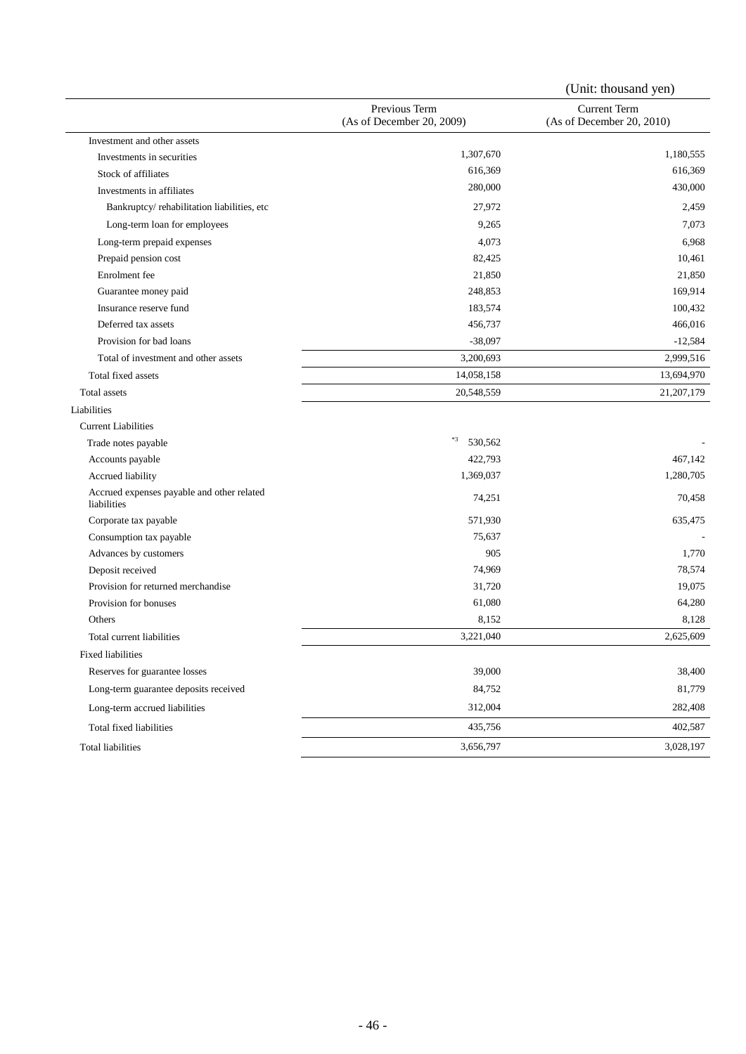(Unit: thousand yen)

| | Previous Term (As of December 20, 2009) | Current Term (As of December 20, 2010) |
|---|---|---|
| Investment and other assets | | |
| Investments in securities | 1,307,670 | 1,180,555 |
| Stock of affiliates | 616,369 | 616,369 |
| Investments in affiliates | 280,000 | 430,000 |
| Bankruptcy/ rehabilitation liabilities, etc | 27,972 | 2,459 |
| Long-term loan for employees | 9,265 | 7,073 |
| Long-term prepaid expenses | 4,073 | 6,968 |
| Prepaid pension cost | 82,425 | 10,461 |
| Enrolment fee | 21,850 | 21,850 |
| Guarantee money paid | 248,853 | 169,914 |
| Insurance reserve fund | 183,574 | 100,432 |
| Deferred tax assets | 456,737 | 466,016 |
| Provision for bad loans | -38,097 | -12,584 |
| Total of investment and other assets | 3,200,693 | 2,999,516 |
| Total fixed assets | 14,058,158 | 13,694,970 |
| Total assets | 20,548,559 | 21,207,179 |
| Liabilities | | |
| Current Liabilities | | |
| Trade notes payable | *3 530,562 | - |
| Accounts payable | 422,793 | 467,142 |
| Accrued liability | 1,369,037 | 1,280,705 |
| Accrued expenses payable and other related liabilities | 74,251 | 70,458 |
| Corporate tax payable | 571,930 | 635,475 |
| Consumption tax payable | 75,637 | - |
| Advances by customers | 905 | 1,770 |
| Deposit received | 74,969 | 78,574 |
| Provision for returned merchandise | 31,720 | 19,075 |
| Provision for bonuses | 61,080 | 64,280 |
| Others | 8,152 | 8,128 |
| Total current liabilities | 3,221,040 | 2,625,609 |
| Fixed liabilities | | |
| Reserves for guarantee losses | 39,000 | 38,400 |
| Long-term guarantee deposits received | 84,752 | 81,779 |
| Long-term accrued liabilities | 312,004 | 282,408 |
| Total fixed liabilities | 435,756 | 402,587 |
| Total liabilities | 3,656,797 | 3,028,197 |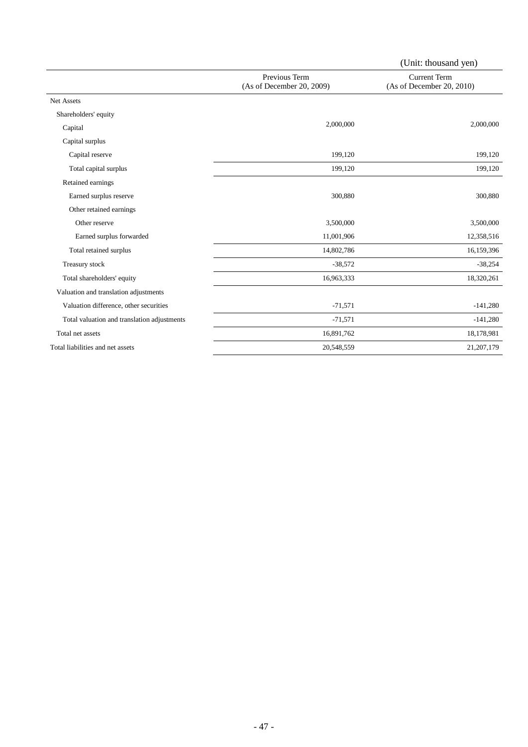(Unit: thousand yen)

| | Previous Term (As of December 20, 2009) | Current Term (As of December 20, 2010) |
|---|---|---|
| Net Assets | | |
| Shareholders' equity | | |
| Capital | 2,000,000 | 2,000,000 |
| Capital surplus | | |
| Capital reserve | 199,120 | 199,120 |
| Total capital surplus | 199,120 | 199,120 |
| Retained earnings | | |
| Earned surplus reserve | 300,880 | 300,880 |
| Other retained earnings | | |
| Other reserve | 3,500,000 | 3,500,000 |
| Earned surplus forwarded | 11,001,906 | 12,358,516 |
| Total retained surplus | 14,802,786 | 16,159,396 |
| Treasury stock | -38,572 | -38,254 |
| Total shareholders' equity | 16,963,333 | 18,320,261 |
| Valuation and translation adjustments | | |
| Valuation difference, other securities | -71,571 | -141,280 |
| Total valuation and translation adjustments | -71,571 | -141,280 |
| Total net assets | 16,891,762 | 18,178,981 |
| Total liabilities and net assets | 20,548,559 | 21,207,179 |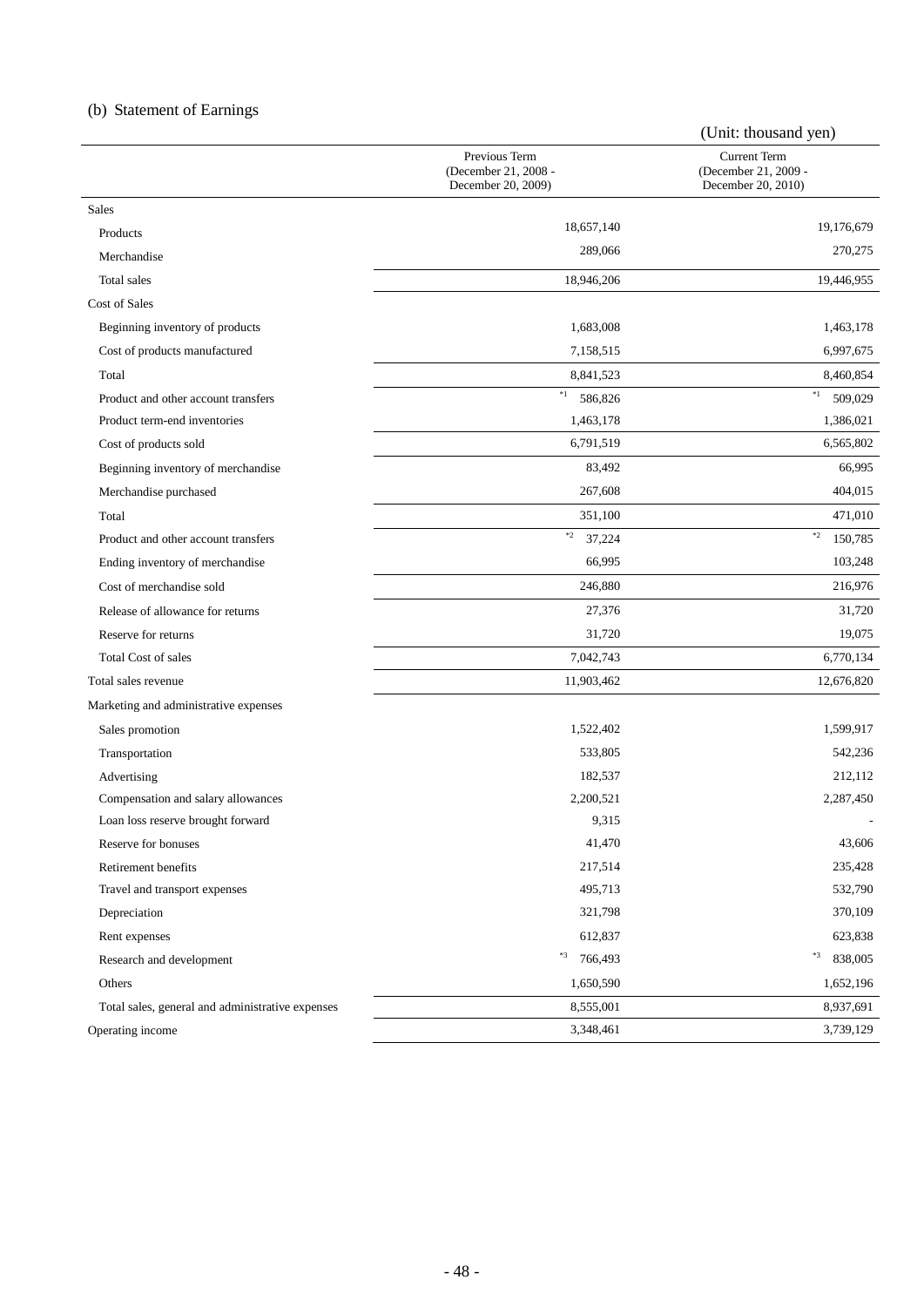(b) Statement of Earnings

(Unit: thousand yen)

| | Previous Term (December 21, 2008 - December 20, 2009) | Current Term (December 21, 2009 - December 20, 2010) |
|---|---|---|
| Sales | | |
| Products | 18,657,140 | 19,176,679 |
| Merchandise | 289,066 | 270,275 |
| Total sales | 18,946,206 | 19,446,955 |
| Cost of Sales | | |
| Beginning inventory of products | 1,683,008 | 1,463,178 |
| Cost of products manufactured | 7,158,515 | 6,997,675 |
| Total | 8,841,523 | 8,460,854 |
| Product and other account transfers | *1 586,826 | *1 509,029 |
| Product term-end inventories | 1,463,178 | 1,386,021 |
| Cost of products sold | 6,791,519 | 6,565,802 |
| Beginning inventory of merchandise | 83,492 | 66,995 |
| Merchandise purchased | 267,608 | 404,015 |
| Total | 351,100 | 471,010 |
| Product and other account transfers | *2 37,224 | *2 150,785 |
| Ending inventory of merchandise | 66,995 | 103,248 |
| Cost of merchandise sold | 246,880 | 216,976 |
| Release of allowance for returns | 27,376 | 31,720 |
| Reserve for returns | 31,720 | 19,075 |
| Total Cost of sales | 7,042,743 | 6,770,134 |
| Total sales revenue | 11,903,462 | 12,676,820 |
| Marketing and administrative expenses | | |
| Sales promotion | 1,522,402 | 1,599,917 |
| Transportation | 533,805 | 542,236 |
| Advertising | 182,537 | 212,112 |
| Compensation and salary allowances | 2,200,521 | 2,287,450 |
| Loan loss reserve brought forward | 9,315 | - |
| Reserve for bonuses | 41,470 | 43,606 |
| Retirement benefits | 217,514 | 235,428 |
| Travel and transport expenses | 495,713 | 532,790 |
| Depreciation | 321,798 | 370,109 |
| Rent expenses | 612,837 | 623,838 |
| Research and development | *3 766,493 | *3 838,005 |
| Others | 1,650,590 | 1,652,196 |
| Total sales, general and administrative expenses | 8,555,001 | 8,937,691 |
| Operating income | 3,348,461 | 3,739,129 |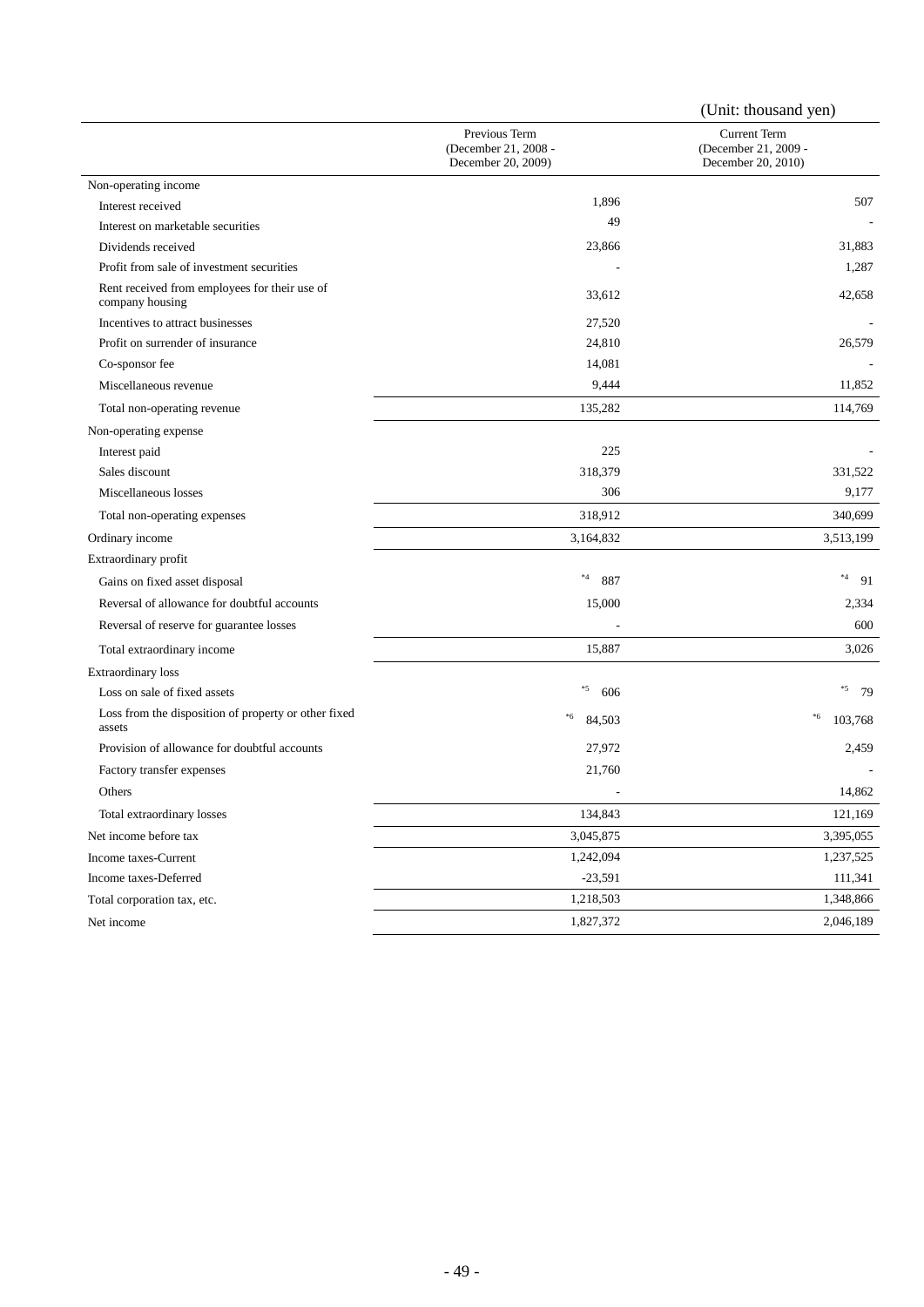(Unit: thousand yen)

| | Previous Term (December 21, 2008 - December 20, 2009) | Current Term (December 21, 2009 - December 20, 2010) |
|---|---|---|
| Non-operating income | | |
| Interest received | 1,896 | 507 |
| Interest on marketable securities | 49 | - |
| Dividends received | 23,866 | 31,883 |
| Profit from sale of investment securities | - | 1,287 |
| Rent received from employees for their use of company housing | 33,612 | 42,658 |
| Incentives to attract businesses | 27,520 | - |
| Profit on surrender of insurance | 24,810 | 26,579 |
| Co-sponsor fee | 14,081 | - |
| Miscellaneous revenue | 9,444 | 11,852 |
| Total non-operating revenue | 135,282 | 114,769 |
| Non-operating expense | | |
| Interest paid | 225 | - |
| Sales discount | 318,379 | 331,522 |
| Miscellaneous losses | 306 | 9,177 |
| Total non-operating expenses | 318,912 | 340,699 |
| Ordinary income | 3,164,832 | 3,513,199 |
| Extraordinary profit | | |
| Gains on fixed asset disposal | *4 887 | *4 91 |
| Reversal of allowance for doubtful accounts | 15,000 | 2,334 |
| Reversal of reserve for guarantee losses | - | 600 |
| Total extraordinary income | 15,887 | 3,026 |
| Extraordinary loss | | |
| Loss on sale of fixed assets | *5 606 | *5 79 |
| Loss from the disposition of property or other fixed assets | *6 84,503 | *6 103,768 |
| Provision of allowance for doubtful accounts | 27,972 | 2,459 |
| Factory transfer expenses | 21,760 | - |
| Others | - | 14,862 |
| Total extraordinary losses | 134,843 | 121,169 |
| Net income before tax | 3,045,875 | 3,395,055 |
| Income taxes-Current | 1,242,094 | 1,237,525 |
| Income taxes-Deferred | -23,591 | 111,341 |
| Total corporation tax, etc. | 1,218,503 | 1,348,866 |
| Net income | 1,827,372 | 2,046,189 |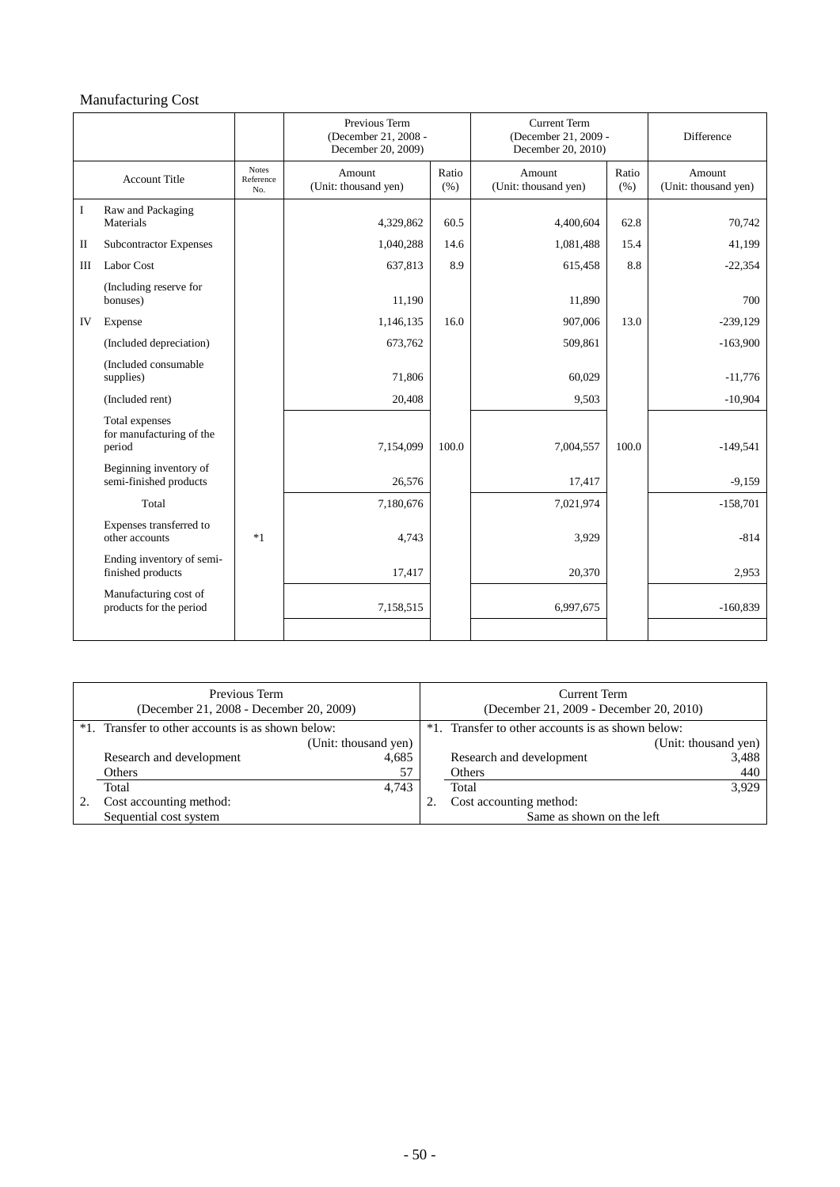## Manufacturing Cost

| | Account Title | Notes Reference No. | Previous Term (December 21, 2008 - December 20, 2009) Amount (Unit: thousand yen) | Ratio (%) | Current Term (December 21, 2009 - December 20, 2010) Amount (Unit: thousand yen) | Ratio (%) | Difference Amount (Unit: thousand yen) |
|---|---|---|---|---|---|---|---|
| I | Raw and Packaging Materials | | 4,329,862 | 60.5 | 4,400,604 | 62.8 | 70,742 |
| II | Subcontractor Expenses | | 1,040,288 | 14.6 | 1,081,488 | 15.4 | 41,199 |
| III | Labor Cost | | 637,813 | 8.9 | 615,458 | 8.8 | -22,354 |
| | (Including reserve for bonuses) | | 11,190 | | 11,890 | | 700 |
| IV | Expense | | 1,146,135 | 16.0 | 907,006 | 13.0 | -239,129 |
| | (Included depreciation) | | 673,762 | | 509,861 | | -163,900 |
| | (Included consumable supplies) | | 71,806 | | 60,029 | | -11,776 |
| | (Included rent) | | 20,408 | | 9,503 | | -10,904 |
| | Total expenses for manufacturing of the period | | 7,154,099 | 100.0 | 7,004,557 | 100.0 | -149,541 |
| | Beginning inventory of semi-finished products | | 26,576 | | 17,417 | | -9,159 |
| | Total | | 7,180,676 | | 7,021,974 | | -158,701 |
| | Expenses transferred to other accounts | *1 | 4,743 | | 3,929 | | -814 |
| | Ending inventory of semi-finished products | | 17,417 | | 20,370 | | 2,953 |
| | Manufacturing cost of products for the period | | 7,158,515 | | 6,997,675 | | -160,839 |

| Previous Term (December 21, 2008 - December 20, 2009) | | Current Term (December 21, 2009 - December 20, 2010) | |
|---|---|---|---|
| *1. Transfer to other accounts is as shown below: | (Unit: thousand yen) | *1. Transfer to other accounts is as shown below: | (Unit: thousand yen) |
| Research and development | 4,685 | Research and development | 3,488 |
| Others | 57 | Others | 440 |
| Total | 4,743 | Total | 3,929 |
| 2. Cost accounting method: Sequential cost system | | 2. Cost accounting method: Same as shown on the left | |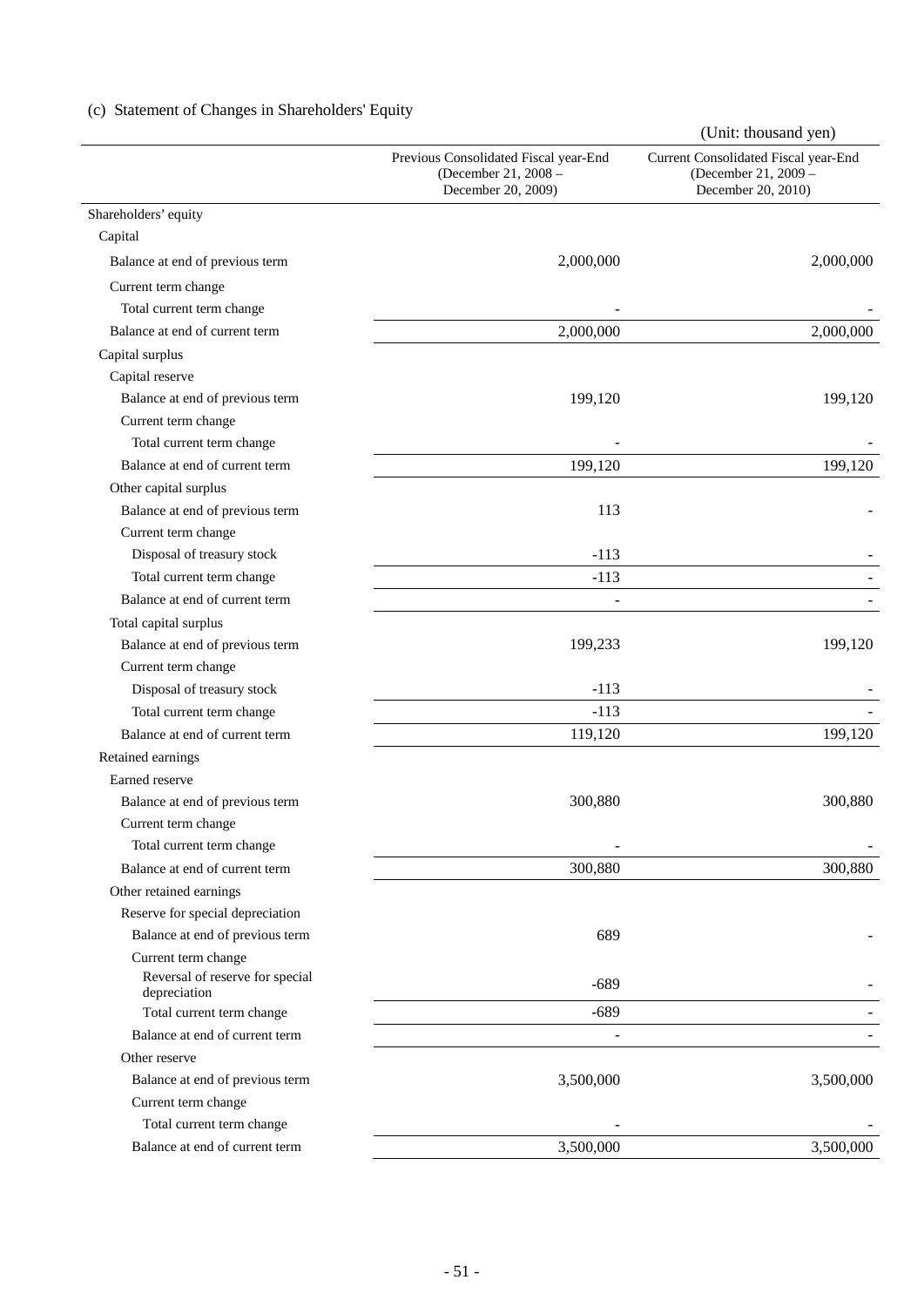(c) Statement of Changes in Shareholders' Equity

(Unit: thousand yen)

| | Previous Consolidated Fiscal year-End (December 21, 2008 – December 20, 2009) | Current Consolidated Fiscal year-End (December 21, 2009 – December 20, 2010) |
|---|---|---|
| Shareholders' equity | | |
| Capital | | |
| Balance at end of previous term | 2,000,000 | 2,000,000 |
| Current term change | | |
| Total current term change | - | - |
| Balance at end of current term | 2,000,000 | 2,000,000 |
| Capital surplus | | |
| Capital reserve | | |
| Balance at end of previous term | 199,120 | 199,120 |
| Current term change | | |
| Total current term change | - | - |
| Balance at end of current term | 199,120 | 199,120 |
| Other capital surplus | | |
| Balance at end of previous term | 113 | - |
| Current term change | | |
| Disposal of treasury stock | -113 | - |
| Total current term change | -113 | - |
| Balance at end of current term | - | - |
| Total capital surplus | | |
| Balance at end of previous term | 199,233 | 199,120 |
| Current term change | | |
| Disposal of treasury stock | -113 | - |
| Total current term change | -113 | - |
| Balance at end of current term | 119,120 | 199,120 |
| Retained earnings | | |
| Earned reserve | | |
| Balance at end of previous term | 300,880 | 300,880 |
| Current term change | | |
| Total current term change | - | - |
| Balance at end of current term | 300,880 | 300,880 |
| Other retained earnings | | |
| Reserve for special depreciation | | |
| Balance at end of previous term | 689 | - |
| Current term change | | |
| Reversal of reserve for special depreciation | -689 | - |
| Total current term change | -689 | - |
| Balance at end of current term | - | - |
| Other reserve | | |
| Balance at end of previous term | 3,500,000 | 3,500,000 |
| Current term change | | |
| Total current term change | - | - |
| Balance at end of current term | 3,500,000 | 3,500,000 |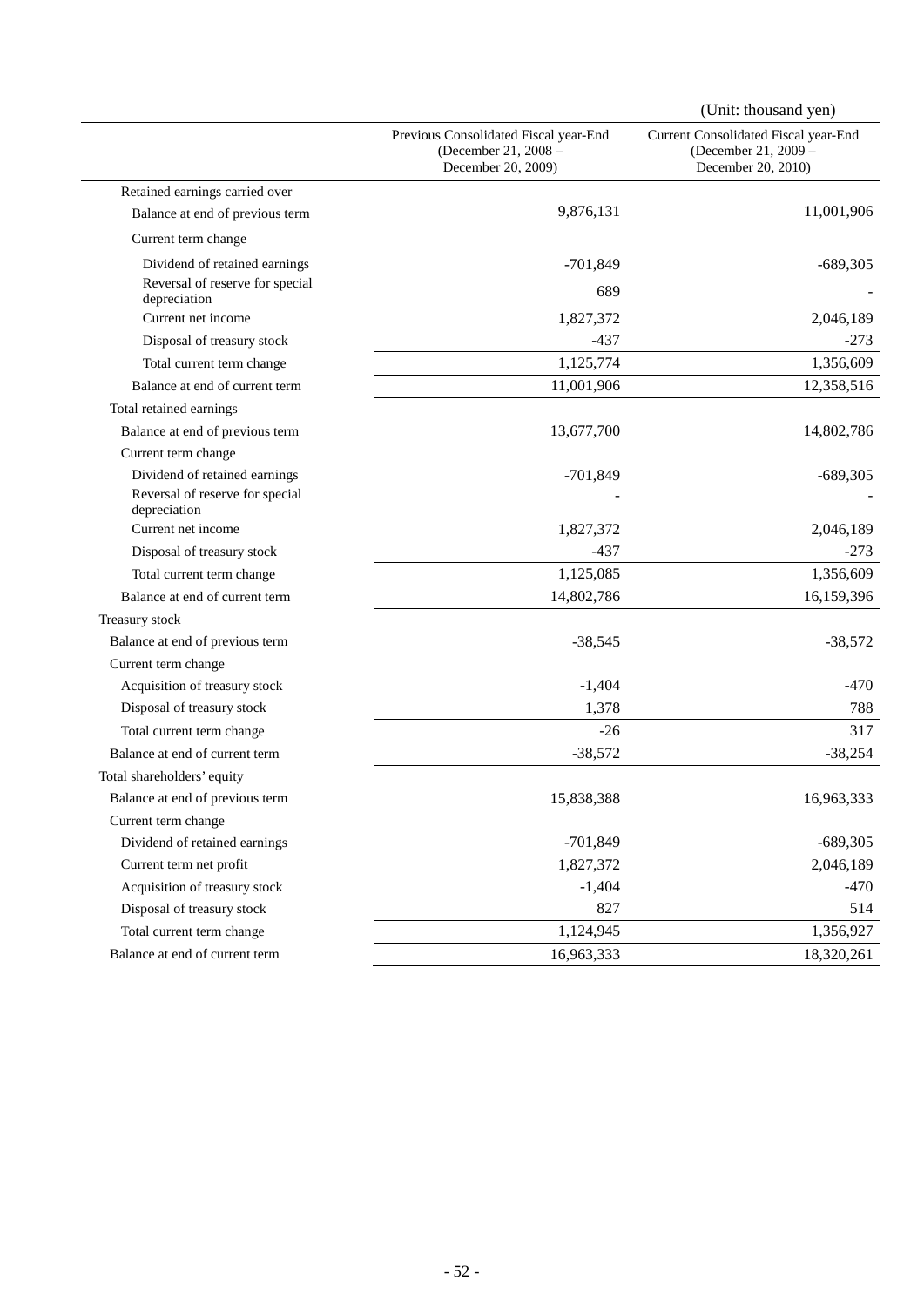(Unit: thousand yen)

| | Previous Consolidated Fiscal year-End (December 21, 2008 – December 20, 2009) | Current Consolidated Fiscal year-End (December 21, 2009 – December 20, 2010) |
|---|---|---|
| Retained earnings carried over | | |
| Balance at end of previous term | 9,876,131 | 11,001,906 |
| Current term change | | |
| Dividend of retained earnings | -701,849 | -689,305 |
| Reversal of reserve for special depreciation | 689 | - |
| Current net income | 1,827,372 | 2,046,189 |
| Disposal of treasury stock | -437 | -273 |
| Total current term change | 1,125,774 | 1,356,609 |
| Balance at end of current term | 11,001,906 | 12,358,516 |
| Total retained earnings | | |
| Balance at end of previous term | 13,677,700 | 14,802,786 |
| Current term change | | |
| Dividend of retained earnings | -701,849 | -689,305 |
| Reversal of reserve for special depreciation | - | - |
| Current net income | 1,827,372 | 2,046,189 |
| Disposal of treasury stock | -437 | -273 |
| Total current term change | 1,125,085 | 1,356,609 |
| Balance at end of current term | 14,802,786 | 16,159,396 |
| Treasury stock | | |
| Balance at end of previous term | -38,545 | -38,572 |
| Current term change | | |
| Acquisition of treasury stock | -1,404 | -470 |
| Disposal of treasury stock | 1,378 | 788 |
| Total current term change | -26 | 317 |
| Balance at end of current term | -38,572 | -38,254 |
| Total shareholders' equity | | |
| Balance at end of previous term | 15,838,388 | 16,963,333 |
| Current term change | | |
| Dividend of retained earnings | -701,849 | -689,305 |
| Current term net profit | 1,827,372 | 2,046,189 |
| Acquisition of treasury stock | -1,404 | -470 |
| Disposal of treasury stock | 827 | 514 |
| Total current term change | 1,124,945 | 1,356,927 |
| Balance at end of current term | 16,963,333 | 18,320,261 |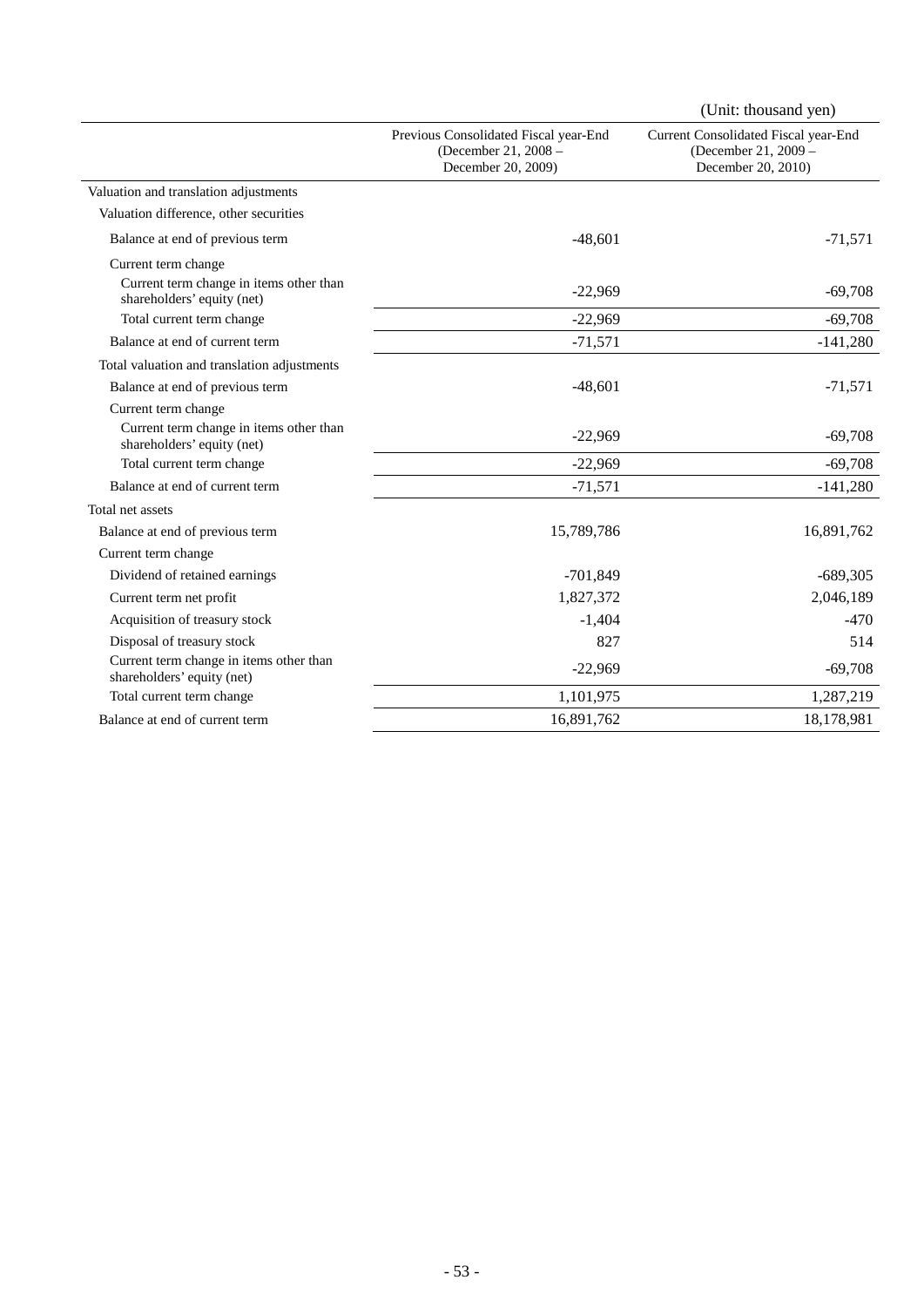(Unit: thousand yen)

| | Previous Consolidated Fiscal year-End (December 21, 2008 – December 20, 2009) | Current Consolidated Fiscal year-End (December 21, 2009 – December 20, 2010) |
|---|---|---|
| Valuation and translation adjustments | | |
| Valuation difference, other securities | | |
| Balance at end of previous term | -48,601 | -71,571 |
| Current term change | | |
| Current term change in items other than shareholders' equity (net) | -22,969 | -69,708 |
| Total current term change | -22,969 | -69,708 |
| Balance at end of current term | -71,571 | -141,280 |
| Total valuation and translation adjustments | | |
| Balance at end of previous term | -48,601 | -71,571 |
| Current term change | | |
| Current term change in items other than shareholders' equity (net) | -22,969 | -69,708 |
| Total current term change | -22,969 | -69,708 |
| Balance at end of current term | -71,571 | -141,280 |
| Total net assets | | |
| Balance at end of previous term | 15,789,786 | 16,891,762 |
| Current term change | | |
| Dividend of retained earnings | -701,849 | -689,305 |
| Current term net profit | 1,827,372 | 2,046,189 |
| Acquisition of treasury stock | -1,404 | -470 |
| Disposal of treasury stock | 827 | 514 |
| Current term change in items other than shareholders' equity (net) | -22,969 | -69,708 |
| Total current term change | 1,101,975 | 1,287,219 |
| Balance at end of current term | 16,891,762 | 18,178,981 |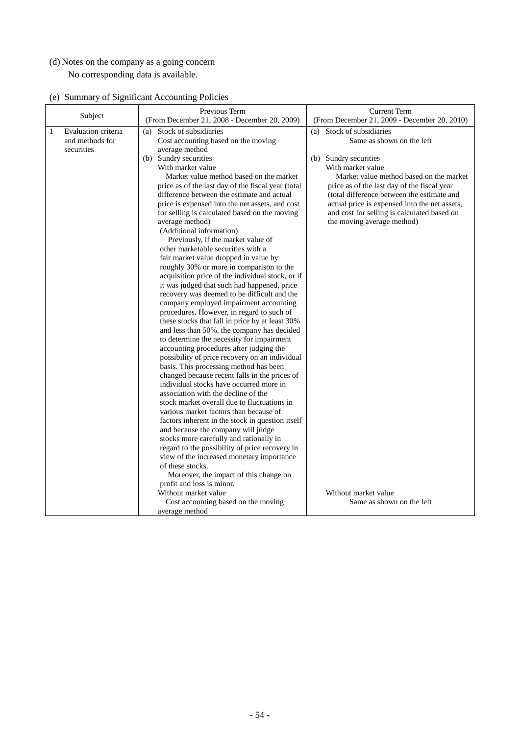(d) Notes on the company as a going concern

No corresponding data is available.

(e) Summary of Significant Accounting Policies

| Subject | Previous Term (From December 21, 2008 - December 20, 2009) | Current Term (From December 21, 2009 - December 20, 2010) |
|---|---|---|
| 1 Evaluation criteria and methods for securities | (a) Stock of subsidiaries<br>Cost accounting based on the moving average method<br>(b) Sundry securities<br>With market value<br>Market value method based on the market price as of the last day of the fiscal year (total difference between the estimate and actual price is expensed into the net assets, and cost for selling is calculated based on the moving average method)<br>(Additional information)<br>Previously, if the market value of other marketable securities with a fair market value dropped in value by roughly 30% or more in comparison to the acquisition price of the individual stock, or if it was judged that such had happened, price recovery was deemed to be difficult and the company employed impairment accounting procedures. However, in regard to such of these stocks that fall in price by at least 30% and less than 50%, the company has decided to determine the necessity for impairment accounting procedures after judging the possibility of price recovery on an individual basis. This processing method has been changed because recent falls in the prices of individual stocks have occurred more in association with the decline of the stock market overall due to fluctuations in various market factors than because of factors inherent in the stock in question itself and because the company will judge stocks more carefully and rationally in regard to the possibility of price recovery in view of the increased monetary importance of these stocks.<br>Moreover, the impact of this change on profit and loss is minor.<br>Without market value<br>Cost accounting based on the moving average method | (a) Stock of subsidiaries<br>Same as shown on the left<br>(b) Sundry securities<br>With market value<br>Market value method based on the market price as of the last day of the fiscal year (total difference between the estimate and actual price is expensed into the net assets, and cost for selling is calculated based on the moving average method)<br>Without market value<br>Same as shown on the left |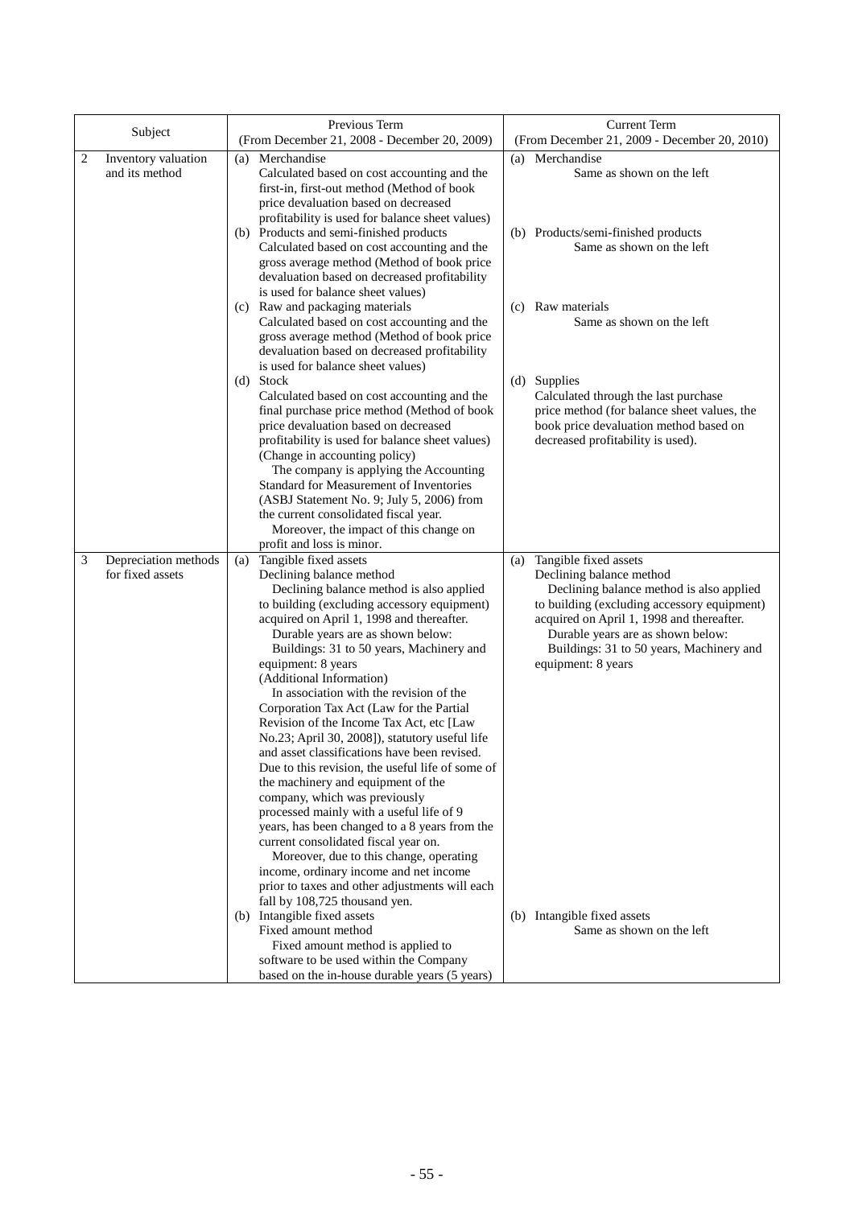| Subject | | Previous Term (From December 21, 2008 - December 20, 2009) | Current Term (From December 21, 2009 - December 20, 2010) |
|---|---|---|---|
| 2 | Inventory valuation and its method | (a) Merchandise<br>Calculated based on cost accounting and the first-in, first-out method (Method of book price devaluation based on decreased profitability is used for balance sheet values)<br>(b) Products and semi-finished products<br>Calculated based on cost accounting and the gross average method (Method of book price devaluation based on decreased profitability is used for balance sheet values)<br>(c) Raw and packaging materials<br>Calculated based on cost accounting and the gross average method (Method of book price devaluation based on decreased profitability is used for balance sheet values)<br>(d) Stock<br>Calculated based on cost accounting and the final purchase price method (Method of book price devaluation based on decreased profitability is used for balance sheet values)<br>(Change in accounting policy)<br>The company is applying the Accounting Standard for Measurement of Inventories (ASBJ Statement No. 9; July 5, 2006) from the current consolidated fiscal year.<br>Moreover, the impact of this change on profit and loss is minor. | (a) Merchandise<br>Same as shown on the left<br>(b) Products/semi-finished products<br>Same as shown on the left<br>(c) Raw materials<br>Same as shown on the left<br>(d) Supplies<br>Calculated through the last purchase price method (for balance sheet values, the book price devaluation method based on decreased profitability is used). |
| 3 | Depreciation methods for fixed assets | (a) Tangible fixed assets<br>Declining balance method<br>Declining balance method is also applied to building (excluding accessory equipment) acquired on April 1, 1998 and thereafter.<br>Durable years are as shown below:<br>Buildings: 31 to 50 years, Machinery and equipment: 8 years<br>(Additional Information)<br>In association with the revision of the Corporation Tax Act (Law for the Partial Revision of the Income Tax Act, etc [Law No.23; April 30, 2008]), statutory useful life and asset classifications have been revised. Due to this revision, the useful life of some of the machinery and equipment of the company, which was previously processed mainly with a useful life of 9 years, has been changed to a 8 years from the current consolidated fiscal year on.<br>Moreover, due to this change, operating income, ordinary income and net income prior to taxes and other adjustments will each fall by 108,725 thousand yen.<br>(b) Intangible fixed assets<br>Fixed amount method<br>Fixed amount method is applied to software to be used within the Company based on the in-house durable years (5 years) | (a) Tangible fixed assets<br>Declining balance method<br>Declining balance method is also applied to building (excluding accessory equipment) acquired on April 1, 1998 and thereafter.<br>Durable years are as shown below:<br>Buildings: 31 to 50 years, Machinery and equipment: 8 years<br>(b) Intangible fixed assets<br>Same as shown on the left |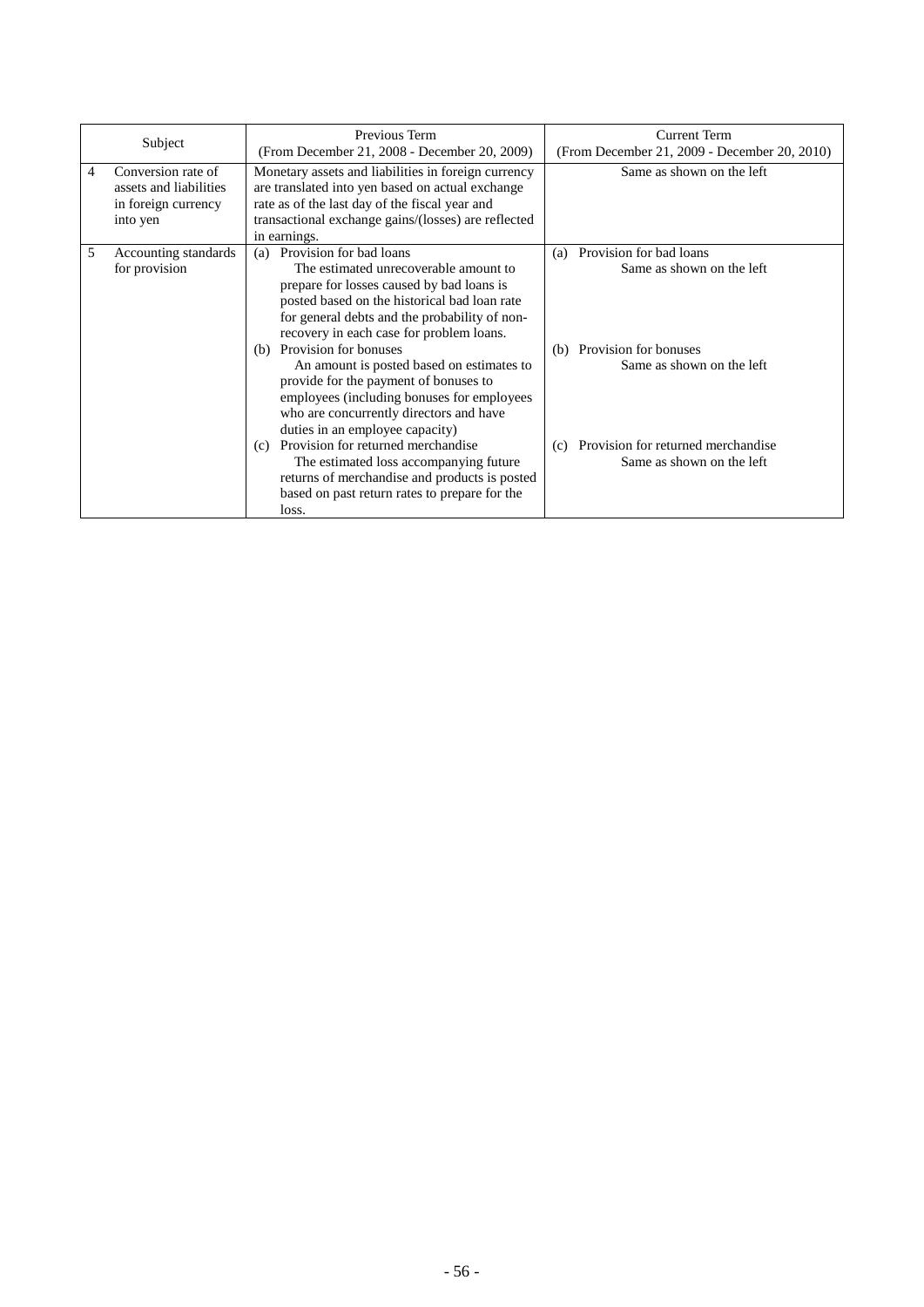| | Subject | Previous Term<br>(From December 21, 2008 - December 20, 2009) | Current Term<br>(From December 21, 2009 - December 20, 2010) |
|---|---|---|---|
| 4 | Conversion rate of assets and liabilities in foreign currency into yen | Monetary assets and liabilities in foreign currency are translated into yen based on actual exchange rate as of the last day of the fiscal year and transactional exchange gains/(losses) are reflected in earnings. | Same as shown on the left |
| 5 | Accounting standards for provision | (a) Provision for bad loans<br>The estimated unrecoverable amount to prepare for losses caused by bad loans is posted based on the historical bad loan rate for general debts and the probability of non-recovery in each case for problem loans.<br>(b) Provision for bonuses<br>An amount is posted based on estimates to provide for the payment of bonuses to employees (including bonuses for employees who are concurrently directors and have duties in an employee capacity)<br>(c) Provision for returned merchandise<br>The estimated loss accompanying future returns of merchandise and products is posted based on past return rates to prepare for the loss. | (a) Provision for bad loans<br>Same as shown on the left<br>(b) Provision for bonuses<br>Same as shown on the left<br>(c) Provision for returned merchandise<br>Same as shown on the left |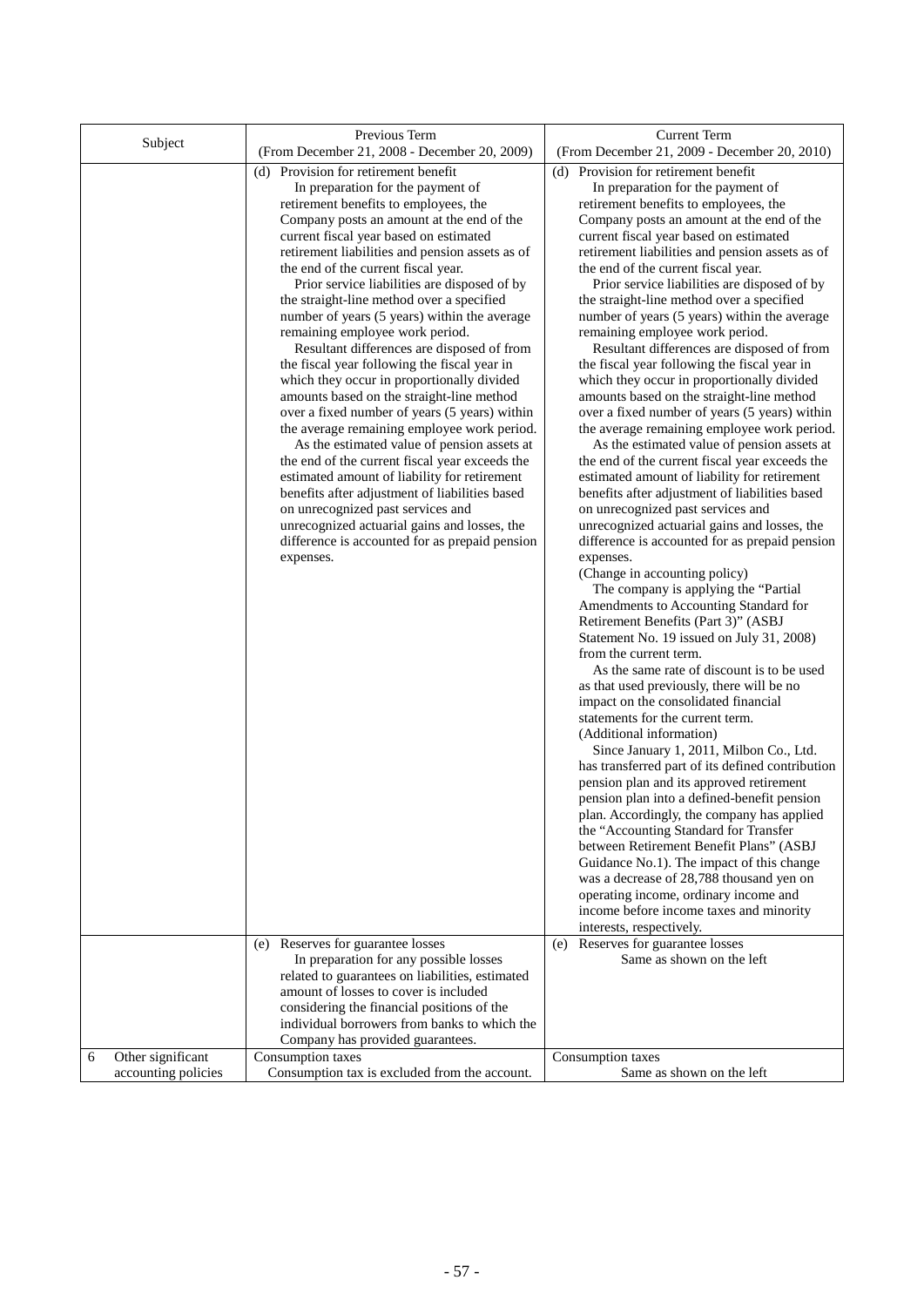| Subject | Previous Term (From December 21, 2008 - December 20, 2009) | Current Term (From December 21, 2009 - December 20, 2010) |
|---|---|---|
| | (d) Provision for retirement benefit<br>In preparation for the payment of retirement benefits to employees, the Company posts an amount at the end of the current fiscal year based on estimated retirement liabilities and pension assets as of the end of the current fiscal year.<br>Prior service liabilities are disposed of by the straight-line method over a specified number of years (5 years) within the average remaining employee work period.<br>Resultant differences are disposed of from the fiscal year following the fiscal year in which they occur in proportionally divided amounts based on the straight-line method over a fixed number of years (5 years) within the average remaining employee work period.<br>As the estimated value of pension assets at the end of the current fiscal year exceeds the estimated amount of liability for retirement benefits after adjustment of liabilities based on unrecognized past services and unrecognized actuarial gains and losses, the difference is accounted for as prepaid pension expenses. | (d) Provision for retirement benefit<br>In preparation for the payment of retirement benefits to employees, the Company posts an amount at the end of the current fiscal year based on estimated retirement liabilities and pension assets as of the end of the current fiscal year.<br>Prior service liabilities are disposed of by the straight-line method over a specified number of years (5 years) within the average remaining employee work period.<br>Resultant differences are disposed of from the fiscal year following the fiscal year in which they occur in proportionally divided amounts based on the straight-line method over a fixed number of years (5 years) within the average remaining employee work period.<br>As the estimated value of pension assets at the end of the current fiscal year exceeds the estimated amount of liability for retirement benefits after adjustment of liabilities based on unrecognized past services and unrecognized actuarial gains and losses, the difference is accounted for as prepaid pension expenses.<br>(Change in accounting policy)<br>The company is applying the "Partial Amendments to Accounting Standard for Retirement Benefits (Part 3)" (ASBJ Statement No. 19 issued on July 31, 2008) from the current term.<br>As the same rate of discount is to be used as that used previously, there will be no impact on the consolidated financial statements for the current term.<br>(Additional information)<br>Since January 1, 2011, Milbon Co., Ltd. has transferred part of its defined contribution pension plan and its approved retirement pension plan into a defined-benefit pension plan. Accordingly, the company has applied the "Accounting Standard for Transfer between Retirement Benefit Plans" (ASBJ Guidance No.1). The impact of this change was a decrease of 28,788 thousand yen on operating income, ordinary income and income before income taxes and minority interests, respectively. |
| | (e) Reserves for guarantee losses<br>In preparation for any possible losses related to guarantees on liabilities, estimated amount of losses to cover is included considering the financial positions of the individual borrowers from banks to which the Company has provided guarantees. | (e) Reserves for guarantee losses<br>Same as shown on the left |
| 6 Other significant accounting policies | Consumption taxes<br>Consumption tax is excluded from the account. | Consumption taxes<br>Same as shown on the left |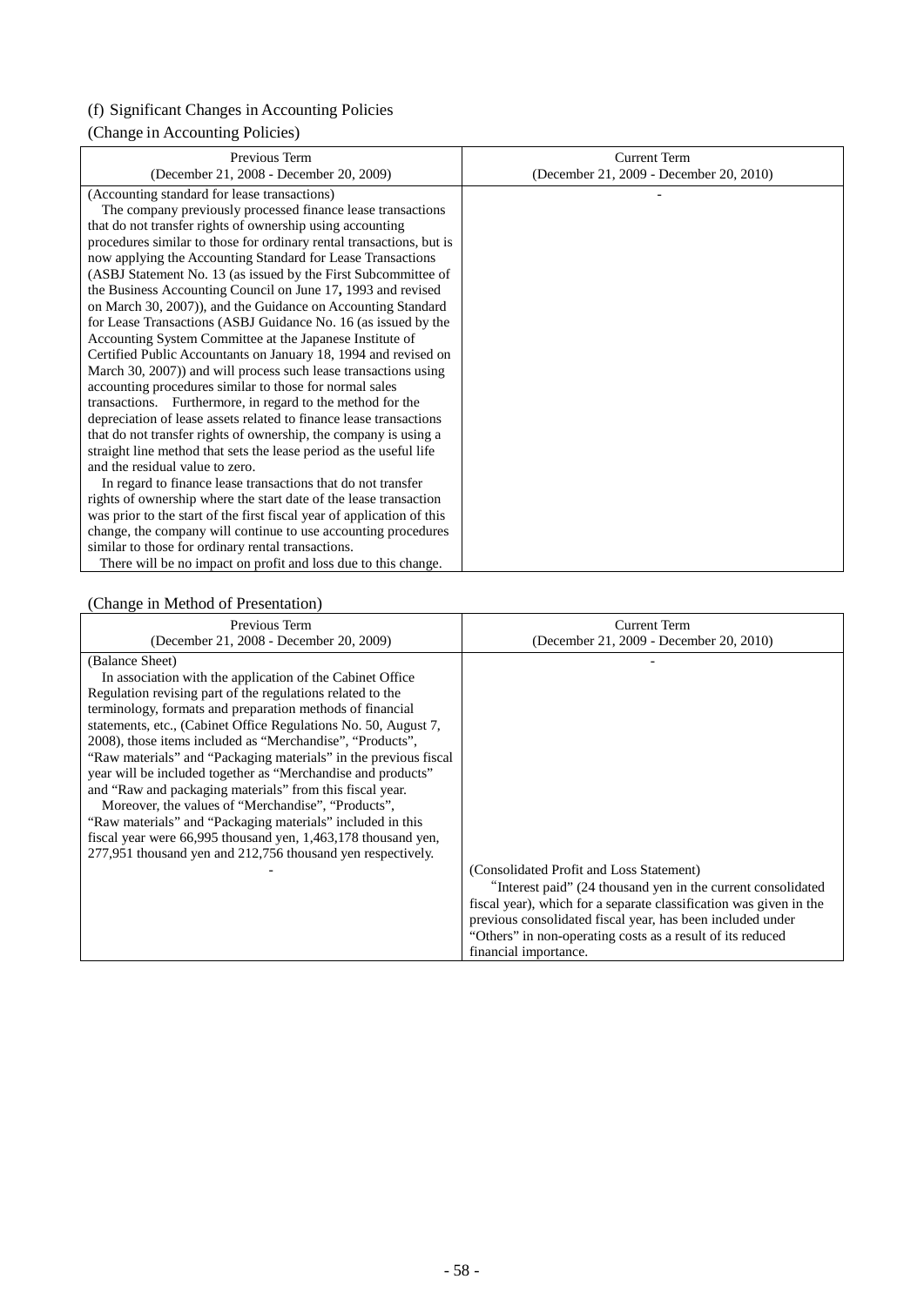(f) Significant Changes in Accounting Policies

(Change in Accounting Policies)

| Previous Term<br>(December 21, 2008 - December 20, 2009) | Current Term<br>(December 21, 2009 - December 20, 2010) |
|---|---|
| (Accounting standard for lease transactions)<br>The company previously processed finance lease transactions that do not transfer rights of ownership using accounting procedures similar to those for ordinary rental transactions, but is now applying the Accounting Standard for Lease Transactions (ASBJ Statement No. 13 (as issued by the First Subcommittee of the Business Accounting Council on June 17, 1993 and revised on March 30, 2007)), and the Guidance on Accounting Standard for Lease Transactions (ASBJ Guidance No. 16 (as issued by the Accounting System Committee at the Japanese Institute of Certified Public Accountants on January 18, 1994 and revised on March 30, 2007)) and will process such lease transactions using accounting procedures similar to those for normal sales transactions. Furthermore, in regard to the method for the depreciation of lease assets related to finance lease transactions that do not transfer rights of ownership, the company is using a straight line method that sets the lease period as the useful life and the residual value to zero.<br>In regard to finance lease transactions that do not transfer rights of ownership where the start date of the lease transaction was prior to the start of the first fiscal year of application of this change, the company will continue to use accounting procedures similar to those for ordinary rental transactions.<br>There will be no impact on profit and loss due to this change. | - |

(Change in Method of Presentation)

| Previous Term<br>(December 21, 2008 - December 20, 2009) | Current Term<br>(December 21, 2009 - December 20, 2010) |
|---|---|
| (Balance Sheet)<br>In association with the application of the Cabinet Office Regulation revising part of the regulations related to the terminology, formats and preparation methods of financial statements, etc., (Cabinet Office Regulations No. 50, August 7, 2008), those items included as "Merchandise", "Products", "Raw materials" and "Packaging materials" in the previous fiscal year will be included together as "Merchandise and products" and "Raw and packaging materials" from this fiscal year.<br>Moreover, the values of "Merchandise", "Products", "Raw materials" and "Packaging materials" included in this fiscal year were 66,995 thousand yen, 1,463,178 thousand yen, 277,951 thousand yen and 212,756 thousand yen respectively. | - |
| - | (Consolidated Profit and Loss Statement)<br>"Interest paid" (24 thousand yen in the current consolidated fiscal year), which for a separate classification was given in the previous consolidated fiscal year, has been included under "Others" in non-operating costs as a result of its reduced financial importance. |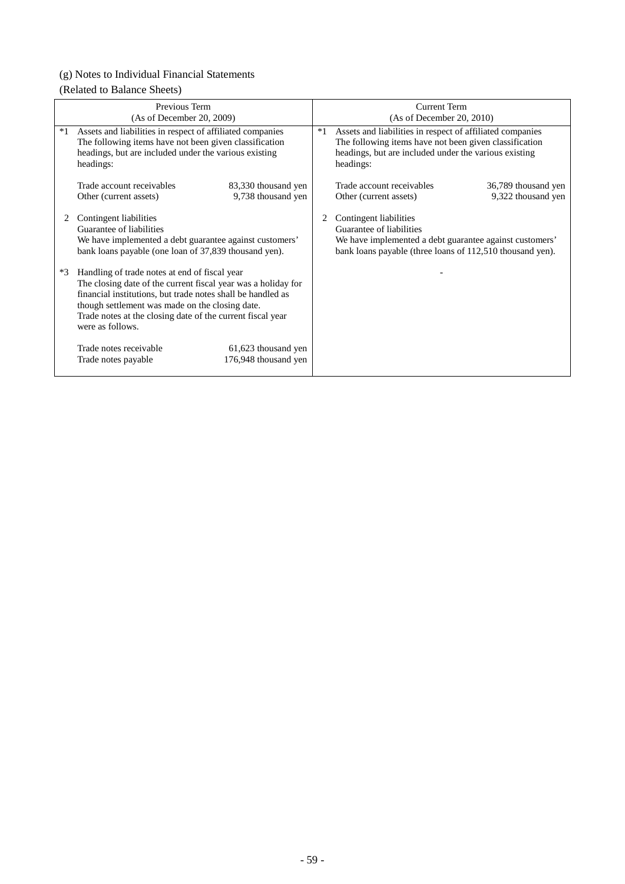(g) Notes to Individual Financial Statements

(Related to Balance Sheets)

| Previous Term<br>(As of December 20, 2009) | Current Term<br>(As of December 20, 2010) |
|---|---|
| *1 Assets and liabilities in respect of affiliated companies<br>The following items have not been given classification headings, but are included under the various existing headings:<br><br>Trade account receivables 83,330 thousand yen<br>Other (current assets) 9,738 thousand yen | *1 Assets and liabilities in respect of affiliated companies<br>The following items have not been given classification headings, but are included under the various existing headings:<br><br>Trade account receivables 36,789 thousand yen<br>Other (current assets) 9,322 thousand yen |
| 2 Contingent liabilities<br>Guarantee of liabilities<br>We have implemented a debt guarantee against customers' bank loans payable (one loan of 37,839 thousand yen). | 2 Contingent liabilities<br>Guarantee of liabilities<br>We have implemented a debt guarantee against customers' bank loans payable (three loans of 112,510 thousand yen). |
| *3 Handling of trade notes at end of fiscal year<br>The closing date of the current fiscal year was a holiday for financial institutions, but trade notes shall be handled as though settlement was made on the closing date.<br>Trade notes at the closing date of the current fiscal year were as follows.<br><br>Trade notes receivable 61,623 thousand yen<br>Trade notes payable 176,948 thousand yen | - |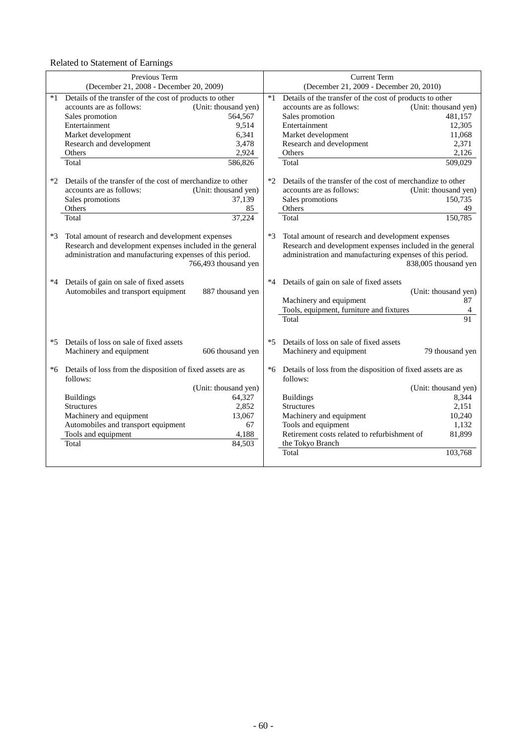Related to Statement of Earnings

| Previous Term (December 21, 2008 - December 20, 2009) | Current Term (December 21, 2009 - December 20, 2010) |
|---|---|
| *1 Details of the transfer of the cost of products to other accounts are as follows: (Unit: thousand yen)<br>Sales promotion 564,567<br>Entertainment 9,514<br>Market development 6,341<br>Research and development 3,478<br>Others 2,924<br>Total 586,826 | *1 Details of the transfer of the cost of products to other accounts are as follows: (Unit: thousand yen)<br>Sales promotion 481,157<br>Entertainment 12,305<br>Market development 11,068<br>Research and development 2,371<br>Others 2,126<br>Total 509,029 |
| *2 Details of the transfer of the cost of merchandize to other accounts are as follows: (Unit: thousand yen)<br>Sales promotions 37,139<br>Others 85<br>Total 37,224 | *2 Details of the transfer of the cost of merchandize to other accounts are as follows: (Unit: thousand yen)<br>Sales promotions 150,735<br>Others 49<br>Total 150,785 |
| *3 Total amount of research and development expenses<br>Research and development expenses included in the general administration and manufacturing expenses of this period.<br>766,493 thousand yen | *3 Total amount of research and development expenses<br>Research and development expenses included in the general administration and manufacturing expenses of this period.<br>838,005 thousand yen |
| *4 Details of gain on sale of fixed assets<br>Automobiles and transport equipment 887 thousand yen | *4 Details of gain on sale of fixed assets (Unit: thousand yen)<br>Machinery and equipment 87<br>Tools, equipment, furniture and fixtures 4<br>Total 91 |
| *5 Details of loss on sale of fixed assets<br>Machinery and equipment 606 thousand yen | *5 Details of loss on sale of fixed assets<br>Machinery and equipment 79 thousand yen |
| *6 Details of loss from the disposition of fixed assets are as follows: (Unit: thousand yen)<br>Buildings 64,327<br>Structures 2,852<br>Machinery and equipment 13,067<br>Automobiles and transport equipment 67<br>Tools and equipment 4,188<br>Total 84,503 | *6 Details of loss from the disposition of fixed assets are as follows: (Unit: thousand yen)<br>Buildings 8,344<br>Structures 2,151<br>Machinery and equipment 10,240<br>Tools and equipment 1,132<br>Retirement costs related to refurbishment of the Tokyo Branch 81,899<br>Total 103,768 |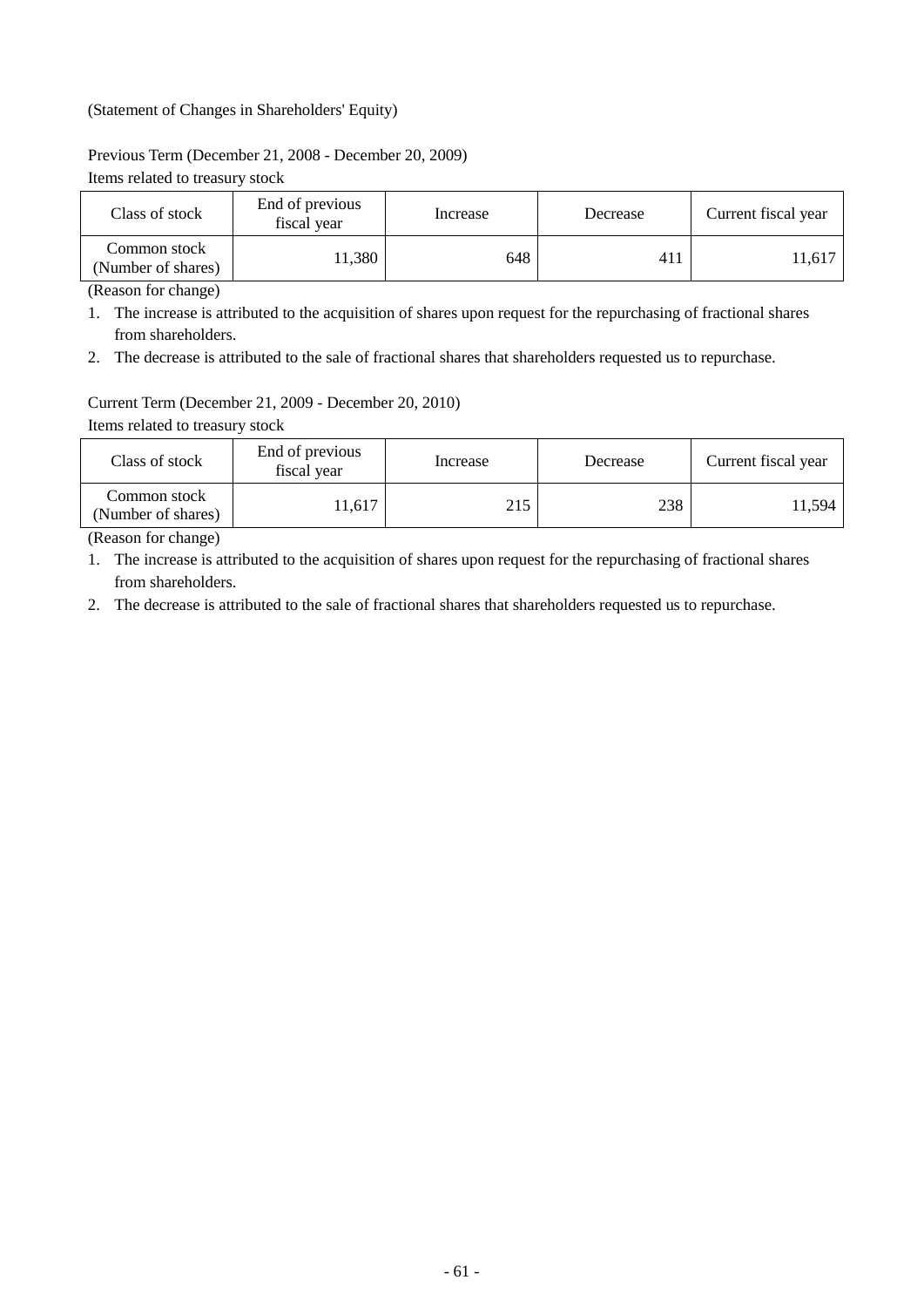(Statement of Changes in Shareholders' Equity)

Previous Term (December 21, 2008 - December 20, 2009)

Items related to treasury stock

| Class of stock | End of previous fiscal year | Increase | Decrease | Current fiscal year |
|---|---|---|---|---|
| Common stock (Number of shares) | 11,380 | 648 | 411 | 11,617 |

(Reason for change)

1. The increase is attributed to the acquisition of shares upon request for the repurchasing of fractional shares from shareholders.
2. The decrease is attributed to the sale of fractional shares that shareholders requested us to repurchase.

Current Term (December 21, 2009 - December 20, 2010)

Items related to treasury stock

| Class of stock | End of previous fiscal year | Increase | Decrease | Current fiscal year |
|---|---|---|---|---|
| Common stock (Number of shares) | 11,617 | 215 | 238 | 11,594 |

(Reason for change)

1. The increase is attributed to the acquisition of shares upon request for the repurchasing of fractional shares from shareholders.
2. The decrease is attributed to the sale of fractional shares that shareholders requested us to repurchase.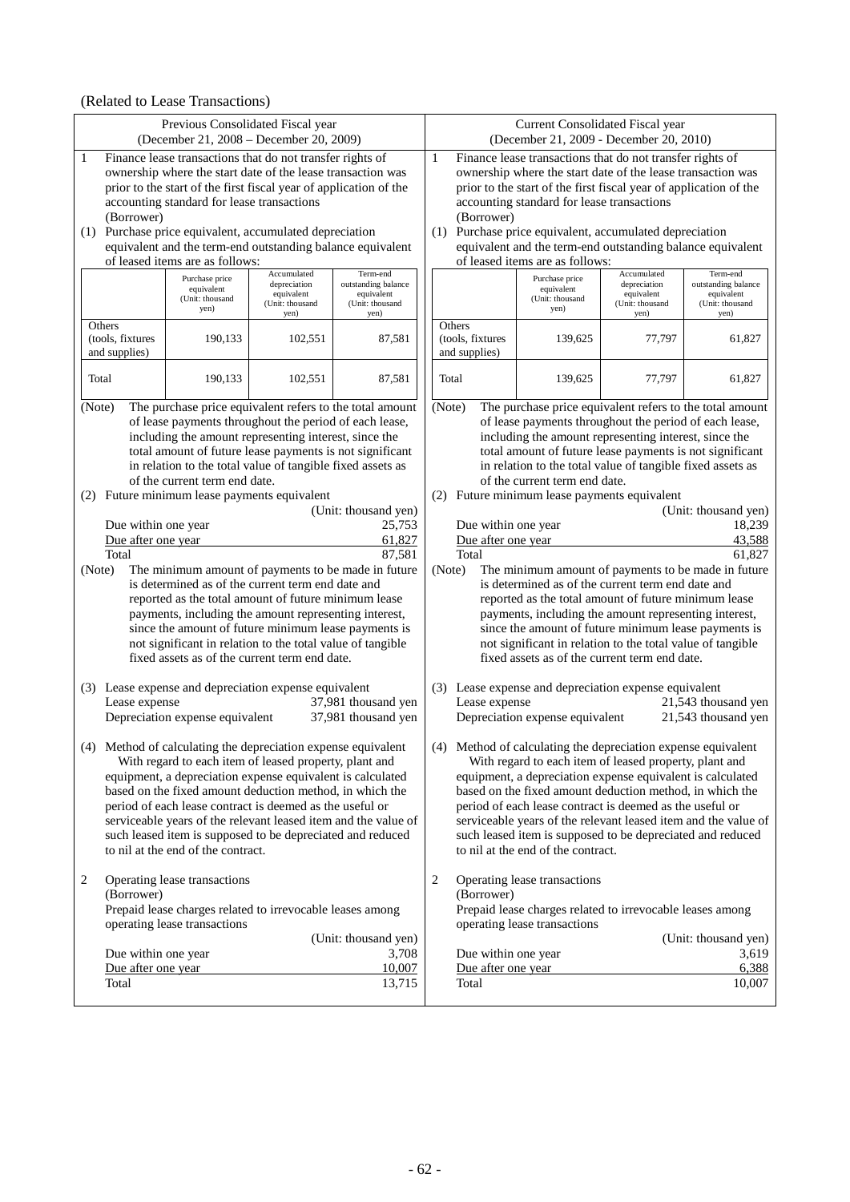(Related to Lease Transactions)

## Previous Consolidated Fiscal year (December 21, 2008 – December 20, 2009)

1 Finance lease transactions that do not transfer rights of ownership where the start date of the lease transaction was prior to the start of the first fiscal year of application of the accounting standard for lease transactions

(Borrower)

(1) Purchase price equivalent, accumulated depreciation equivalent and the term-end outstanding balance equivalent of leased items are as follows:

| | Purchase price equivalent (Unit: thousand yen) | Accumulated depreciation equivalent (Unit: thousand yen) | Term-end outstanding balance equivalent (Unit: thousand yen) |
|---|---|---|---|
| Others (tools, fixtures and supplies) | 190,133 | 102,551 | 87,581 |
| Total | 190,133 | 102,551 | 87,581 |

(Note) The purchase price equivalent refers to the total amount of lease payments throughout the period of each lease, including the amount representing interest, since the total amount of future lease payments is not significant in relation to the total value of tangible fixed assets as of the current term end date.

(2) Future minimum lease payments equivalent

(Unit: thousand yen)

| | |
|---|---|
| Due within one year | 25,753 |
| Due after one year | 61,827 |
| Total | 87,581 |

(Note) The minimum amount of payments to be made in future is determined as of the current term end date and reported as the total amount of future minimum lease payments, including the amount representing interest, since the amount of future minimum lease payments is not significant in relation to the total value of tangible fixed assets as of the current term end date.

(3) Lease expense and depreciation expense equivalent

| | |
|---|---|
| Lease expense | 37,981 thousand yen |
| Depreciation expense equivalent | 37,981 thousand yen |

(4) Method of calculating the depreciation expense equivalent

With regard to each item of leased property, plant and equipment, a depreciation expense equivalent is calculated based on the fixed amount deduction method, in which the period of each lease contract is deemed as the useful or serviceable years of the relevant leased item and the value of such leased item is supposed to be depreciated and reduced to nil at the end of the contract.

2 Operating lease transactions

(Borrower)

Prepaid lease charges related to irrevocable leases among operating lease transactions

(Unit: thousand yen)

| | |
|---|---|
| Due within one year | 3,708 |
| Due after one year | 10,007 |
| Total | 13,715 |

## Current Consolidated Fiscal year (December 21, 2009 - December 20, 2010)

1 Finance lease transactions that do not transfer rights of ownership where the start date of the lease transaction was prior to the start of the first fiscal year of application of the accounting standard for lease transactions

(Borrower)

(1) Purchase price equivalent, accumulated depreciation equivalent and the term-end outstanding balance equivalent of leased items are as follows:

| | Purchase price equivalent (Unit: thousand yen) | Accumulated depreciation equivalent (Unit: thousand yen) | Term-end outstanding balance equivalent (Unit: thousand yen) |
|---|---|---|---|
| Others (tools, fixtures and supplies) | 139,625 | 77,797 | 61,827 |
| Total | 139,625 | 77,797 | 61,827 |

(Note) The purchase price equivalent refers to the total amount of lease payments throughout the period of each lease, including the amount representing interest, since the total amount of future lease payments is not significant in relation to the total value of tangible fixed assets as of the current term end date.

(2) Future minimum lease payments equivalent

(Unit: thousand yen)

| | |
|---|---|
| Due within one year | 18,239 |
| Due after one year | 43,588 |
| Total | 61,827 |

(Note) The minimum amount of payments to be made in future is determined as of the current term end date and reported as the total amount of future minimum lease payments, including the amount representing interest, since the amount of future minimum lease payments is not significant in relation to the total value of tangible fixed assets as of the current term end date.

(3) Lease expense and depreciation expense equivalent

| | |
|---|---|
| Lease expense | 21,543 thousand yen |
| Depreciation expense equivalent | 21,543 thousand yen |

(4) Method of calculating the depreciation expense equivalent

With regard to each item of leased property, plant and equipment, a depreciation expense equivalent is calculated based on the fixed amount deduction method, in which the period of each lease contract is deemed as the useful or serviceable years of the relevant leased item and the value of such leased item is supposed to be depreciated and reduced to nil at the end of the contract.

2 Operating lease transactions

(Borrower)

Prepaid lease charges related to irrevocable leases among operating lease transactions

(Unit: thousand yen)

| | |
|---|---|
| Due within one year | 3,619 |
| Due after one year | 6,388 |
| Total | 10,007 |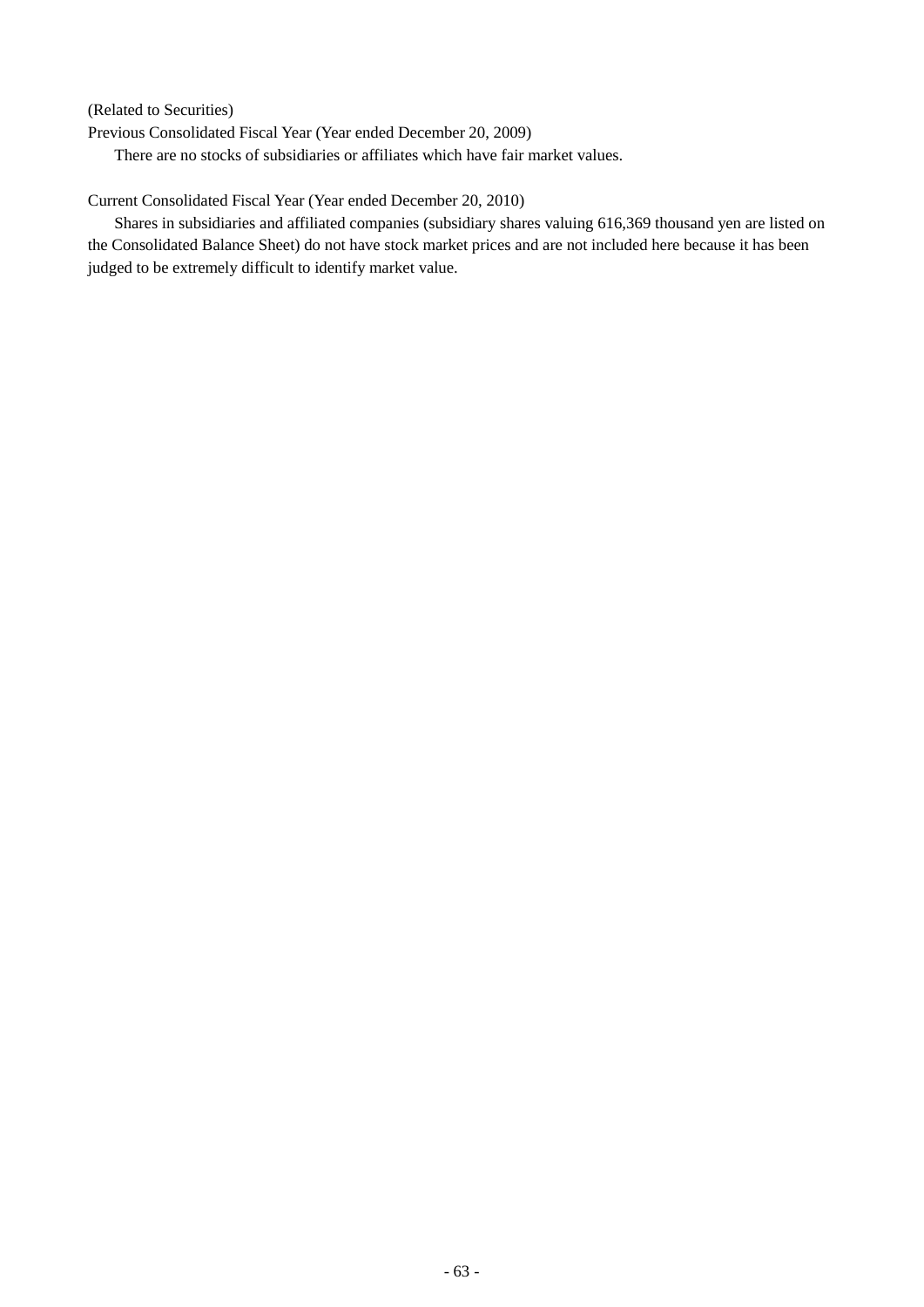(Related to Securities)

Previous Consolidated Fiscal Year (Year ended December 20, 2009)

There are no stocks of subsidiaries or affiliates which have fair market values.

Current Consolidated Fiscal Year (Year ended December 20, 2010)

Shares in subsidiaries and affiliated companies (subsidiary shares valuing 616,369 thousand yen are listed on the Consolidated Balance Sheet) do not have stock market prices and are not included here because it has been judged to be extremely difficult to identify market value.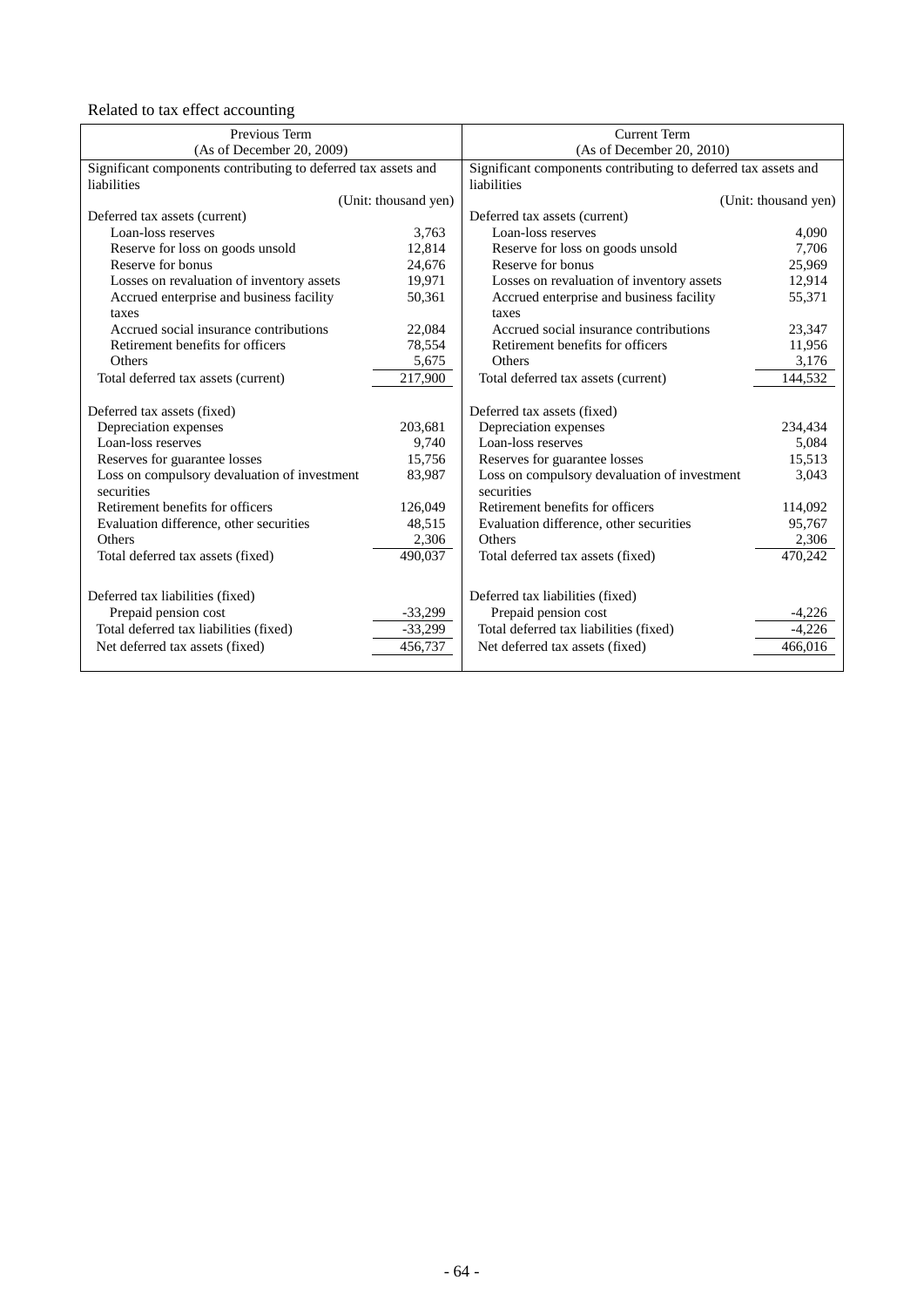Related to tax effect accounting

| Previous Term (As of December 20, 2009) | | Current Term (As of December 20, 2010) | |
|---|---|---|---|
| Significant components contributing to deferred tax assets and liabilities | | Significant components contributing to deferred tax assets and liabilities | |
| | (Unit: thousand yen) | | (Unit: thousand yen) |
| Deferred tax assets (current) | | Deferred tax assets (current) | |
| Loan-loss reserves | 3,763 | Loan-loss reserves | 4,090 |
| Reserve for loss on goods unsold | 12,814 | Reserve for loss on goods unsold | 7,706 |
| Reserve for bonus | 24,676 | Reserve for bonus | 25,969 |
| Losses on revaluation of inventory assets | 19,971 | Losses on revaluation of inventory assets | 12,914 |
| Accrued enterprise and business facility taxes | 50,361 | Accrued enterprise and business facility taxes | 55,371 |
| Accrued social insurance contributions | 22,084 | Accrued social insurance contributions | 23,347 |
| Retirement benefits for officers | 78,554 | Retirement benefits for officers | 11,956 |
| Others | 5,675 | Others | 3,176 |
| Total deferred tax assets (current) | 217,900 | Total deferred tax assets (current) | 144,532 |
| | | | |
| Deferred tax assets (fixed) | | Deferred tax assets (fixed) | |
| Depreciation expenses | 203,681 | Depreciation expenses | 234,434 |
| Loan-loss reserves | 9,740 | Loan-loss reserves | 5,084 |
| Reserves for guarantee losses | 15,756 | Reserves for guarantee losses | 15,513 |
| Loss on compulsory devaluation of investment securities | 83,987 | Loss on compulsory devaluation of investment securities | 3,043 |
| Retirement benefits for officers | 126,049 | Retirement benefits for officers | 114,092 |
| Evaluation difference, other securities | 48,515 | Evaluation difference, other securities | 95,767 |
| Others | 2,306 | Others | 2,306 |
| Total deferred tax assets (fixed) | 490,037 | Total deferred tax assets (fixed) | 470,242 |
| | | | |
| Deferred tax liabilities (fixed) | | Deferred tax liabilities (fixed) | |
| Prepaid pension cost | -33,299 | Prepaid pension cost | -4,226 |
| Total deferred tax liabilities (fixed) | -33,299 | Total deferred tax liabilities (fixed) | -4,226 |
| Net deferred tax assets (fixed) | 456,737 | Net deferred tax assets (fixed) | 466,016 |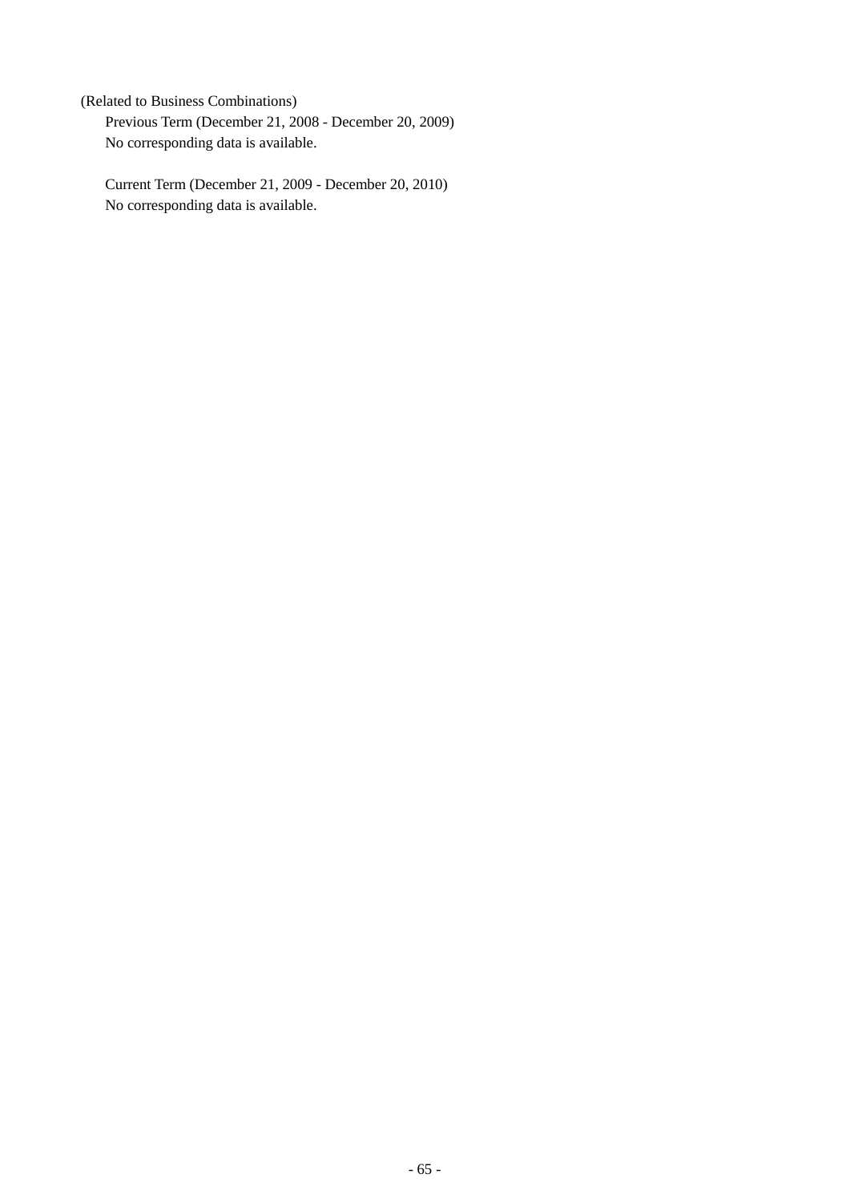(Related to Business Combinations)

Previous Term (December 21, 2008 - December 20, 2009)
No corresponding data is available.

Current Term (December 21, 2009 - December 20, 2010)
No corresponding data is available.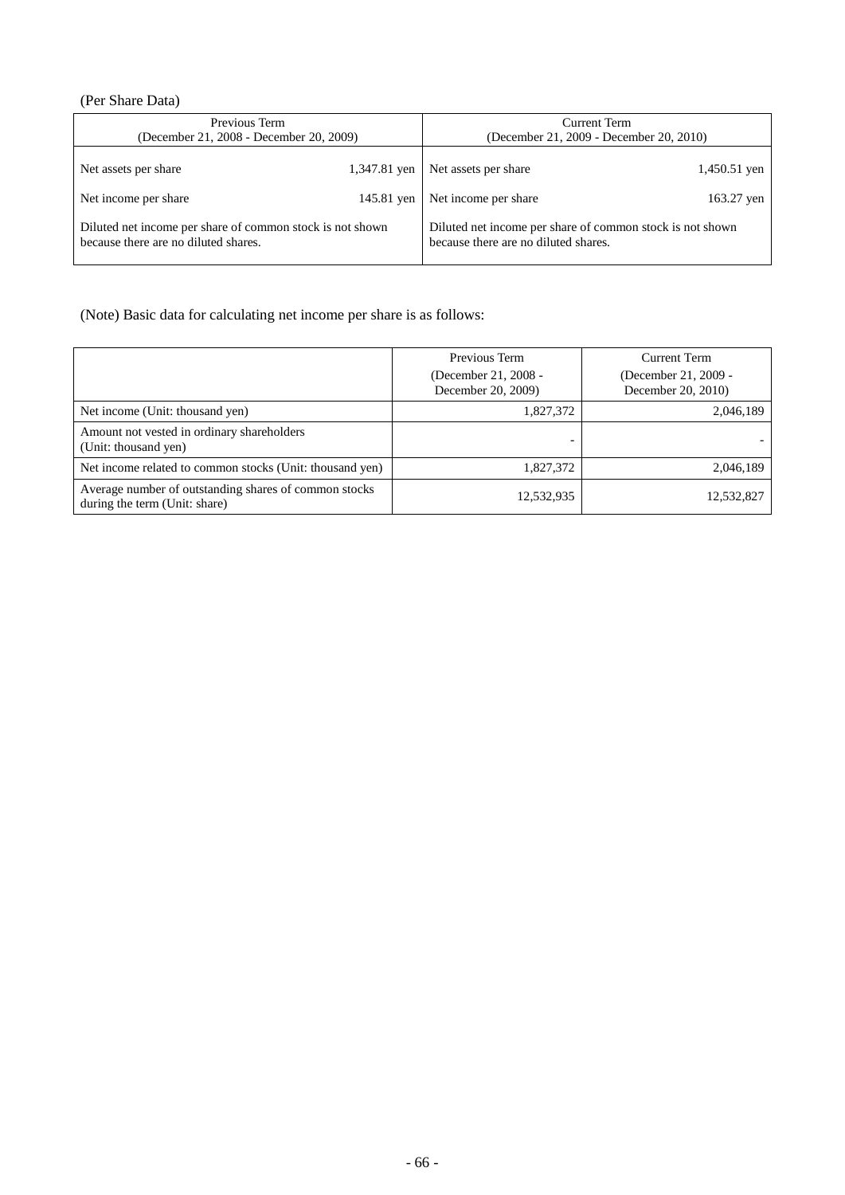(Per Share Data)

| Previous Term (December 21, 2008 - December 20, 2009) | | Current Term (December 21, 2009 - December 20, 2010) | |
|---|---|---|---|
| Net assets per share | 1,347.81 yen | Net assets per share | 1,450.51 yen |
| Net income per share | 145.81 yen | Net income per share | 163.27 yen |
| Diluted net income per share of common stock is not shown because there are no diluted shares. | | Diluted net income per share of common stock is not shown because there are no diluted shares. | |

(Note) Basic data for calculating net income per share is as follows:

| | Previous Term (December 21, 2008 - December 20, 2009) | Current Term (December 21, 2009 - December 20, 2010) |
|---|---|---|
| Net income (Unit: thousand yen) | 1,827,372 | 2,046,189 |
| Amount not vested in ordinary shareholders (Unit: thousand yen) | - | - |
| Net income related to common stocks (Unit: thousand yen) | 1,827,372 | 2,046,189 |
| Average number of outstanding shares of common stocks during the term (Unit: share) | 12,532,935 | 12,532,827 |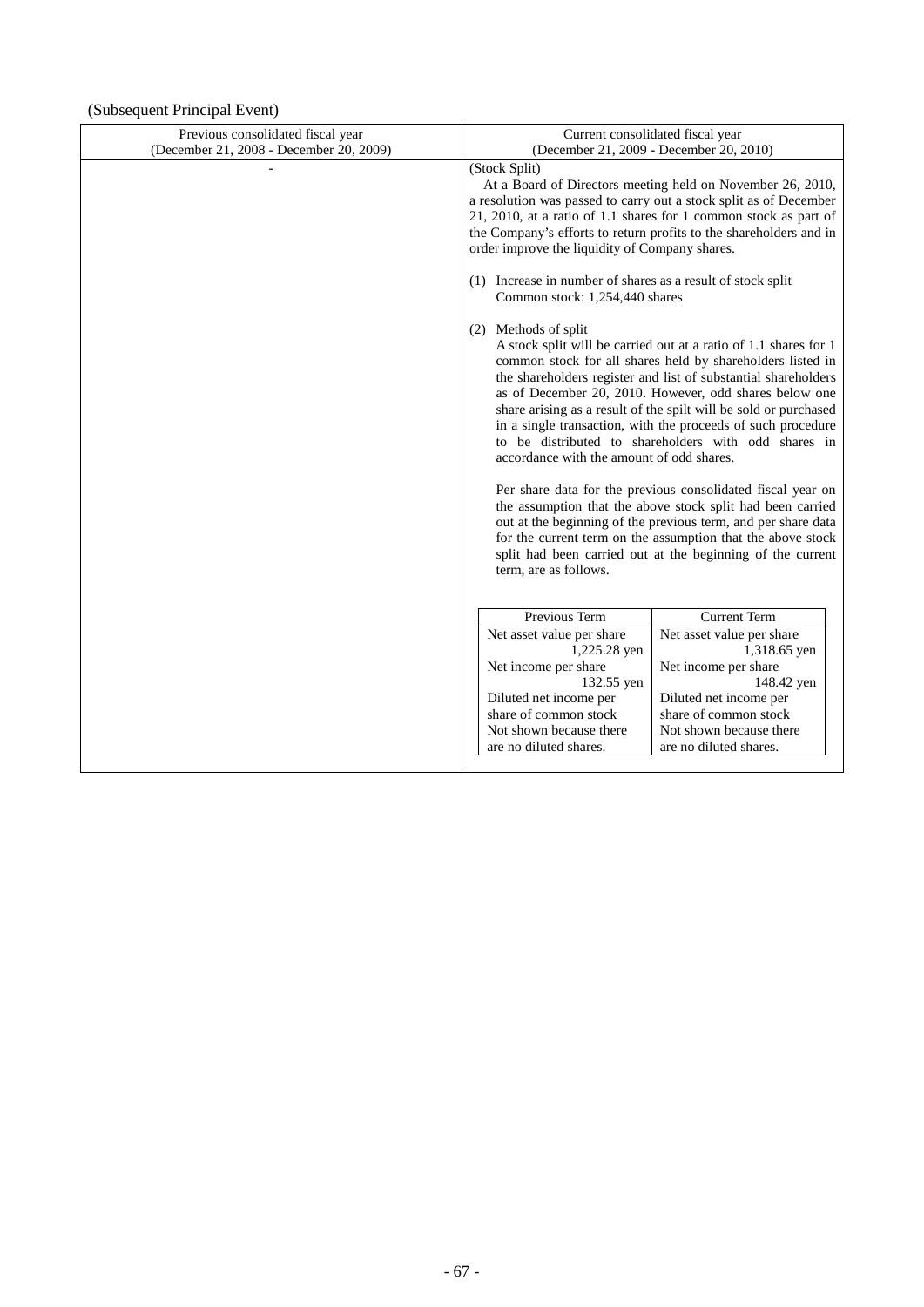(Subsequent Principal Event)

| Previous consolidated fiscal year (December 21, 2008 - December 20, 2009) | Current consolidated fiscal year (December 21, 2009 - December 20, 2010) |
|---|---|
| - | (Stock Split)<br>At a Board of Directors meeting held on November 26, 2010, a resolution was passed to carry out a stock split as of December 21, 2010, at a ratio of 1.1 shares for 1 common stock as part of the Company's efforts to return profits to the shareholders and in order improve the liquidity of Company shares.<br><br>(1) Increase in number of shares as a result of stock split<br>Common stock: 1,254,440 shares<br><br>(2) Methods of split<br>A stock split will be carried out at a ratio of 1.1 shares for 1 common stock for all shares held by shareholders listed in the shareholders register and list of substantial shareholders as of December 20, 2010. However, odd shares below one share arising as a result of the spilt will be sold or purchased in a single transaction, with the proceeds of such procedure to be distributed to shareholders with odd shares in accordance with the amount of odd shares.<br><br>Per share data for the previous consolidated fiscal year on the assumption that the above stock split had been carried out at the beginning of the previous term, and per share data for the current term on the assumption that the above stock split had been carried out at the beginning of the current term, are as follows. |

| Previous Term | Current Term |
|---|---|
| Net asset value per share 1,225.28 yen | Net asset value per share 1,318.65 yen |
| Net income per share 132.55 yen | Net income per share 148.42 yen |
| Diluted net income per share of common stock Not shown because there are no diluted shares. | Diluted net income per share of common stock Not shown because there are no diluted shares. |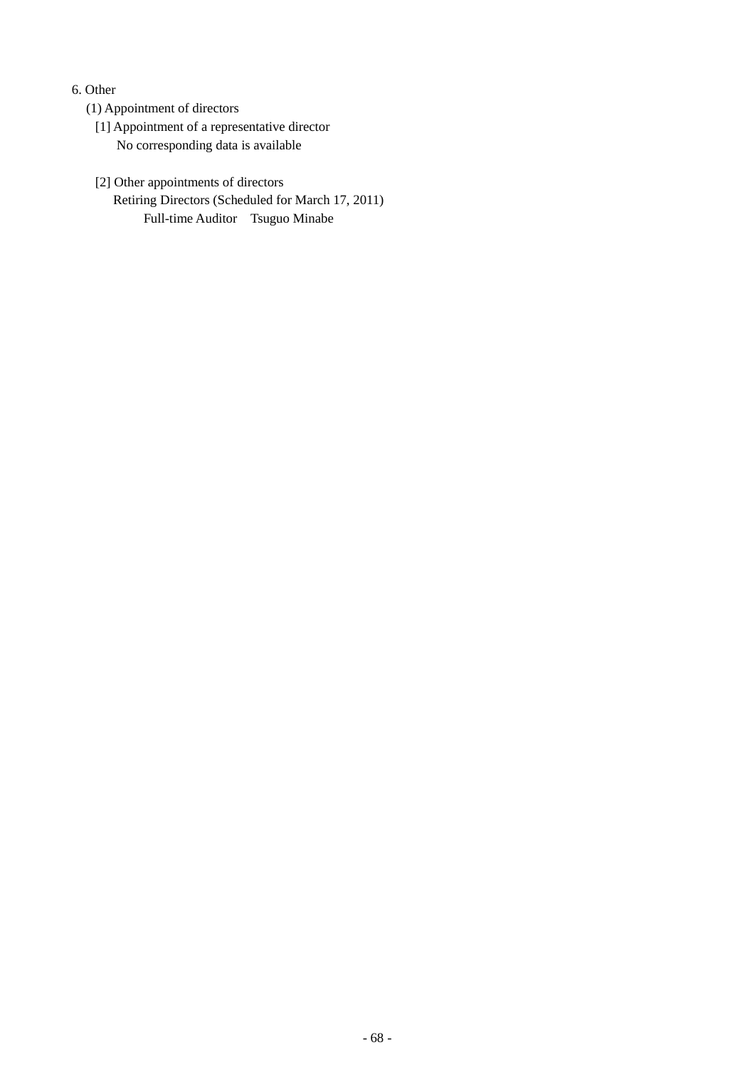## 6. Other

### (1) Appointment of directors

[1] Appointment of a representative director

No corresponding data is available

[2] Other appointments of directors

Retiring Directors (Scheduled for March 17, 2011)

Full-time Auditor　Tsuguo Minabe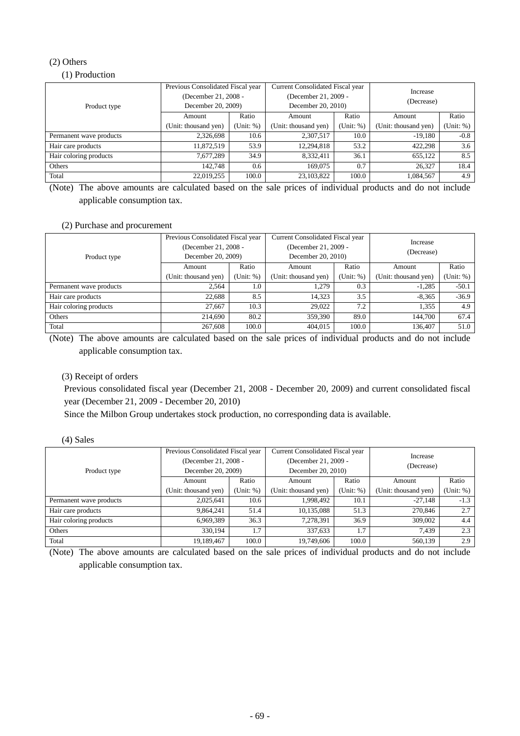(2) Others

(1) Production

| Product type | Previous Consolidated Fiscal year (December 21, 2008 - December 20, 2009) | | Current Consolidated Fiscal year (December 21, 2009 - December 20, 2010) | | Increase (Decrease) | |
|---|---|---|---|---|---|---|
| | Amount (Unit: thousand yen) | Ratio (Unit: %) | Amount (Unit: thousand yen) | Ratio (Unit: %) | Amount (Unit: thousand yen) | Ratio (Unit: %) |
| Permanent wave products | 2,326,698 | 10.6 | 2,307,517 | 10.0 | -19,180 | -0.8 |
| Hair care products | 11,872,519 | 53.9 | 12,294,818 | 53.2 | 422,298 | 3.6 |
| Hair coloring products | 7,677,289 | 34.9 | 8,332,411 | 36.1 | 655,122 | 8.5 |
| Others | 142,748 | 0.6 | 169,075 | 0.7 | 26,327 | 18.4 |
| Total | 22,019,255 | 100.0 | 23,103,822 | 100.0 | 1,084,567 | 4.9 |

(Note) The above amounts are calculated based on the sale prices of individual products and do not include applicable consumption tax.

(2) Purchase and procurement

| Product type | Previous Consolidated Fiscal year (December 21, 2008 - December 20, 2009) | | Current Consolidated Fiscal year (December 21, 2009 - December 20, 2010) | | Increase (Decrease) | |
|---|---|---|---|---|---|---|
| | Amount (Unit: thousand yen) | Ratio (Unit: %) | Amount (Unit: thousand yen) | Ratio (Unit: %) | Amount (Unit: thousand yen) | Ratio (Unit: %) |
| Permanent wave products | 2,564 | 1.0 | 1,279 | 0.3 | -1,285 | -50.1 |
| Hair care products | 22,688 | 8.5 | 14,323 | 3.5 | -8,365 | -36.9 |
| Hair coloring products | 27,667 | 10.3 | 29,022 | 7.2 | 1,355 | 4.9 |
| Others | 214,690 | 80.2 | 359,390 | 89.0 | 144,700 | 67.4 |
| Total | 267,608 | 100.0 | 404,015 | 100.0 | 136,407 | 51.0 |

(Note) The above amounts are calculated based on the sale prices of individual products and do not include applicable consumption tax.

(3) Receipt of orders

Previous consolidated fiscal year (December 21, 2008 - December 20, 2009) and current consolidated fiscal year (December 21, 2009 - December 20, 2010)

Since the Milbon Group undertakes stock production, no corresponding data is available.

(4) Sales

| Product type | Previous Consolidated Fiscal year (December 21, 2008 - December 20, 2009) | | Current Consolidated Fiscal year (December 21, 2009 - December 20, 2010) | | Increase (Decrease) | |
|---|---|---|---|---|---|---|
| | Amount (Unit: thousand yen) | Ratio (Unit: %) | Amount (Unit: thousand yen) | Ratio (Unit: %) | Amount (Unit: thousand yen) | Ratio (Unit: %) |
| Permanent wave products | 2,025,641 | 10.6 | 1,998,492 | 10.1 | -27,148 | -1.3 |
| Hair care products | 9,864,241 | 51.4 | 10,135,088 | 51.3 | 270,846 | 2.7 |
| Hair coloring products | 6,969,389 | 36.3 | 7,278,391 | 36.9 | 309,002 | 4.4 |
| Others | 330,194 | 1.7 | 337,633 | 1.7 | 7,439 | 2.3 |
| Total | 19,189,467 | 100.0 | 19,749,606 | 100.0 | 560,139 | 2.9 |

(Note) The above amounts are calculated based on the sale prices of individual products and do not include applicable consumption tax.